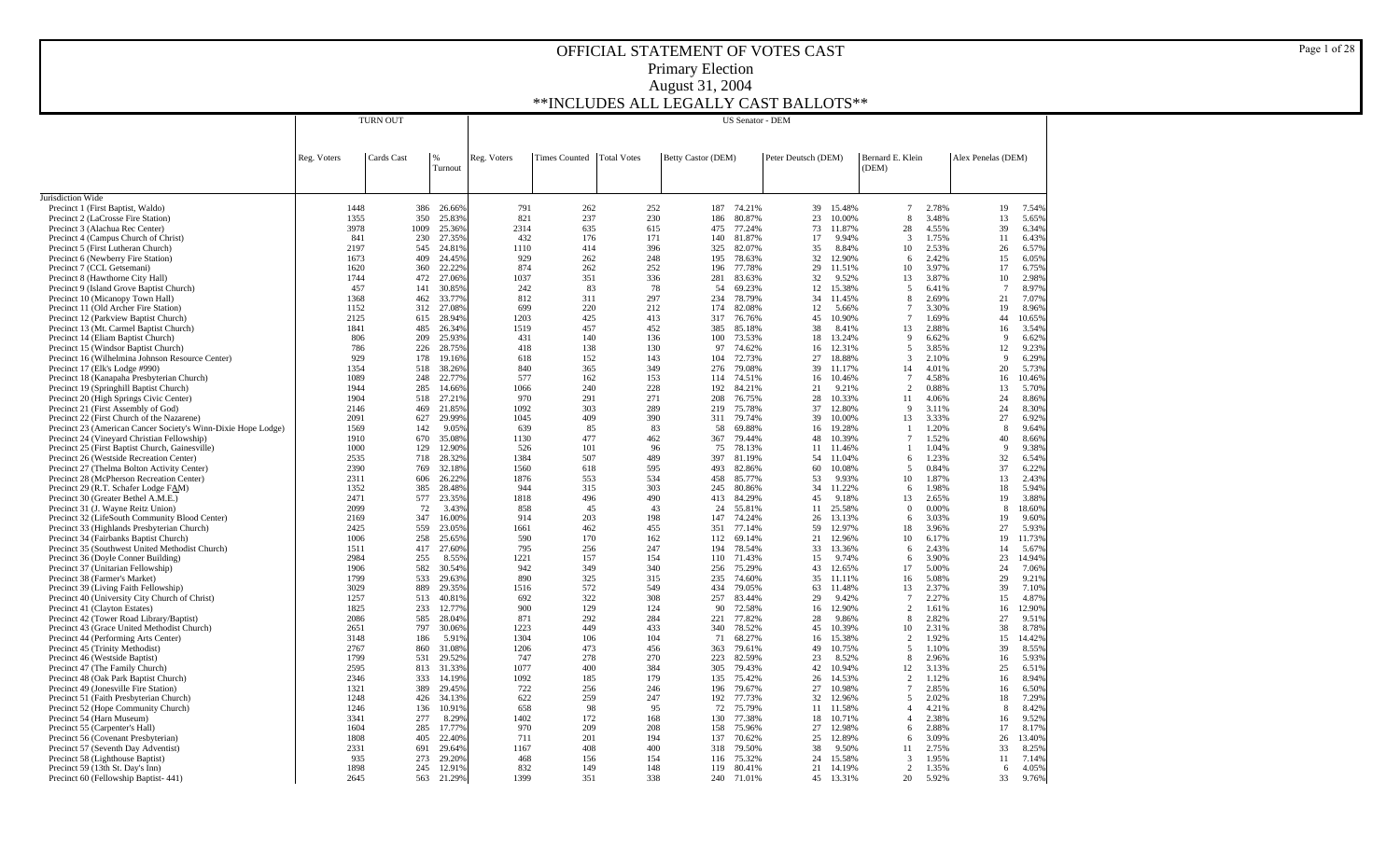# OFFICIAL STATEMENT OF VOTES CAST

Primary Election

August 31, 2004

\*\*INCLUDES ALL LEGALLY CAST BALLOTS\*\*

| | TURN OUT | | | US Senator - DEM | | | | | | | | | | | | |
|---|---|---|---|---|---|---|---|---|---|---|---|---|---|---|---|---|
| | Reg. Voters | Cards Cast | % Turnout | Reg. Voters | Times Counted | Total Votes | Betty Castor (DEM) | | Peter Deutsch (DEM) | | Bernard E. Klein (DEM) | | Alex Penelas (DEM) | | | |
| Jurisdiction Wide | | | | | | | | | | | | | | | | |
| Precinct 1 (First Baptist, Waldo) | 1448 | 386 | 26.66% | 791 | 262 | 252 | 187 | 74.21% | 39 | 15.48% | 7 | 2.78% | 19 | 7.54% | | |
| Precinct 2 (LaCrosse Fire Station) | 1355 | 350 | 25.83% | 821 | 237 | 230 | 186 | 80.87% | 23 | 10.00% | 8 | 3.48% | 13 | 5.65% | | |
| Precinct 3 (Alachua Rec Center) | 3978 | 1009 | 25.36% | 2314 | 635 | 615 | 475 | 77.24% | 73 | 11.87% | 28 | 4.55% | 39 | 6.34% | | |
| Precinct 4 (Campus Church of Christ) | 841 | 230 | 27.35% | 432 | 176 | 171 | 140 | 81.87% | 17 | 9.94% | 3 | 1.75% | 11 | 6.43% | | |
| Precinct 5 (First Lutheran Church) | 2197 | 545 | 24.81% | 1110 | 414 | 396 | 325 | 82.07% | 35 | 8.84% | 10 | 2.53% | 26 | 6.57% | | |
| Precinct 6 (Newberry Fire Station) | 1673 | 409 | 24.45% | 929 | 262 | 248 | 195 | 78.63% | 32 | 12.90% | 6 | 2.42% | 15 | 6.05% | | |
| Precinct 7 (CCL Getsemani) | 1620 | 360 | 22.22% | 874 | 262 | 252 | 196 | 77.78% | 29 | 11.51% | 10 | 3.97% | 17 | 6.75% | | |
| Precinct 8 (Hawthorne City Hall) | 1744 | 472 | 27.06% | 1037 | 351 | 336 | 281 | 83.63% | 32 | 9.52% | 13 | 3.87% | 10 | 2.98% | | |
| Precinct 9 (Island Grove Baptist Church) | 457 | 141 | 30.85% | 242 | 83 | 78 | 54 | 69.23% | 12 | 15.38% | 5 | 6.41% | 7 | 8.97% | | |
| Precinct 10 (Micanopy Town Hall) | 1368 | 462 | 33.77% | 812 | 311 | 297 | 234 | 78.79% | 34 | 11.45% | 8 | 2.69% | 21 | 7.07% | | |
| Precinct 11 (Old Archer Fire Station) | 1152 | 312 | 27.08% | 699 | 220 | 212 | 174 | 82.08% | 12 | 5.66% | 7 | 3.30% | 19 | 8.96% | | |
| Precinct 12 (Parkview Baptist Church) | 2125 | 615 | 28.94% | 1203 | 425 | 413 | 317 | 76.76% | 45 | 10.90% | 7 | 1.69% | 44 | 10.65% | | |
| Precinct 13 (Mt. Carmel Baptist Church) | 1841 | 485 | 26.34% | 1519 | 457 | 452 | 385 | 85.18% | 38 | 8.41% | 13 | 2.88% | 16 | 3.54% | | |
| Precinct 14 (Eliam Baptist Church) | 806 | 209 | 25.93% | 431 | 140 | 136 | 100 | 73.53% | 18 | 13.24% | 9 | 6.62% | 9 | 6.62% | | |
| Precinct 15 (Windsor Baptist Church) | 786 | 226 | 28.75% | 418 | 138 | 130 | 97 | 74.62% | 16 | 12.31% | 5 | 3.85% | 12 | 9.23% | | |
| Precinct 16 (Wilhelmina Johnson Resource Center) | 929 | 178 | 19.16% | 618 | 152 | 143 | 104 | 72.73% | 27 | 18.88% | 3 | 2.10% | 9 | 6.29% | | |
| Precinct 17 (Elk's Lodge #990) | 1354 | 518 | 38.26% | 840 | 365 | 349 | 276 | 79.08% | 39 | 11.17% | 14 | 4.01% | 20 | 5.73% | | |
| Precinct 18 (Kanapaha Presbyterian Church) | 1089 | 248 | 22.77% | 577 | 162 | 153 | 114 | 74.51% | 16 | 10.46% | 7 | 4.58% | 16 | 10.46% | | |
| Precinct 19 (Springhill Baptist Church) | 1944 | 285 | 14.66% | 1066 | 240 | 228 | 192 | 84.21% | 21 | 9.21% | 2 | 0.88% | 13 | 5.70% | | |
| Precinct 20 (High Springs Civic Center) | 1904 | 518 | 27.21% | 970 | 291 | 271 | 208 | 76.75% | 28 | 10.33% | 11 | 4.06% | 24 | 8.86% | | |
| Precinct 21 (First Assembly of God) | 2146 | 469 | 21.85% | 1092 | 303 | 289 | 219 | 75.78% | 37 | 12.80% | 9 | 3.11% | 24 | 8.30% | | |
| Precinct 22 (First Church of the Nazarene) | 2091 | 627 | 29.99% | 1045 | 409 | 390 | 311 | 79.74% | 39 | 10.00% | 13 | 3.33% | 27 | 6.92% | | |
| Precinct 23 (American Cancer Society's Winn-Dixie Hope Lodge) | 1569 | 142 | 9.05% | 639 | 85 | 83 | 58 | 69.88% | 16 | 19.28% | 1 | 1.20% | 8 | 9.64% | | |
| Precinct 24 (Vineyard Christian Fellowship) | 1910 | 670 | 35.08% | 1130 | 477 | 462 | 367 | 79.44% | 48 | 10.39% | 7 | 1.52% | 40 | 8.66% | | |
| Precinct 25 (First Baptist Church, Gainesville) | 1000 | 129 | 12.90% | 526 | 101 | 96 | 75 | 78.13% | 11 | 11.46% | 1 | 1.04% | 9 | 9.38% | | |
| Precinct 26 (Westside Recreation Center) | 2535 | 718 | 28.32% | 1384 | 507 | 489 | 397 | 81.19% | 54 | 11.04% | 6 | 1.23% | 32 | 6.54% | | |
| Precinct 27 (Thelma Bolton Activity Center) | 2390 | 769 | 32.18% | 1560 | 618 | 595 | 493 | 82.86% | 60 | 10.08% | 5 | 0.84% | 37 | 6.22% | | |
| Precinct 28 (McPherson Recreation Center) | 2311 | 606 | 26.22% | 1876 | 553 | 534 | 458 | 85.77% | 53 | 9.93% | 10 | 1.87% | 13 | 2.43% | | |
| Precinct 29 (R.T. Schafer Lodge FAM) | 1352 | 385 | 28.48% | 944 | 315 | 303 | 245 | 80.86% | 34 | 11.22% | 6 | 1.98% | 18 | 5.94% | | |
| Precinct 30 (Greater Bethel A.M.E.) | 2471 | 577 | 23.35% | 1818 | 496 | 490 | 413 | 84.29% | 45 | 9.18% | 13 | 2.65% | 19 | 3.88% | | |
| Precinct 31 (J. Wayne Reitz Union) | 2099 | 72 | 3.43% | 858 | 45 | 43 | 24 | 55.81% | 11 | 25.58% | 0 | 0.00% | 8 | 18.60% | | |
| Precinct 32 (LifeSouth Community Blood Center) | 2169 | 347 | 16.00% | 914 | 203 | 198 | 147 | 74.24% | 26 | 13.13% | 6 | 3.03% | 19 | 9.60% | | |
| Precinct 33 (Highlands Presbyterian Church) | 2425 | 559 | 23.05% | 1661 | 462 | 455 | 351 | 77.14% | 59 | 12.97% | 18 | 3.96% | 27 | 5.93% | | |
| Precinct 34 (Fairbanks Baptist Church) | 1006 | 258 | 25.65% | 590 | 170 | 162 | 112 | 69.14% | 21 | 12.96% | 10 | 6.17% | 19 | 11.73% | | |
| Precinct 35 (Southwest United Methodist Church) | 1511 | 417 | 27.60% | 795 | 256 | 247 | 194 | 78.54% | 33 | 13.36% | 6 | 2.43% | 14 | 5.67% | | |
| Precinct 36 (Doyle Conner Building) | 2984 | 255 | 8.55% | 1221 | 157 | 154 | 110 | 71.43% | 15 | 9.74% | 6 | 3.90% | 23 | 14.94% | | |
| Precinct 37 (Unitarian Fellowship) | 1906 | 582 | 30.54% | 942 | 349 | 340 | 256 | 75.29% | 43 | 12.65% | 17 | 5.00% | 24 | 7.06% | | |
| Precinct 38 (Farmer's Market) | 1799 | 533 | 29.63% | 890 | 325 | 315 | 235 | 74.60% | 35 | 11.11% | 16 | 5.08% | 29 | 9.21% | | |
| Precinct 39 (Living Faith Fellowship) | 3029 | 889 | 29.35% | 1516 | 572 | 549 | 434 | 79.05% | 63 | 11.48% | 13 | 2.37% | 39 | 7.10% | | |
| Precinct 40 (University City Church of Christ) | 1257 | 513 | 40.81% | 692 | 322 | 308 | 257 | 83.44% | 29 | 9.42% | 7 | 2.27% | 15 | 4.87% | | |
| Precinct 41 (Clayton Estates) | 1825 | 233 | 12.77% | 900 | 129 | 124 | 90 | 72.58% | 16 | 12.90% | 2 | 1.61% | 16 | 12.90% | | |
| Precinct 42 (Tower Road Library/Baptist) | 2086 | 585 | 28.04% | 871 | 292 | 284 | 221 | 77.82% | 28 | 9.86% | 8 | 2.82% | 27 | 9.51% | | |
| Precinct 43 (Grace United Methodist Church) | 2651 | 797 | 30.06% | 1223 | 449 | 433 | 340 | 78.52% | 45 | 10.39% | 10 | 2.31% | 38 | 8.78% | | |
| Precinct 44 (Performing Arts Center) | 3148 | 186 | 5.91% | 1304 | 106 | 104 | 71 | 68.27% | 16 | 15.38% | 2 | 1.92% | 15 | 14.42% | | |
| Precinct 45 (Trinity Methodist) | 2767 | 860 | 31.08% | 1206 | 473 | 456 | 363 | 79.61% | 49 | 10.75% | 5 | 1.10% | 39 | 8.55% | | |
| Precinct 46 (Westside Baptist) | 1799 | 531 | 29.52% | 747 | 278 | 270 | 223 | 82.59% | 23 | 8.52% | 8 | 2.96% | 16 | 5.93% | | |
| Precinct 47 (The Family Church) | 2595 | 813 | 31.33% | 1077 | 400 | 384 | 305 | 79.43% | 42 | 10.94% | 12 | 3.13% | 25 | 6.51% | | |
| Precinct 48 (Oak Park Baptist Church) | 2346 | 333 | 14.19% | 1092 | 185 | 179 | 135 | 75.42% | 26 | 14.53% | 2 | 1.12% | 16 | 8.94% | | |
| Precinct 49 (Jonesville Fire Station) | 1321 | 389 | 29.45% | 722 | 256 | 246 | 196 | 79.67% | 27 | 10.98% | 7 | 2.85% | 16 | 6.50% | | |
| Precinct 51 (Faith Presbyterian Church) | 1248 | 426 | 34.13% | 622 | 259 | 247 | 192 | 77.73% | 32 | 12.96% | 5 | 2.02% | 18 | 7.29% | | |
| Precinct 52 (Hope Community Church) | 1246 | 136 | 10.91% | 658 | 98 | 95 | 72 | 75.79% | 11 | 11.58% | 4 | 4.21% | 8 | 8.42% | | |
| Precinct 54 (Harn Museum) | 3341 | 277 | 8.29% | 1402 | 172 | 168 | 130 | 77.38% | 18 | 10.71% | 4 | 2.38% | 16 | 9.52% | | |
| Precinct 55 (Carpenter's Hall) | 1604 | 285 | 17.77% | 970 | 209 | 208 | 158 | 75.96% | 27 | 12.98% | 6 | 2.88% | 17 | 8.17% | | |
| Precinct 56 (Covenant Presbyterian) | 1808 | 405 | 22.40% | 711 | 201 | 194 | 137 | 70.62% | 25 | 12.89% | 6 | 3.09% | 26 | 13.40% | | |
| Precinct 57 (Seventh Day Adventist) | 2331 | 691 | 29.64% | 1167 | 408 | 400 | 318 | 79.50% | 38 | 9.50% | 11 | 2.75% | 33 | 8.25% | | |
| Precinct 58 (Lighthouse Baptist) | 935 | 273 | 29.20% | 468 | 156 | 154 | 116 | 75.32% | 24 | 15.58% | 3 | 1.95% | 11 | 7.14% | | |
| Precinct 59 (13th St. Day's Inn) | 1898 | 245 | 12.91% | 832 | 149 | 148 | 119 | 80.41% | 21 | 14.19% | 2 | 1.35% | 6 | 4.05% | | |
| Precinct 60 (Fellowship Baptist- 441) | 2645 | 563 | 21.29% | 1399 | 351 | 338 | 240 | 71.01% | 45 | 13.31% | 20 | 5.92% | 33 | 9.76% | | |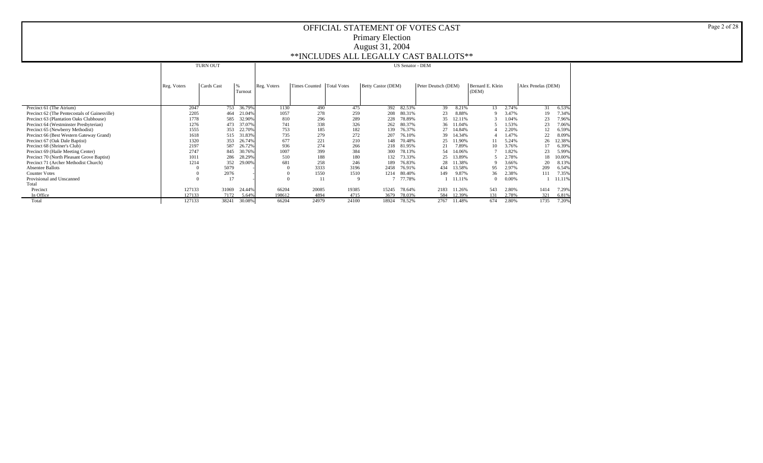# OFFICIAL STATEMENT OF VOTES CAST

## Primary Election

## August 31, 2004

## **INCLUDES ALL LEGALLY CAST BALLOTS**

| | TURN OUT | | | US Senator - DEM | | | | | | | | | | |
|---|---|---|---|---|---|---|---|---|---|---|---|---|---|---|
| | Reg. Voters | Cards Cast | % Turnout | Reg. Voters | Times Counted | Total Votes | Betty Castor (DEM) | | Peter Deutsch (DEM) | | Bernard E. Klein (DEM) | | Alex Penelas (DEM) | |
| Precinct 61 (The Atrium) | 2047 | 753 | 36.79% | 1130 | 490 | 475 | 392 | 82.53% | 39 | 8.21% | 13 | 2.74% | 31 | 6.53% |
| Precinct 62 (The Pentecostals of Gainesville) | 2205 | 464 | 21.04% | 1057 | 278 | 259 | 208 | 80.31% | 23 | 8.88% | 9 | 3.47% | 19 | 7.34% |
| Precinct 63 (Plantation Oaks Clubhouse) | 1778 | 585 | 32.90% | 810 | 296 | 289 | 228 | 78.89% | 35 | 12.11% | 3 | 1.04% | 23 | 7.96% |
| Precinct 64 (Westminster Presbyterian) | 1276 | 473 | 37.07% | 741 | 338 | 326 | 262 | 80.37% | 36 | 11.04% | 5 | 1.53% | 23 | 7.06% |
| Precinct 65 (Newberry Methodist) | 1555 | 353 | 22.70% | 753 | 185 | 182 | 139 | 76.37% | 27 | 14.84% | 4 | 2.20% | 12 | 6.59% |
| Precinct 66 (Best Western Gateway Grand) | 1618 | 515 | 31.83% | 735 | 279 | 272 | 207 | 76.10% | 39 | 14.34% | 4 | 1.47% | 22 | 8.09% |
| Precinct 67 (Oak Dale Baptist) | 1320 | 353 | 26.74% | 677 | 221 | 210 | 148 | 70.48% | 25 | 11.90% | 11 | 5.24% | 26 | 12.38% |
| Precinct 68 (Shriner's Club) | 2197 | 587 | 26.72% | 936 | 274 | 266 | 218 | 81.95% | 21 | 7.89% | 10 | 3.76% | 17 | 6.39% |
| Precinct 69 (Haile Meeting Center) | 2747 | 845 | 30.76% | 1007 | 399 | 384 | 300 | 78.13% | 54 | 14.06% | 7 | 1.82% | 23 | 5.99% |
| Precinct 70 (North Pleasant Grove Baptist) | 1011 | 286 | 28.29% | 510 | 188 | 180 | 132 | 73.33% | 25 | 13.89% | 5 | 2.78% | 18 | 10.00% |
| Precinct 71 (Archer Methodist Church) | 1214 | 352 | 29.00% | 681 | 258 | 246 | 189 | 76.83% | 28 | 11.38% | 9 | 3.66% | 20 | 8.13% |
| Absentee Ballots | 0 | 5079 | - | 0 | 3333 | 3196 | 2458 | 76.91% | 434 | 13.58% | 95 | 2.97% | 209 | 6.54% |
| Counter Votes | 0 | 2076 | - | 0 | 1550 | 1510 | 1214 | 80.40% | 149 | 9.87% | 36 | 2.38% | 111 | 7.35% |
| Provisional and Unscanned | 0 | 17 | - | 0 | 11 | 9 | 7 | 77.78% | 1 | 11.11% | 0 | 0.00% | 1 | 11.11% |
| Total | | | | | | | | | | | | | | |
| Precinct | 127133 | 31069 | 24.44% | 66204 | 20085 | 19385 | 15245 | 78.64% | 2183 | 11.26% | 543 | 2.80% | 1414 | 7.29% |
| In Office | 127133 | 7172 | 5.64% | 198612 | 4894 | 4715 | 3679 | 78.03% | 584 | 12.39% | 131 | 2.78% | 321 | 6.81% |
| Total | 127133 | 38241 | 30.08% | 66204 | 24979 | 24100 | 18924 | 78.52% | 2767 | 11.48% | 674 | 2.80% | 1735 | 7.20% |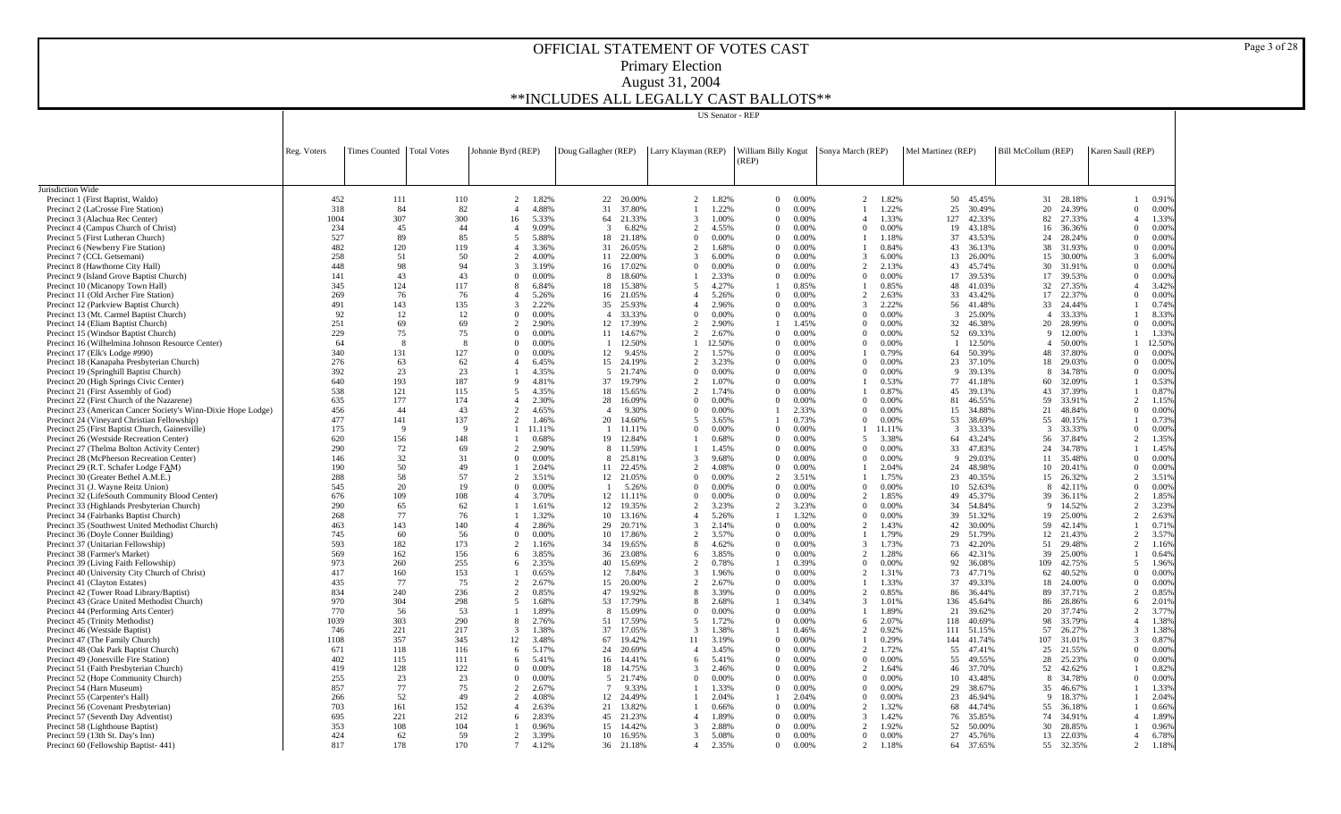# OFFICIAL STATEMENT OF VOTES CAST

Primary Election

August 31, 2004

**INCLUDES ALL LEGALLY CAST BALLOTS**

US Senator - REP

| | Reg. Voters | Times Counted | Total Votes | Johnnie Byrd (REP) | | Doug Gallagher (REP) | | Larry Klayman (REP) | | William Billy Kogut (REP) | | Sonya March (REP) | | Mel Martinez (REP) | | Bill McCollum (REP) | | Karen Saull (REP) | |
|---|---|---|---|---|---|---|---|---|---|---|---|---|---|---|---|---|---|---|---|
| Jurisdiction Wide | | | | | | | | | | | | | | | | | | | |
| Precinct 1 (First Baptist, Waldo) | 452 | 111 | 110 | 2 | 1.82% | 22 | 20.00% | 2 | 1.82% | 0 | 0.00% | 2 | 1.82% | 50 | 45.45% | 31 | 28.18% | 1 | 0.91% |
| Precinct 2 (LaCrosse Fire Station) | 318 | 84 | 82 | 4 | 4.88% | 31 | 37.80% | 1 | 1.22% | 0 | 0.00% | 1 | 1.22% | 25 | 30.49% | 20 | 24.39% | 0 | 0.00% |
| Precinct 3 (Alachua Rec Center) | 1004 | 307 | 300 | 16 | 5.33% | 64 | 21.33% | 3 | 1.00% | 0 | 0.00% | 4 | 1.33% | 127 | 42.33% | 82 | 27.33% | 4 | 1.33% |
| Precinct 4 (Campus Church of Christ) | 234 | 45 | 44 | 4 | 9.09% | 3 | 6.82% | 2 | 4.55% | 0 | 0.00% | 0 | 0.00% | 19 | 43.18% | 16 | 36.36% | 0 | 0.00% |
| Precinct 5 (First Lutheran Church) | 527 | 89 | 85 | 5 | 5.88% | 18 | 21.18% | 0 | 0.00% | 0 | 0.00% | 1 | 1.18% | 37 | 43.53% | 24 | 28.24% | 0 | 0.00% |
| Precinct 6 (Newberry Fire Station) | 482 | 120 | 119 | 4 | 3.36% | 31 | 26.05% | 2 | 1.68% | 0 | 0.00% | 1 | 0.84% | 43 | 36.13% | 38 | 31.93% | 0 | 0.00% |
| Precinct 7 (CCL Getsemani) | 258 | 51 | 50 | 2 | 4.00% | 11 | 22.00% | 3 | 6.00% | 0 | 0.00% | 3 | 6.00% | 13 | 26.00% | 15 | 30.00% | 3 | 6.00% |
| Precinct 8 (Hawthorne City Hall) | 448 | 98 | 94 | 3 | 3.19% | 16 | 17.02% | 0 | 0.00% | 0 | 0.00% | 2 | 2.13% | 43 | 45.74% | 30 | 31.91% | 0 | 0.00% |
| Precinct 9 (Island Grove Baptist Church) | 141 | 43 | 43 | 0 | 0.00% | 8 | 18.60% | 1 | 2.33% | 0 | 0.00% | 0 | 0.00% | 17 | 39.53% | 17 | 39.53% | 0 | 0.00% |
| Precinct 10 (Micanopy Town Hall) | 345 | 124 | 117 | 8 | 6.84% | 18 | 15.38% | 5 | 4.27% | 1 | 0.85% | 1 | 0.85% | 48 | 41.03% | 32 | 27.35% | 4 | 3.42% |
| Precinct 11 (Old Archer Fire Station) | 269 | 76 | 76 | 4 | 5.26% | 16 | 21.05% | 4 | 5.26% | 0 | 0.00% | 2 | 2.63% | 33 | 43.42% | 17 | 22.37% | 0 | 0.00% |
| Precinct 12 (Parkview Baptist Church) | 491 | 143 | 135 | 3 | 2.22% | 35 | 25.93% | 4 | 2.96% | 0 | 0.00% | 3 | 2.22% | 56 | 41.48% | 33 | 24.44% | 1 | 0.74% |
| Precinct 13 (Mt. Carmel Baptist Church) | 92 | 12 | 12 | 0 | 0.00% | 4 | 33.33% | 0 | 0.00% | 0 | 0.00% | 0 | 0.00% | 3 | 25.00% | 4 | 33.33% | 1 | 8.33% |
| Precinct 14 (Eliam Baptist Church) | 251 | 69 | 69 | 2 | 2.90% | 12 | 17.39% | 2 | 2.90% | 1 | 1.45% | 0 | 0.00% | 32 | 46.38% | 20 | 28.99% | 0 | 0.00% |
| Precinct 15 (Windsor Baptist Church) | 229 | 75 | 75 | 0 | 0.00% | 11 | 14.67% | 2 | 2.67% | 0 | 0.00% | 0 | 0.00% | 52 | 69.33% | 9 | 12.00% | 1 | 1.33% |
| Precinct 16 (Wilhelmina Johnson Resource Center) | 64 | 8 | 8 | 0 | 0.00% | 1 | 12.50% | 1 | 12.50% | 0 | 0.00% | 0 | 0.00% | 1 | 12.50% | 4 | 50.00% | 1 | 12.50% |
| Precinct 17 (Elk's Lodge #990) | 340 | 131 | 127 | 0 | 0.00% | 12 | 9.45% | 2 | 1.57% | 0 | 0.00% | 1 | 0.79% | 64 | 50.39% | 48 | 37.80% | 0 | 0.00% |
| Precinct 18 (Kanapaha Presbyterian Church) | 276 | 63 | 62 | 4 | 6.45% | 15 | 24.19% | 2 | 3.23% | 0 | 0.00% | 0 | 0.00% | 23 | 37.10% | 18 | 29.03% | 0 | 0.00% |
| Precinct 19 (Springhill Baptist Church) | 392 | 23 | 23 | 1 | 4.35% | 5 | 21.74% | 0 | 0.00% | 0 | 0.00% | 0 | 0.00% | 9 | 39.13% | 8 | 34.78% | 0 | 0.00% |
| Precinct 20 (High Springs Civic Center) | 640 | 193 | 187 | 9 | 4.81% | 37 | 19.79% | 2 | 1.07% | 0 | 0.00% | 1 | 0.53% | 77 | 41.18% | 60 | 32.09% | 1 | 0.53% |
| Precinct 21 (First Assembly of God) | 538 | 121 | 115 | 5 | 4.35% | 18 | 15.65% | 2 | 1.74% | 0 | 0.00% | 1 | 0.87% | 45 | 39.13% | 43 | 37.39% | 1 | 0.87% |
| Precinct 22 (First Church of the Nazarene) | 635 | 177 | 174 | 4 | 2.30% | 28 | 16.09% | 0 | 0.00% | 0 | 0.00% | 0 | 0.00% | 81 | 46.55% | 59 | 33.91% | 2 | 1.15% |
| Precinct 23 (American Cancer Society's Winn-Dixie Hope Lodge) | 456 | 44 | 43 | 2 | 4.65% | 4 | 9.30% | 0 | 0.00% | 1 | 2.33% | 0 | 0.00% | 15 | 34.88% | 21 | 48.84% | 0 | 0.00% |
| Precinct 24 (Vineyard Christian Fellowship) | 477 | 141 | 137 | 2 | 1.46% | 20 | 14.60% | 5 | 3.65% | 1 | 0.73% | 0 | 0.00% | 53 | 38.69% | 55 | 40.15% | 1 | 0.73% |
| Precinct 25 (First Baptist Church, Gainesville) | 175 | 9 | 9 | 1 | 11.11% | 1 | 11.11% | 0 | 0.00% | 0 | 0.00% | 1 | 11.11% | 3 | 33.33% | 3 | 33.33% | 0 | 0.00% |
| Precinct 26 (Westside Recreation Center) | 620 | 156 | 148 | 1 | 0.68% | 19 | 12.84% | 1 | 0.68% | 0 | 0.00% | 5 | 3.38% | 64 | 43.24% | 56 | 37.84% | 2 | 1.35% |
| Precinct 27 (Thelma Bolton Activity Center) | 290 | 72 | 69 | 2 | 2.90% | 8 | 11.59% | 1 | 1.45% | 0 | 0.00% | 0 | 0.00% | 33 | 47.83% | 24 | 34.78% | 1 | 1.45% |
| Precinct 28 (McPherson Recreation Center) | 146 | 32 | 31 | 0 | 0.00% | 8 | 25.81% | 3 | 9.68% | 0 | 0.00% | 0 | 0.00% | 9 | 29.03% | 11 | 35.48% | 0 | 0.00% |
| Precinct 29 (R.T. Schafer Lodge FAM) | 190 | 50 | 49 | 1 | 2.04% | 11 | 22.45% | 2 | 4.08% | 0 | 0.00% | 1 | 2.04% | 24 | 48.98% | 10 | 20.41% | 0 | 0.00% |
| Precinct 30 (Greater Bethel A.M.E.) | 288 | 58 | 57 | 2 | 3.51% | 12 | 21.05% | 0 | 0.00% | 2 | 3.51% | 1 | 1.75% | 23 | 40.35% | 15 | 26.32% | 2 | 3.51% |
| Precinct 31 (J. Wayne Reitz Union) | 545 | 20 | 19 | 0 | 0.00% | 1 | 5.26% | 0 | 0.00% | 0 | 0.00% | 0 | 0.00% | 10 | 52.63% | 8 | 42.11% | 0 | 0.00% |
| Precinct 32 (LifeSouth Community Blood Center) | 676 | 109 | 108 | 4 | 3.70% | 12 | 11.11% | 0 | 0.00% | 0 | 0.00% | 2 | 1.85% | 49 | 45.37% | 39 | 36.11% | 2 | 1.85% |
| Precinct 33 (Highlands Presbyterian Church) | 290 | 65 | 62 | 1 | 1.61% | 12 | 19.35% | 2 | 3.23% | 2 | 3.23% | 0 | 0.00% | 34 | 54.84% | 9 | 14.52% | 2 | 3.23% |
| Precinct 34 (Fairbanks Baptist Church) | 268 | 77 | 76 | 1 | 1.32% | 10 | 13.16% | 4 | 5.26% | 1 | 1.32% | 0 | 0.00% | 39 | 51.32% | 19 | 25.00% | 2 | 2.63% |
| Precinct 35 (Southwest United Methodist Church) | 463 | 143 | 140 | 4 | 2.86% | 29 | 20.71% | 3 | 2.14% | 0 | 0.00% | 2 | 1.43% | 42 | 30.00% | 59 | 42.14% | 1 | 0.71% |
| Precinct 36 (Doyle Conner Building) | 745 | 60 | 56 | 0 | 0.00% | 10 | 17.86% | 2 | 3.57% | 0 | 0.00% | 1 | 1.79% | 29 | 51.79% | 12 | 21.43% | 2 | 3.57% |
| Precinct 37 (Unitarian Fellowship) | 593 | 182 | 173 | 2 | 1.16% | 34 | 19.65% | 8 | 4.62% | 0 | 0.00% | 3 | 1.73% | 73 | 42.20% | 51 | 29.48% | 2 | 1.16% |
| Precinct 38 (Farmer's Market) | 569 | 162 | 156 | 6 | 3.85% | 36 | 23.08% | 6 | 3.85% | 0 | 0.00% | 2 | 1.28% | 66 | 42.31% | 39 | 25.00% | 1 | 0.64% |
| Precinct 39 (Living Faith Fellowship) | 973 | 260 | 255 | 6 | 2.35% | 40 | 15.69% | 2 | 0.78% | 1 | 0.39% | 0 | 0.00% | 92 | 36.08% | 109 | 42.75% | 5 | 1.96% |
| Precinct 40 (University City Church of Christ) | 417 | 160 | 153 | 1 | 0.65% | 12 | 7.84% | 3 | 1.96% | 0 | 0.00% | 2 | 1.31% | 73 | 47.71% | 62 | 40.52% | 0 | 0.00% |
| Precinct 41 (Clayton Estates) | 435 | 77 | 75 | 2 | 2.67% | 15 | 20.00% | 2 | 2.67% | 0 | 0.00% | 1 | 1.33% | 37 | 49.33% | 18 | 24.00% | 0 | 0.00% |
| Precinct 42 (Tower Road Library/Baptist) | 834 | 240 | 236 | 2 | 0.85% | 47 | 19.92% | 8 | 3.39% | 0 | 0.00% | 2 | 0.85% | 86 | 36.44% | 89 | 37.71% | 2 | 0.85% |
| Precinct 43 (Grace United Methodist Church) | 970 | 304 | 298 | 5 | 1.68% | 53 | 17.79% | 8 | 2.68% | 1 | 0.34% | 3 | 1.01% | 136 | 45.64% | 86 | 28.86% | 6 | 2.01% |
| Precinct 44 (Performing Arts Center) | 770 | 56 | 53 | 1 | 1.89% | 8 | 15.09% | 0 | 0.00% | 0 | 0.00% | 1 | 1.89% | 21 | 39.62% | 20 | 37.74% | 2 | 3.77% |
| Precinct 45 (Trinity Methodist) | 1039 | 303 | 290 | 8 | 2.76% | 51 | 17.59% | 5 | 1.72% | 0 | 0.00% | 6 | 2.07% | 118 | 40.69% | 98 | 33.79% | 4 | 1.38% |
| Precinct 46 (Westside Baptist) | 746 | 221 | 217 | 3 | 1.38% | 37 | 17.05% | 3 | 1.38% | 1 | 0.46% | 2 | 0.92% | 111 | 51.15% | 57 | 26.27% | 3 | 1.38% |
| Precinct 47 (The Family Church) | 1108 | 357 | 345 | 12 | 3.48% | 67 | 19.42% | 11 | 3.19% | 0 | 0.00% | 1 | 0.29% | 144 | 41.74% | 107 | 31.01% | 3 | 0.87% |
| Precinct 48 (Oak Park Baptist Church) | 671 | 118 | 116 | 6 | 5.17% | 24 | 20.69% | 4 | 3.45% | 0 | 0.00% | 2 | 1.72% | 55 | 47.41% | 25 | 21.55% | 0 | 0.00% |
| Precinct 49 (Jonesville Fire Station) | 402 | 115 | 111 | 6 | 5.41% | 16 | 14.41% | 6 | 5.41% | 0 | 0.00% | 0 | 0.00% | 55 | 49.55% | 28 | 25.23% | 0 | 0.00% |
| Precinct 51 (Faith Presbyterian Church) | 419 | 128 | 122 | 0 | 0.00% | 18 | 14.75% | 3 | 2.46% | 0 | 0.00% | 2 | 1.64% | 46 | 37.70% | 52 | 42.62% | 1 | 0.82% |
| Precinct 52 (Hope Community Church) | 255 | 23 | 23 | 0 | 0.00% | 5 | 21.74% | 0 | 0.00% | 0 | 0.00% | 0 | 0.00% | 10 | 43.48% | 8 | 34.78% | 0 | 0.00% |
| Precinct 54 (Harn Museum) | 857 | 77 | 75 | 2 | 2.67% | 7 | 9.33% | 1 | 1.33% | 0 | 0.00% | 0 | 0.00% | 29 | 38.67% | 35 | 46.67% | 1 | 1.33% |
| Precinct 55 (Carpenter's Hall) | 266 | 52 | 49 | 2 | 4.08% | 12 | 24.49% | 1 | 2.04% | 1 | 2.04% | 0 | 0.00% | 23 | 46.94% | 9 | 18.37% | 1 | 2.04% |
| Precinct 56 (Covenant Presbyterian) | 703 | 161 | 152 | 4 | 2.63% | 21 | 13.82% | 1 | 0.66% | 0 | 0.00% | 2 | 1.32% | 68 | 44.74% | 55 | 36.18% | 1 | 0.66% |
| Precinct 57 (Seventh Day Adventist) | 695 | 221 | 212 | 6 | 2.83% | 45 | 21.23% | 4 | 1.89% | 0 | 0.00% | 3 | 1.42% | 76 | 35.85% | 74 | 34.91% | 4 | 1.89% |
| Precinct 58 (Lighthouse Baptist) | 353 | 108 | 104 | 1 | 0.96% | 15 | 14.42% | 3 | 2.88% | 0 | 0.00% | 2 | 1.92% | 52 | 50.00% | 30 | 28.85% | 1 | 0.96% |
| Precinct 59 (13th St. Day's Inn) | 424 | 62 | 59 | 2 | 3.39% | 10 | 16.95% | 3 | 5.08% | 0 | 0.00% | 0 | 0.00% | 27 | 45.76% | 13 | 22.03% | 4 | 6.78% |
| Precinct 60 (Fellowship Baptist- 441) | 817 | 178 | 170 | 7 | 4.12% | 36 | 21.18% | 4 | 2.35% | 0 | 0.00% | 2 | 1.18% | 64 | 37.65% | 55 | 32.35% | 2 | 1.18% |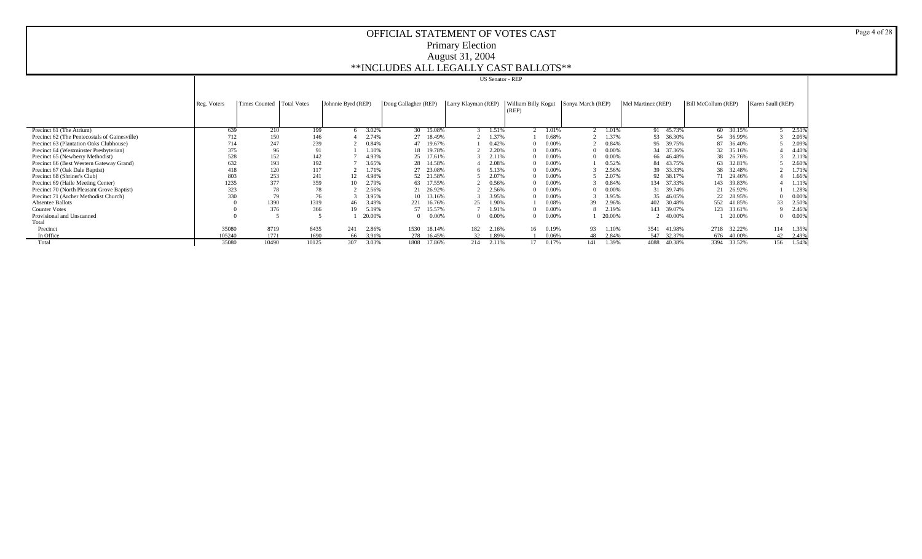# OFFICIAL STATEMENT OF VOTES CAST
## Primary Election
## August 31, 2004
## **INCLUDES ALL LEGALLY CAST BALLOTS**

US Senator - REP

| | Reg. Voters | Times Counted | Total Votes | Johnnie Byrd (REP) | | Doug Gallagher (REP) | | Larry Klayman (REP) | | William Billy Kogut (REP) | | Sonya March (REP) | | Mel Martinez (REP) | | Bill McCollum (REP) | | Karen Saull (REP) | |
|---|---|---|---|---|---|---|---|---|---|---|---|---|---|---|---|---|---|---|---|
| Precinct 61 (The Atrium) | 639 | 210 | 199 | 6 | 3.02% | 30 | 15.08% | 3 | 1.51% | 2 | 1.01% | 2 | 1.01% | 91 | 45.73% | 60 | 30.15% | 5 | 2.51% |
| Precinct 62 (The Pentecostals of Gainesville) | 712 | 150 | 146 | 4 | 2.74% | 27 | 18.49% | 2 | 1.37% | 1 | 0.68% | 2 | 1.37% | 53 | 36.30% | 54 | 36.99% | 3 | 2.05% |
| Precinct 63 (Plantation Oaks Clubhouse) | 714 | 247 | 239 | 2 | 0.84% | 47 | 19.67% | 1 | 0.42% | 0 | 0.00% | 2 | 0.84% | 95 | 39.75% | 87 | 36.40% | 5 | 2.09% |
| Precinct 64 (Westminster Presbyterian) | 375 | 96 | 91 | 1 | 1.10% | 18 | 19.78% | 2 | 2.20% | 0 | 0.00% | 0 | 0.00% | 34 | 37.36% | 32 | 35.16% | 4 | 4.40% |
| Precinct 65 (Newberry Methodist) | 528 | 152 | 142 | 7 | 4.93% | 25 | 17.61% | 3 | 2.11% | 0 | 0.00% | 0 | 0.00% | 66 | 46.48% | 38 | 26.76% | 3 | 2.11% |
| Precinct 66 (Best Western Gateway Grand) | 632 | 193 | 192 | 7 | 3.65% | 28 | 14.58% | 4 | 2.08% | 0 | 0.00% | 1 | 0.52% | 84 | 43.75% | 63 | 32.81% | 5 | 2.60% |
| Precinct 67 (Oak Dale Baptist) | 418 | 120 | 117 | 2 | 1.71% | 27 | 23.08% | 6 | 5.13% | 0 | 0.00% | 3 | 2.56% | 39 | 33.33% | 38 | 32.48% | 2 | 1.71% |
| Precinct 68 (Shriner's Club) | 803 | 253 | 241 | 12 | 4.98% | 52 | 21.58% | 5 | 2.07% | 0 | 0.00% | 5 | 2.07% | 92 | 38.17% | 71 | 29.46% | 4 | 1.66% |
| Precinct 69 (Haile Meeting Center) | 1235 | 377 | 359 | 10 | 2.79% | 63 | 17.55% | 2 | 0.56% | 0 | 0.00% | 3 | 0.84% | 134 | 37.33% | 143 | 39.83% | 4 | 1.11% |
| Precinct 70 (North Pleasant Grove Baptist) | 323 | 78 | 78 | 2 | 2.56% | 21 | 26.92% | 2 | 2.56% | 0 | 0.00% | 0 | 0.00% | 31 | 39.74% | 21 | 26.92% | 1 | 1.28% |
| Precinct 71 (Archer Methodist Church) | 330 | 79 | 76 | 3 | 3.95% | 10 | 13.16% | 3 | 3.95% | 0 | 0.00% | 3 | 3.95% | 35 | 46.05% | 22 | 28.95% | 0 | 0.00% |
| Absentee Ballots | 0 | 1390 | 1319 | 46 | 3.49% | 221 | 16.76% | 25 | 1.90% | 1 | 0.08% | 39 | 2.96% | 402 | 30.48% | 552 | 41.85% | 33 | 2.50% |
| Counter Votes | 0 | 376 | 366 | 19 | 5.19% | 57 | 15.57% | 7 | 1.91% | 0 | 0.00% | 8 | 2.19% | 143 | 39.07% | 123 | 33.61% | 9 | 2.46% |
| Provisional and Unscanned | 0 | 5 | 5 | 1 | 20.00% | 0 | 0.00% | 0 | 0.00% | 0 | 0.00% | 1 | 20.00% | 2 | 40.00% | 1 | 20.00% | 0 | 0.00% |
| Total | | | | | | | | | | | | | | | | | | | |
| Precinct | 35080 | 8719 | 8435 | 241 | 2.86% | 1530 | 18.14% | 182 | 2.16% | 16 | 0.19% | 93 | 1.10% | 3541 | 41.98% | 2718 | 32.22% | 114 | 1.35% |
| In Office | 105240 | 1771 | 1690 | 66 | 3.91% | 278 | 16.45% | 32 | 1.89% | 1 | 0.06% | 48 | 2.84% | 547 | 32.37% | 676 | 40.00% | 42 | 2.49% |
| Total | 35080 | 10490 | 10125 | 307 | 3.03% | 1808 | 17.86% | 214 | 2.11% | 17 | 0.17% | 141 | 1.39% | 4088 | 40.38% | 3394 | 33.52% | 156 | 1.54% |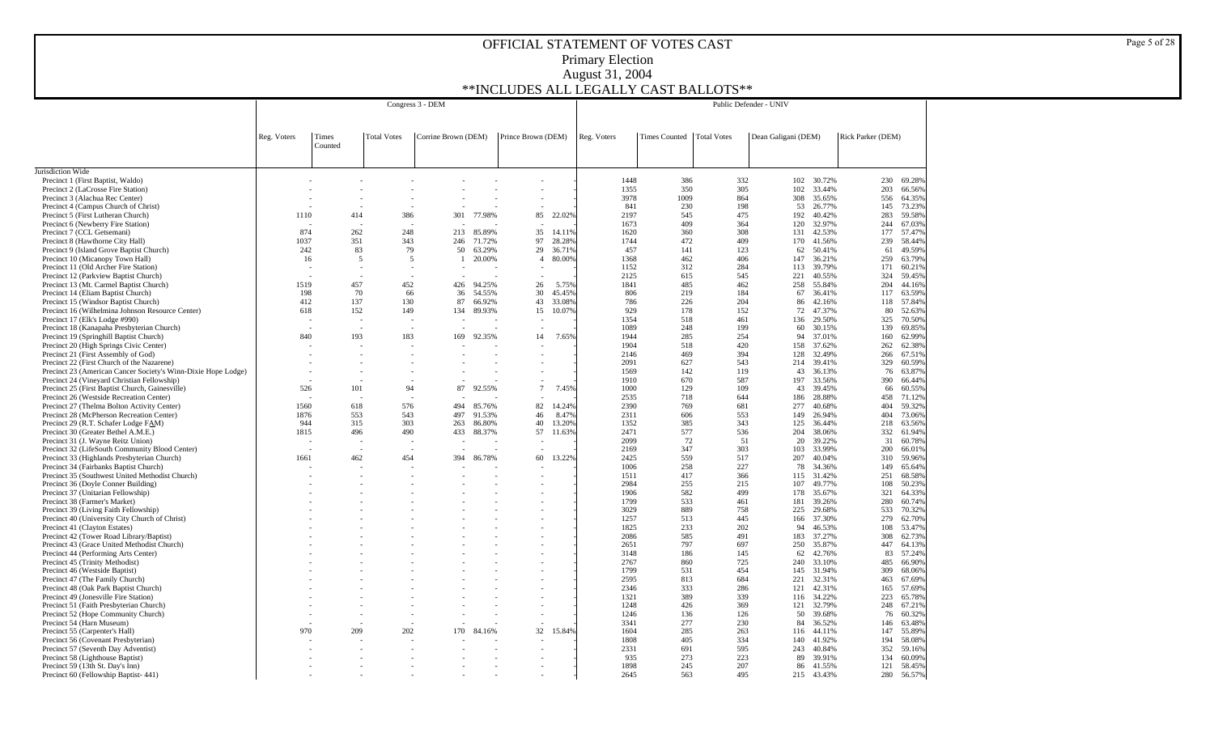# OFFICIAL STATEMENT OF VOTES CAST

## Primary Election

## August 31, 2004

## **INCLUDES ALL LEGALLY CAST BALLOTS**

| | Congress 3 - DEM | | | | | | | Public Defender - UNIV | | | | | | |
|---|---|---|---|---|---|---|---|---|---|---|---|---|---|---|
| | Reg. Voters | Times Counted | Total Votes | Corrine Brown (DEM) | | Prince Brown (DEM) | | Reg. Voters | Times Counted | Total Votes | Dean Galigani (DEM) | | Rick Parker (DEM) | |
| Jurisdiction Wide | | | | | | | | | | | | | | |
| Precinct 1 (First Baptist, Waldo) | - | - | - | - | - | - | - | 1448 | 386 | 332 | 102 | 30.72% | 230 | 69.28% |
| Precinct 2 (LaCrosse Fire Station) | - | - | - | - | - | - | - | 1355 | 350 | 305 | 102 | 33.44% | 203 | 66.56% |
| Precinct 3 (Alachua Rec Center) | - | - | - | - | - | - | - | 3978 | 1009 | 864 | 308 | 35.65% | 556 | 64.35% |
| Precinct 4 (Campus Church of Christ) | - | - | - | - | - | - | - | 841 | 230 | 198 | 53 | 26.77% | 145 | 73.23% |
| Precinct 5 (First Lutheran Church) | 1110 | 414 | 386 | 301 | 77.98% | 85 | 22.02% | 2197 | 545 | 475 | 192 | 40.42% | 283 | 59.58% |
| Precinct 6 (Newberry Fire Station) | - | - | - | - | - | - | - | 1673 | 409 | 364 | 120 | 32.97% | 244 | 67.03% |
| Precinct 7 (CCL Getsemani) | 874 | 262 | 248 | 213 | 85.89% | 35 | 14.11% | 1620 | 360 | 308 | 131 | 42.53% | 177 | 57.47% |
| Precinct 8 (Hawthorne City Hall) | 1037 | 351 | 343 | 246 | 71.72% | 97 | 28.28% | 1744 | 472 | 409 | 170 | 41.56% | 239 | 58.44% |
| Precinct 9 (Island Grove Baptist Church) | 242 | 83 | 79 | 50 | 63.29% | 29 | 36.71% | 457 | 141 | 123 | 62 | 50.41% | 61 | 49.59% |
| Precinct 10 (Micanopy Town Hall) | 16 | 5 | 5 | 1 | 20.00% | 4 | 80.00% | 1368 | 462 | 406 | 147 | 36.21% | 259 | 63.79% |
| Precinct 11 (Old Archer Fire Station) | - | - | - | - | - | - | - | 1152 | 312 | 284 | 113 | 39.79% | 171 | 60.21% |
| Precinct 12 (Parkview Baptist Church) | - | - | - | - | - | - | - | 2125 | 615 | 545 | 221 | 40.55% | 324 | 59.45% |
| Precinct 13 (Mt. Carmel Baptist Church) | 1519 | 457 | 452 | 426 | 94.25% | 26 | 5.75% | 1841 | 485 | 462 | 258 | 55.84% | 204 | 44.16% |
| Precinct 14 (Eliam Baptist Church) | 198 | 70 | 66 | 36 | 54.55% | 30 | 45.45% | 806 | 219 | 184 | 67 | 36.41% | 117 | 63.59% |
| Precinct 15 (Windsor Baptist Church) | 412 | 137 | 130 | 87 | 66.92% | 43 | 33.08% | 786 | 226 | 204 | 86 | 42.16% | 118 | 57.84% |
| Precinct 16 (Wilhelmina Johnson Resource Center) | 618 | 152 | 149 | 134 | 89.93% | 15 | 10.07% | 929 | 178 | 152 | 72 | 47.37% | 80 | 52.63% |
| Precinct 17 (Elk's Lodge #990) | - | - | - | - | - | - | - | 1354 | 518 | 461 | 136 | 29.50% | 325 | 70.50% |
| Precinct 18 (Kanapaha Presbyterian Church) | - | - | - | - | - | - | - | 1089 | 248 | 199 | 60 | 30.15% | 139 | 69.85% |
| Precinct 19 (Springhill Baptist Church) | 840 | 193 | 183 | 169 | 92.35% | 14 | 7.65% | 1944 | 285 | 254 | 94 | 37.01% | 160 | 62.99% |
| Precinct 20 (High Springs Civic Center) | - | - | - | - | - | - | - | 1904 | 518 | 420 | 158 | 37.62% | 262 | 62.38% |
| Precinct 21 (First Assembly of God) | - | - | - | - | - | - | - | 2146 | 469 | 394 | 128 | 32.49% | 266 | 67.51% |
| Precinct 22 (First Church of the Nazarene) | - | - | - | - | - | - | - | 2091 | 627 | 543 | 214 | 39.41% | 329 | 60.59% |
| Precinct 23 (American Cancer Society's Winn-Dixie Hope Lodge) | - | - | - | - | - | - | - | 1569 | 142 | 119 | 43 | 36.13% | 76 | 63.87% |
| Precinct 24 (Vineyard Christian Fellowship) | - | - | - | - | - | - | - | 1910 | 670 | 587 | 197 | 33.56% | 390 | 66.44% |
| Precinct 25 (First Baptist Church, Gainesville) | 526 | 101 | 94 | 87 | 92.55% | 7 | 7.45% | 1000 | 129 | 109 | 43 | 39.45% | 66 | 60.55% |
| Precinct 26 (Westside Recreation Center) | - | - | - | - | - | - | - | 2535 | 718 | 644 | 186 | 28.88% | 458 | 71.12% |
| Precinct 27 (Thelma Bolton Activity Center) | 1560 | 618 | 576 | 494 | 85.76% | 82 | 14.24% | 2390 | 769 | 681 | 277 | 40.68% | 404 | 59.32% |
| Precinct 28 (McPherson Recreation Center) | 1876 | 553 | 543 | 497 | 91.53% | 46 | 8.47% | 2311 | 606 | 553 | 149 | 26.94% | 404 | 73.06% |
| Precinct 29 (R.T. Schafer Lodge FAM) | 944 | 315 | 303 | 263 | 86.80% | 40 | 13.20% | 1352 | 385 | 343 | 125 | 36.44% | 218 | 63.56% |
| Precinct 30 (Greater Bethel A.M.E.) | 1815 | 496 | 490 | 433 | 88.37% | 57 | 11.63% | 2471 | 577 | 536 | 204 | 38.06% | 332 | 61.94% |
| Precinct 31 (J. Wayne Reitz Union) | - | - | - | - | - | - | - | 2099 | 72 | 51 | 20 | 39.22% | 31 | 60.78% |
| Precinct 32 (LifeSouth Community Blood Center) | - | - | - | - | - | - | - | 2169 | 347 | 303 | 103 | 33.99% | 200 | 66.01% |
| Precinct 33 (Highlands Presbyterian Church) | 1661 | 462 | 454 | 394 | 86.78% | 60 | 13.22% | 2425 | 559 | 517 | 207 | 40.04% | 310 | 59.96% |
| Precinct 34 (Fairbanks Baptist Church) | - | - | - | - | - | - | - | 1006 | 258 | 227 | 78 | 34.36% | 149 | 65.64% |
| Precinct 35 (Southwest United Methodist Church) | - | - | - | - | - | - | - | 1511 | 417 | 366 | 115 | 31.42% | 251 | 68.58% |
| Precinct 36 (Doyle Conner Building) | - | - | - | - | - | - | - | 2984 | 255 | 215 | 107 | 49.77% | 108 | 50.23% |
| Precinct 37 (Unitarian Fellowship) | - | - | - | - | - | - | - | 1906 | 582 | 499 | 178 | 35.67% | 321 | 64.33% |
| Precinct 38 (Farmer's Market) | - | - | - | - | - | - | - | 1799 | 533 | 461 | 181 | 39.26% | 280 | 60.74% |
| Precinct 39 (Living Faith Fellowship) | - | - | - | - | - | - | - | 3029 | 889 | 758 | 225 | 29.68% | 533 | 70.32% |
| Precinct 40 (University City Church of Christ) | - | - | - | - | - | - | - | 1257 | 513 | 445 | 166 | 37.30% | 279 | 62.70% |
| Precinct 41 (Clayton Estates) | - | - | - | - | - | - | - | 1825 | 233 | 202 | 94 | 46.53% | 108 | 53.47% |
| Precinct 42 (Tower Road Library/Baptist) | - | - | - | - | - | - | - | 2086 | 585 | 491 | 183 | 37.27% | 308 | 62.73% |
| Precinct 43 (Grace United Methodist Church) | - | - | - | - | - | - | - | 2651 | 797 | 697 | 250 | 35.87% | 447 | 64.13% |
| Precinct 44 (Performing Arts Center) | - | - | - | - | - | - | - | 3148 | 186 | 145 | 62 | 42.76% | 83 | 57.24% |
| Precinct 45 (Trinity Methodist) | - | - | - | - | - | - | - | 2767 | 860 | 725 | 240 | 33.10% | 485 | 66.90% |
| Precinct 46 (Westside Baptist) | - | - | - | - | - | - | - | 1799 | 531 | 454 | 145 | 31.94% | 309 | 68.06% |
| Precinct 47 (The Family Church) | - | - | - | - | - | - | - | 2595 | 813 | 684 | 221 | 32.31% | 463 | 67.69% |
| Precinct 48 (Oak Park Baptist Church) | - | - | - | - | - | - | - | 2346 | 333 | 286 | 121 | 42.31% | 165 | 57.69% |
| Precinct 49 (Jonesville Fire Station) | - | - | - | - | - | - | - | 1321 | 389 | 339 | 116 | 34.22% | 223 | 65.78% |
| Precinct 51 (Faith Presbyterian Church) | - | - | - | - | - | - | - | 1248 | 426 | 369 | 121 | 32.79% | 248 | 67.21% |
| Precinct 52 (Hope Community Church) | - | - | - | - | - | - | - | 1246 | 136 | 126 | 50 | 39.68% | 76 | 60.32% |
| Precinct 54 (Harn Museum) | - | - | - | - | - | - | - | 3341 | 277 | 230 | 84 | 36.52% | 146 | 63.48% |
| Precinct 55 (Carpenter's Hall) | 970 | 209 | 202 | 170 | 84.16% | 32 | 15.84% | 1604 | 285 | 263 | 116 | 44.11% | 147 | 55.89% |
| Precinct 56 (Covenant Presbyterian) | - | - | - | - | - | - | - | 1808 | 405 | 334 | 140 | 41.92% | 194 | 58.08% |
| Precinct 57 (Seventh Day Adventist) | - | - | - | - | - | - | - | 2331 | 691 | 595 | 243 | 40.84% | 352 | 59.16% |
| Precinct 58 (Lighthouse Baptist) | - | - | - | - | - | - | - | 935 | 273 | 223 | 89 | 39.91% | 134 | 60.09% |
| Precinct 59 (13th St. Day's Inn) | - | - | - | - | - | - | - | 1898 | 245 | 207 | 86 | 41.55% | 121 | 58.45% |
| Precinct 60 (Fellowship Baptist- 441) | - | - | - | - | - | - | - | 2645 | 563 | 495 | 215 | 43.43% | 280 | 56.57% |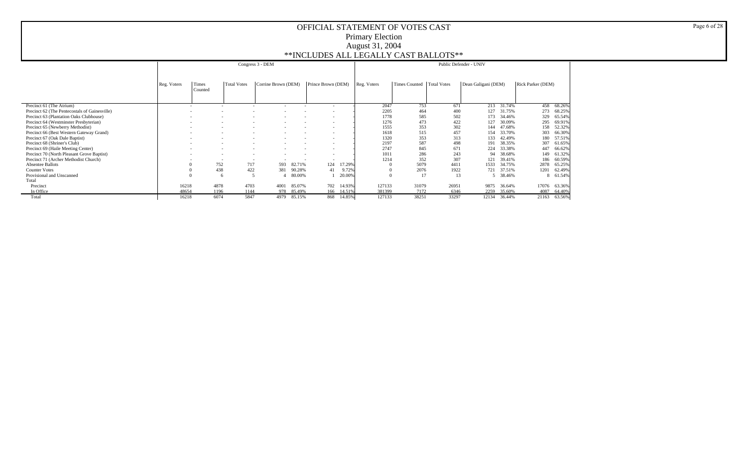# OFFICIAL STATEMENT OF VOTES CAST

## Primary Election

## August 31, 2004

## **INCLUDES ALL LEGALLY CAST BALLOTS**

| | Congress 3 - DEM | | | | | | | Public Defender - UNIV | | | | | | |
|---|---|---|---|---|---|---|---|---|---|---|---|---|---|---|
| | Reg. Voters | Times Counted | Total Votes | Corrine Brown (DEM) | | Prince Brown (DEM) | | Reg. Voters | Times Counted | Total Votes | Dean Galigani (DEM) | | Rick Parker (DEM) | |
| Precinct 61 (The Atrium) | - | - | - | - | - | - | - | 2047 | 753 | 671 | 213 | 31.74% | 458 | 68.26% |
| Precinct 62 (The Pentecostals of Gainesville) | - | - | - | - | - | - | - | 2205 | 464 | 400 | 127 | 31.75% | 273 | 68.25% |
| Precinct 63 (Plantation Oaks Clubhouse) | - | - | - | - | - | - | - | 1778 | 585 | 502 | 173 | 34.46% | 329 | 65.54% |
| Precinct 64 (Westminster Presbyterian) | - | - | - | - | - | - | - | 1276 | 473 | 422 | 127 | 30.09% | 295 | 69.91% |
| Precinct 65 (Newberry Methodist) | - | - | - | - | - | - | - | 1555 | 353 | 302 | 144 | 47.68% | 158 | 52.32% |
| Precinct 66 (Best Western Gateway Grand) | - | - | - | - | - | - | - | 1618 | 515 | 457 | 154 | 33.70% | 303 | 66.30% |
| Precinct 67 (Oak Dale Baptist) | - | - | - | - | - | - | - | 1320 | 353 | 313 | 133 | 42.49% | 180 | 57.51% |
| Precinct 68 (Shriner's Club) | - | - | - | - | - | - | - | 2197 | 587 | 498 | 191 | 38.35% | 307 | 61.65% |
| Precinct 69 (Haile Meeting Center) | - | - | - | - | - | - | - | 2747 | 845 | 671 | 224 | 33.38% | 447 | 66.62% |
| Precinct 70 (North Pleasant Grove Baptist) | - | - | - | - | - | - | - | 1011 | 286 | 243 | 94 | 38.68% | 149 | 61.32% |
| Precinct 71 (Archer Methodist Church) | - | - | - | - | - | - | - | 1214 | 352 | 307 | 121 | 39.41% | 186 | 60.59% |
| Absentee Ballots | 0 | 752 | 717 | 593 | 82.71% | 124 | 17.29% | 0 | 5079 | 4411 | 1533 | 34.75% | 2878 | 65.25% |
| Counter Votes | 0 | 438 | 422 | 381 | 90.28% | 41 | 9.72% | 0 | 2076 | 1922 | 721 | 37.51% | 1201 | 62.49% |
| Provisional and Unscanned | 0 | 6 | 5 | 4 | 80.00% | 1 | 20.00% | 0 | 17 | 13 | 5 | 38.46% | 8 | 61.54% |
| Total | | | | | | | | | | | | | | |
| Precinct | 16218 | 4878 | 4703 | 4001 | 85.07% | 702 | 14.93% | 127133 | 31079 | 26951 | 9875 | 36.64% | 17076 | 63.36% |
| In Office | 48654 | 1196 | 1144 | 978 | 85.49% | 166 | 14.51% | 381399 | 7172 | 6346 | 2259 | 35.60% | 4087 | 64.40% |
| Total | 16218 | 6074 | 5847 | 4979 | 85.15% | 868 | 14.85% | 127133 | 38251 | 33297 | 12134 | 36.44% | 21163 | 63.56% |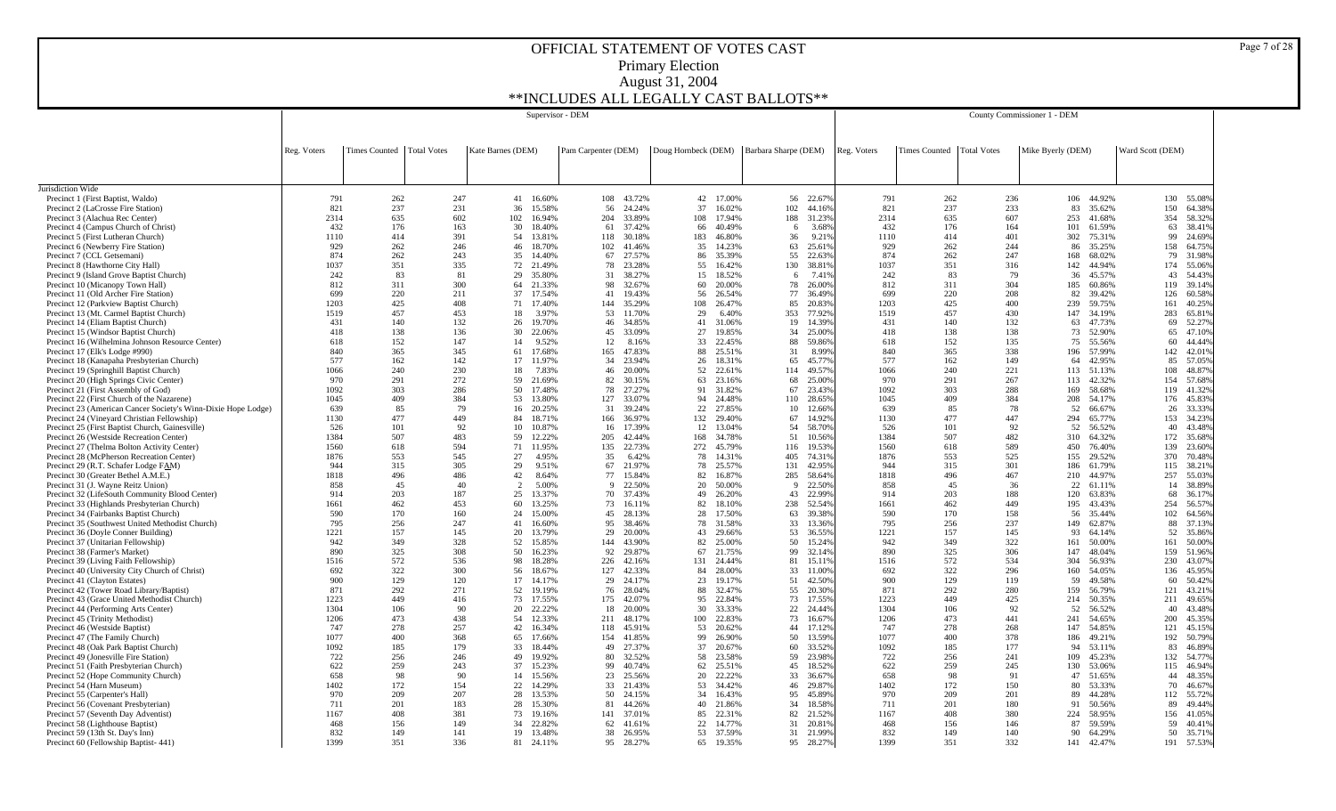# OFFICIAL STATEMENT OF VOTES CAST

Primary Election

August 31, 2004

**INCLUDES ALL LEGALLY CAST BALLOTS**

| | Supervisor - DEM | | | | | | | | | | | | | County Commissioner 1 - DEM | | | | | | | |
|---|---|---|---|---|---|---|---|---|---|---|---|---|---|---|---|---|---|---|---|---|---|
| | Reg. Voters | Times Counted | Total Votes | Kate Barnes (DEM) | | Pam Carpenter (DEM) | | Doug Hornbeck (DEM) | | Barbara Sharpe (DEM) | | Reg. Voters | Times Counted | Total Votes | Mike Byerly (DEM) | | Ward Scott (DEM) | |
| Jurisdiction Wide | | | | | | | | | | | | | | | | | | |
| Precinct 1 (First Baptist, Waldo) | 791 | 262 | 247 | 41 | 16.60% | 108 | 43.72% | 42 | 17.00% | 56 | 22.67% | 791 | 262 | 236 | 106 | 44.92% | 130 | 55.08% |
| Precinct 2 (LaCrosse Fire Station) | 821 | 237 | 231 | 36 | 15.58% | 56 | 24.24% | 37 | 16.02% | 102 | 44.16% | 821 | 237 | 233 | 83 | 35.62% | 150 | 64.38% |
| Precinct 3 (Alachua Rec Center) | 2314 | 635 | 602 | 102 | 16.94% | 204 | 33.89% | 108 | 17.94% | 188 | 31.23% | 2314 | 635 | 607 | 253 | 41.68% | 354 | 58.32% |
| Precinct 4 (Campus Church of Christ) | 432 | 176 | 163 | 30 | 18.40% | 61 | 37.42% | 66 | 40.49% | 6 | 3.68% | 432 | 176 | 164 | 101 | 61.59% | 63 | 38.41% |
| Precinct 5 (First Lutheran Church) | 1110 | 414 | 391 | 54 | 13.81% | 118 | 30.18% | 183 | 46.80% | 36 | 9.21% | 1110 | 414 | 401 | 302 | 75.31% | 99 | 24.69% |
| Precinct 6 (Newberry Fire Station) | 929 | 262 | 246 | 46 | 18.70% | 102 | 41.46% | 35 | 14.23% | 63 | 25.61% | 929 | 262 | 244 | 86 | 35.25% | 158 | 64.75% |
| Precinct 7 (CCL Getsemani) | 874 | 262 | 243 | 35 | 14.40% | 67 | 27.57% | 86 | 35.39% | 55 | 22.63% | 874 | 262 | 247 | 168 | 68.02% | 79 | 31.98% |
| Precinct 8 (Hawthorne City Hall) | 1037 | 351 | 335 | 72 | 21.49% | 78 | 23.28% | 55 | 16.42% | 130 | 38.81% | 1037 | 351 | 316 | 142 | 44.94% | 174 | 55.06% |
| Precinct 9 (Island Grove Baptist Church) | 242 | 83 | 81 | 29 | 35.80% | 31 | 38.27% | 15 | 18.52% | 6 | 7.41% | 242 | 83 | 79 | 36 | 45.57% | 43 | 54.43% |
| Precinct 10 (Micanopy Town Hall) | 812 | 311 | 300 | 64 | 21.33% | 98 | 32.67% | 60 | 20.00% | 78 | 26.00% | 812 | 311 | 304 | 185 | 60.86% | 119 | 39.14% |
| Precinct 11 (Old Archer Fire Station) | 699 | 220 | 211 | 37 | 17.54% | 41 | 19.43% | 56 | 26.54% | 77 | 36.49% | 699 | 220 | 208 | 82 | 39.42% | 126 | 60.58% |
| Precinct 12 (Parkview Baptist Church) | 1203 | 425 | 408 | 71 | 17.40% | 144 | 35.29% | 108 | 26.47% | 85 | 20.83% | 1203 | 425 | 400 | 239 | 59.75% | 161 | 40.25% |
| Precinct 13 (Mt. Carmel Baptist Church) | 1519 | 457 | 453 | 18 | 3.97% | 53 | 11.70% | 29 | 6.40% | 353 | 77.92% | 1519 | 457 | 430 | 147 | 34.19% | 283 | 65.81% |
| Precinct 14 (Eliam Baptist Church) | 431 | 140 | 132 | 26 | 19.70% | 46 | 34.85% | 41 | 31.06% | 19 | 14.39% | 431 | 140 | 132 | 63 | 47.73% | 69 | 52.27% |
| Precinct 15 (Windsor Baptist Church) | 418 | 138 | 136 | 30 | 22.06% | 45 | 33.09% | 27 | 19.85% | 34 | 25.00% | 418 | 138 | 138 | 73 | 52.90% | 65 | 47.10% |
| Precinct 16 (Wilhelmina Johnson Resource Center) | 618 | 152 | 147 | 14 | 9.52% | 12 | 8.16% | 33 | 22.45% | 88 | 59.86% | 618 | 152 | 135 | 75 | 55.56% | 60 | 44.44% |
| Precinct 17 (Elk's Lodge #990) | 840 | 365 | 345 | 61 | 17.68% | 165 | 47.83% | 88 | 25.51% | 31 | 8.99% | 840 | 365 | 338 | 196 | 57.99% | 142 | 42.01% |
| Precinct 18 (Kanapaha Presbyterian Church) | 577 | 162 | 142 | 17 | 11.97% | 34 | 23.94% | 26 | 18.31% | 65 | 45.77% | 577 | 162 | 149 | 64 | 42.95% | 85 | 57.05% |
| Precinct 19 (Springhill Baptist Church) | 1066 | 240 | 230 | 18 | 7.83% | 46 | 20.00% | 52 | 22.61% | 114 | 49.57% | 1066 | 240 | 221 | 113 | 51.13% | 108 | 48.87% |
| Precinct 20 (High Springs Civic Center) | 970 | 291 | 272 | 59 | 21.69% | 82 | 30.15% | 63 | 23.16% | 68 | 25.00% | 970 | 291 | 267 | 113 | 42.32% | 154 | 57.68% |
| Precinct 21 (First Assembly of God) | 1092 | 303 | 286 | 50 | 17.48% | 78 | 27.27% | 91 | 31.82% | 67 | 23.43% | 1092 | 303 | 288 | 169 | 58.68% | 119 | 41.32% |
| Precinct 22 (First Church of the Nazarene) | 1045 | 409 | 384 | 53 | 13.80% | 127 | 33.07% | 94 | 24.48% | 110 | 28.65% | 1045 | 409 | 384 | 208 | 54.17% | 176 | 45.83% |
| Precinct 23 (American Cancer Society's Winn-Dixie Hope Lodge) | 639 | 85 | 79 | 16 | 20.25% | 31 | 39.24% | 22 | 27.85% | 10 | 12.66% | 639 | 85 | 78 | 52 | 66.67% | 26 | 33.33% |
| Precinct 24 (Vineyard Christian Fellowship) | 1130 | 477 | 449 | 84 | 18.71% | 166 | 36.97% | 132 | 29.40% | 67 | 14.92% | 1130 | 477 | 447 | 294 | 65.77% | 153 | 34.23% |
| Precinct 25 (First Baptist Church, Gainesville) | 526 | 101 | 92 | 10 | 10.87% | 16 | 17.39% | 12 | 13.04% | 54 | 58.70% | 526 | 101 | 92 | 52 | 56.52% | 40 | 43.48% |
| Precinct 26 (Westside Recreation Center) | 1384 | 507 | 483 | 59 | 12.22% | 205 | 42.44% | 168 | 34.78% | 51 | 10.56% | 1384 | 507 | 482 | 310 | 64.32% | 172 | 35.68% |
| Precinct 27 (Thelma Bolton Activity Center) | 1560 | 618 | 594 | 71 | 11.95% | 135 | 22.73% | 272 | 45.79% | 116 | 19.53% | 1560 | 618 | 589 | 450 | 76.40% | 139 | 23.60% |
| Precinct 28 (McPherson Recreation Center) | 1876 | 553 | 545 | 27 | 4.95% | 35 | 6.42% | 78 | 14.31% | 405 | 74.31% | 1876 | 553 | 525 | 155 | 29.52% | 370 | 70.48% |
| Precinct 29 (R.T. Schafer Lodge FAM) | 944 | 315 | 305 | 29 | 9.51% | 67 | 21.97% | 78 | 25.57% | 131 | 42.95% | 944 | 315 | 301 | 186 | 61.79% | 115 | 38.21% |
| Precinct 30 (Greater Bethel A.M.E.) | 1818 | 496 | 486 | 42 | 8.64% | 77 | 15.84% | 82 | 16.87% | 285 | 58.64% | 1818 | 496 | 467 | 210 | 44.97% | 257 | 55.03% |
| Precinct 31 (J. Wayne Reitz Union) | 858 | 45 | 40 | 2 | 5.00% | 9 | 22.50% | 20 | 50.00% | 9 | 22.50% | 858 | 45 | 36 | 22 | 61.11% | 14 | 38.89% |
| Precinct 32 (LifeSouth Community Blood Center) | 914 | 203 | 187 | 25 | 13.37% | 70 | 37.43% | 49 | 26.20% | 43 | 22.99% | 914 | 203 | 188 | 120 | 63.83% | 68 | 36.17% |
| Precinct 33 (Highlands Presbyterian Church) | 1661 | 462 | 453 | 60 | 13.25% | 73 | 16.11% | 82 | 18.10% | 238 | 52.54% | 1661 | 462 | 449 | 195 | 43.43% | 254 | 56.57% |
| Precinct 34 (Fairbanks Baptist Church) | 590 | 170 | 160 | 24 | 15.00% | 45 | 28.13% | 28 | 17.50% | 63 | 39.38% | 590 | 170 | 158 | 56 | 35.44% | 102 | 64.56% |
| Precinct 35 (Southwest United Methodist Church) | 795 | 256 | 247 | 41 | 16.60% | 95 | 38.46% | 78 | 31.58% | 33 | 13.36% | 795 | 256 | 237 | 149 | 62.87% | 88 | 37.13% |
| Precinct 36 (Doyle Conner Building) | 1221 | 157 | 145 | 20 | 13.79% | 29 | 20.00% | 43 | 29.66% | 53 | 36.55% | 1221 | 157 | 145 | 93 | 64.14% | 52 | 35.86% |
| Precinct 37 (Unitarian Fellowship) | 942 | 349 | 328 | 52 | 15.85% | 144 | 43.90% | 82 | 25.00% | 50 | 15.24% | 942 | 349 | 322 | 161 | 50.00% | 161 | 50.00% |
| Precinct 38 (Farmer's Market) | 890 | 325 | 308 | 50 | 16.23% | 92 | 29.87% | 67 | 21.75% | 99 | 32.14% | 890 | 325 | 306 | 147 | 48.04% | 159 | 51.96% |
| Precinct 39 (Living Faith Fellowship) | 1516 | 572 | 536 | 98 | 18.28% | 226 | 42.16% | 131 | 24.44% | 81 | 15.11% | 1516 | 572 | 534 | 304 | 56.93% | 230 | 43.07% |
| Precinct 40 (University City Church of Christ) | 692 | 322 | 300 | 56 | 18.67% | 127 | 42.33% | 84 | 28.00% | 33 | 11.00% | 692 | 322 | 296 | 160 | 54.05% | 136 | 45.95% |
| Precinct 41 (Clayton Estates) | 900 | 129 | 120 | 17 | 14.17% | 29 | 24.17% | 23 | 19.17% | 51 | 42.50% | 900 | 129 | 119 | 59 | 49.58% | 60 | 50.42% |
| Precinct 42 (Tower Road Library/Baptist) | 871 | 292 | 271 | 52 | 19.19% | 76 | 28.04% | 88 | 32.47% | 55 | 20.30% | 871 | 292 | 280 | 159 | 56.79% | 121 | 43.21% |
| Precinct 43 (Grace United Methodist Church) | 1223 | 449 | 416 | 73 | 17.55% | 175 | 42.07% | 95 | 22.84% | 73 | 17.55% | 1223 | 449 | 425 | 214 | 50.35% | 211 | 49.65% |
| Precinct 44 (Performing Arts Center) | 1304 | 106 | 90 | 20 | 22.22% | 18 | 20.00% | 30 | 33.33% | 22 | 24.44% | 1304 | 106 | 92 | 52 | 56.52% | 40 | 43.48% |
| Precinct 45 (Trinity Methodist) | 1206 | 473 | 438 | 54 | 12.33% | 211 | 48.17% | 100 | 22.83% | 73 | 16.67% | 1206 | 473 | 441 | 241 | 54.65% | 200 | 45.35% |
| Precinct 46 (Westside Baptist) | 747 | 278 | 257 | 42 | 16.34% | 118 | 45.91% | 53 | 20.62% | 44 | 17.12% | 747 | 278 | 268 | 147 | 54.85% | 121 | 45.15% |
| Precinct 47 (The Family Church) | 1077 | 400 | 368 | 65 | 17.66% | 154 | 41.85% | 99 | 26.90% | 50 | 13.59% | 1077 | 400 | 378 | 186 | 49.21% | 192 | 50.79% |
| Precinct 48 (Oak Park Baptist Church) | 1092 | 185 | 179 | 33 | 18.44% | 49 | 27.37% | 37 | 20.67% | 60 | 33.52% | 1092 | 185 | 177 | 94 | 53.11% | 83 | 46.89% |
| Precinct 49 (Jonesville Fire Station) | 722 | 256 | 246 | 49 | 19.92% | 80 | 32.52% | 58 | 23.58% | 59 | 23.98% | 722 | 256 | 241 | 109 | 45.23% | 132 | 54.77% |
| Precinct 51 (Faith Presbyterian Church) | 622 | 259 | 243 | 37 | 15.23% | 99 | 40.74% | 62 | 25.51% | 45 | 18.52% | 622 | 259 | 245 | 130 | 53.06% | 115 | 46.94% |
| Precinct 52 (Hope Community Church) | 658 | 98 | 90 | 14 | 15.56% | 23 | 25.56% | 20 | 22.22% | 33 | 36.67% | 658 | 98 | 91 | 47 | 51.65% | 44 | 48.35% |
| Precinct 54 (Harn Museum) | 1402 | 172 | 154 | 22 | 14.29% | 33 | 21.43% | 53 | 34.42% | 46 | 29.87% | 1402 | 172 | 150 | 80 | 53.33% | 70 | 46.67% |
| Precinct 55 (Carpenter's Hall) | 970 | 209 | 207 | 28 | 13.53% | 50 | 24.15% | 34 | 16.43% | 95 | 45.89% | 970 | 209 | 201 | 89 | 44.28% | 112 | 55.72% |
| Precinct 56 (Covenant Presbyterian) | 711 | 201 | 183 | 28 | 15.30% | 81 | 44.26% | 40 | 21.86% | 34 | 18.58% | 711 | 201 | 180 | 91 | 50.56% | 89 | 49.44% |
| Precinct 57 (Seventh Day Adventist) | 1167 | 408 | 381 | 73 | 19.16% | 141 | 37.01% | 85 | 22.31% | 82 | 21.52% | 1167 | 408 | 380 | 224 | 58.95% | 156 | 41.05% |
| Precinct 58 (Lighthouse Baptist) | 468 | 156 | 149 | 34 | 22.82% | 62 | 41.61% | 22 | 14.77% | 31 | 20.81% | 468 | 156 | 146 | 87 | 59.59% | 59 | 40.41% |
| Precinct 59 (13th St. Day's Inn) | 832 | 149 | 141 | 19 | 13.48% | 38 | 26.95% | 53 | 37.59% | 31 | 21.99% | 832 | 149 | 140 | 90 | 64.29% | 50 | 35.71% |
| Precinct 60 (Fellowship Baptist- 441) | 1399 | 351 | 336 | 81 | 24.11% | 95 | 28.27% | 65 | 19.35% | 95 | 28.27% | 1399 | 351 | 332 | 141 | 42.47% | 191 | 57.53% |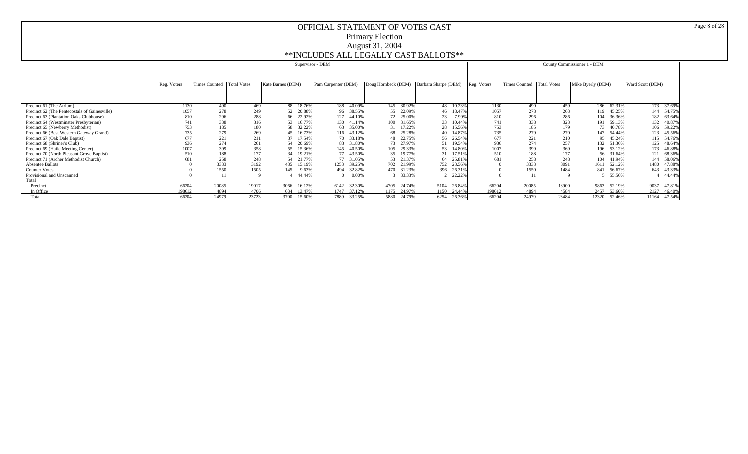# OFFICIAL STATEMENT OF VOTES CAST

## Primary Election

## August 31, 2004

## **INCLUDES ALL LEGALLY CAST BALLOTS**

| | Supervisor - DEM | | | | | | | | | | | | | | County Commissioner 1 - DEM | | | | | | |
|---|---|---|---|---|---|---|---|---|---|---|---|---|---|---|---|---|---|---|---|---|---|
| | Reg. Voters | Times Counted | Total Votes | Kate Barnes (DEM) | | Pam Carpenter (DEM) | | Doug Hornbeck (DEM) | | Barbara Sharpe (DEM) | | Reg. Voters | Times Counted | Total Votes | Mike Byerly (DEM) | | Ward Scott (DEM) | |
| Precinct 61 (The Atrium) | 1130 | 490 | 469 | 88 | 18.76% | 188 | 40.09% | 145 | 30.92% | 48 | 10.23% | 1130 | 490 | 459 | 286 | 62.31% | 173 | 37.69% |
| Precinct 62 (The Pentecostals of Gainesville) | 1057 | 278 | 249 | 52 | 20.88% | 96 | 38.55% | 55 | 22.09% | 46 | 18.47% | 1057 | 278 | 263 | 119 | 45.25% | 144 | 54.75% |
| Precinct 63 (Plantation Oaks Clubhouse) | 810 | 296 | 288 | 66 | 22.92% | 127 | 44.10% | 72 | 25.00% | 23 | 7.99% | 810 | 296 | 286 | 104 | 36.36% | 182 | 63.64% |
| Precinct 64 (Westminster Presbyterian) | 741 | 338 | 316 | 53 | 16.77% | 130 | 41.14% | 100 | 31.65% | 33 | 10.44% | 741 | 338 | 323 | 191 | 59.13% | 132 | 40.87% |
| Precinct 65 (Newberry Methodist) | 753 | 185 | 180 | 58 | 32.22% | 63 | 35.00% | 31 | 17.22% | 28 | 15.56% | 753 | 185 | 179 | 73 | 40.78% | 106 | 59.22% |
| Precinct 66 (Best Western Gateway Grand) | 735 | 279 | 269 | 45 | 16.73% | 116 | 43.12% | 68 | 25.28% | 40 | 14.87% | 735 | 279 | 270 | 147 | 54.44% | 123 | 45.56% |
| Precinct 67 (Oak Dale Baptist) | 677 | 221 | 211 | 37 | 17.54% | 70 | 33.18% | 48 | 22.75% | 56 | 26.54% | 677 | 221 | 210 | 95 | 45.24% | 115 | 54.76% |
| Precinct 68 (Shriner's Club) | 936 | 274 | 261 | 54 | 20.69% | 83 | 31.80% | 73 | 27.97% | 51 | 19.54% | 936 | 274 | 257 | 132 | 51.36% | 125 | 48.64% |
| Precinct 69 (Haile Meeting Center) | 1007 | 399 | 358 | 55 | 15.36% | 145 | 40.50% | 105 | 29.33% | 53 | 14.80% | 1007 | 399 | 369 | 196 | 53.12% | 173 | 46.88% |
| Precinct 70 (North Pleasant Grove Baptist) | 510 | 188 | 177 | 34 | 19.21% | 77 | 43.50% | 35 | 19.77% | 31 | 17.51% | 510 | 188 | 177 | 56 | 31.64% | 121 | 68.36% |
| Precinct 71 (Archer Methodist Church) | 681 | 258 | 248 | 54 | 21.77% | 77 | 31.05% | 53 | 21.37% | 64 | 25.81% | 681 | 258 | 248 | 104 | 41.94% | 144 | 58.06% |
| Absentee Ballots | 0 | 3333 | 3192 | 485 | 15.19% | 1253 | 39.25% | 702 | 21.99% | 752 | 23.56% | 0 | 3333 | 3091 | 1611 | 52.12% | 1480 | 47.88% |
| Counter Votes | 0 | 1550 | 1505 | 145 | 9.63% | 494 | 32.82% | 470 | 31.23% | 396 | 26.31% | 0 | 1550 | 1484 | 841 | 56.67% | 643 | 43.33% |
| Provisional and Unscanned | 0 | 11 | 9 | 4 | 44.44% | 0 | 0.00% | 3 | 33.33% | 2 | 22.22% | 0 | 11 | 9 | 5 | 55.56% | 4 | 44.44% |
| Total | | | | | | | | | | | | | | | | | | |
| Precinct | 66204 | 20085 | 19017 | 3066 | 16.12% | 6142 | 32.30% | 4705 | 24.74% | 5104 | 26.84% | 66204 | 20085 | 18900 | 9863 | 52.19% | 9037 | 47.81% |
| In Office | 198612 | 4894 | 4706 | 634 | 13.47% | 1747 | 37.12% | 1175 | 24.97% | 1150 | 24.44% | 198612 | 4894 | 4584 | 2457 | 53.60% | 2127 | 46.40% |
| Total | 66204 | 24979 | 23723 | 3700 | 15.60% | 7889 | 33.25% | 5880 | 24.79% | 6254 | 26.36% | 66204 | 24979 | 23484 | 12320 | 52.46% | 11164 | 47.54% |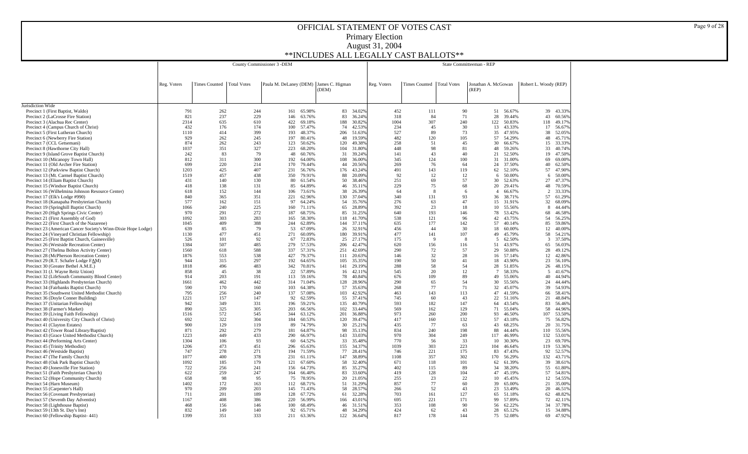# OFFICIAL STATEMENT OF VOTES CAST

## Primary Election

## August 31, 2004

## **INCLUDES ALL LEGALLY CAST BALLOTS**

| | County Commissioner 3 -DEM | | | | | | | State Committeeman - REP | | | | | | |
|---|---|---|---|---|---|---|---|---|---|---|---|---|---|---|
| | Reg. Voters | Times Counted | Total Votes | Paula M. DeLaney (DEM) | | James C. Higman (DEM) | | Reg. Voters | Times Counted | Total Votes | Jonathan A. McGowan (REP) | | Robert L. Woody (REP) | |
| Jurisdiction Wide | | | | | | | | | | | | | | |
| Precinct 1 (First Baptist, Waldo) | 791 | 262 | 244 | 161 | 65.98% | 83 | 34.02% | 452 | 111 | 90 | 51 | 56.67% | 39 | 43.33% |
| Precinct 2 (LaCrosse Fire Station) | 821 | 237 | 229 | 146 | 63.76% | 83 | 36.24% | 318 | 84 | 71 | 28 | 39.44% | 43 | 60.56% |
| Precinct 3 (Alachua Rec Center) | 2314 | 635 | 610 | 422 | 69.18% | 188 | 30.82% | 1004 | 307 | 240 | 122 | 50.83% | 118 | 49.17% |
| Precinct 4 (Campus Church of Christ) | 432 | 176 | 174 | 100 | 57.47% | 74 | 42.53% | 234 | 45 | 30 | 13 | 43.33% | 17 | 56.67% |
| Precinct 5 (First Lutheran Church) | 1110 | 414 | 399 | 193 | 48.37% | 206 | 51.63% | 527 | 89 | 73 | 35 | 47.95% | 38 | 52.05% |
| Precinct 6 (Newberry Fire Station) | 929 | 262 | 245 | 197 | 80.41% | 48 | 19.59% | 482 | 120 | 105 | 57 | 54.29% | 48 | 45.71% |
| Precinct 7 (CCL Getsemani) | 874 | 262 | 243 | 123 | 50.62% | 120 | 49.38% | 258 | 51 | 45 | 30 | 66.67% | 15 | 33.33% |
| Precinct 8 (Hawthorne City Hall) | 1037 | 351 | 327 | 223 | 68.20% | 104 | 31.80% | 448 | 98 | 81 | 48 | 59.26% | 33 | 40.74% |
| Precinct 9 (Island Grove Baptist Church) | 242 | 83 | 79 | 48 | 60.76% | 31 | 39.24% | 141 | 43 | 40 | 21 | 52.50% | 19 | 47.50% |
| Precinct 10 (Micanopy Town Hall) | 812 | 311 | 300 | 192 | 64.00% | 108 | 36.00% | 345 | 124 | 100 | 31 | 31.00% | 69 | 69.00% |
| Precinct 11 (Old Archer Fire Station) | 699 | 220 | 214 | 170 | 79.44% | 44 | 20.56% | 269 | 76 | 64 | 24 | 37.50% | 40 | 62.50% |
| Precinct 12 (Parkview Baptist Church) | 1203 | 425 | 407 | 231 | 56.76% | 176 | 43.24% | 491 | 143 | 119 | 62 | 52.10% | 57 | 47.90% |
| Precinct 13 (Mt. Carmel Baptist Church) | 1519 | 457 | 438 | 350 | 79.91% | 88 | 20.09% | 92 | 12 | 12 | 6 | 50.00% | 6 | 50.00% |
| Precinct 14 (Eliam Baptist Church) | 431 | 140 | 130 | 80 | 61.54% | 50 | 38.46% | 251 | 69 | 57 | 30 | 52.63% | 27 | 47.37% |
| Precinct 15 (Windsor Baptist Church) | 418 | 138 | 131 | 85 | 64.89% | 46 | 35.11% | 229 | 75 | 68 | 20 | 29.41% | 48 | 70.59% |
| Precinct 16 (Wilhelmina Johnson Resource Center) | 618 | 152 | 144 | 106 | 73.61% | 38 | 26.39% | 64 | 8 | 6 | 4 | 66.67% | 2 | 33.33% |
| Precinct 17 (Elk's Lodge #990) | 840 | 365 | 351 | 221 | 62.96% | 130 | 37.04% | 340 | 131 | 93 | 36 | 38.71% | 57 | 61.29% |
| Precinct 18 (Kanapaha Presbyterian Church) | 577 | 162 | 151 | 97 | 64.24% | 54 | 35.76% | 276 | 63 | 47 | 15 | 31.91% | 32 | 68.09% |
| Precinct 19 (Springhill Baptist Church) | 1066 | 240 | 225 | 160 | 71.11% | 65 | 28.89% | 392 | 23 | 18 | 10 | 55.56% | 8 | 44.44% |
| Precinct 20 (High Springs Civic Center) | 970 | 291 | 272 | 187 | 68.75% | 85 | 31.25% | 640 | 193 | 146 | 78 | 53.42% | 68 | 46.58% |
| Precinct 21 (First Assembly of God) | 1092 | 303 | 283 | 165 | 58.30% | 118 | 41.70% | 538 | 121 | 96 | 42 | 43.75% | 54 | 56.25% |
| Precinct 22 (First Church of the Nazarene) | 1045 | 409 | 388 | 244 | 62.89% | 144 | 37.11% | 635 | 177 | 142 | 57 | 40.14% | 85 | 59.86% |
| Precinct 23 (American Cancer Society's Winn-Dixie Hope Lodge) | 639 | 85 | 79 | 53 | 67.09% | 26 | 32.91% | 456 | 44 | 30 | 18 | 60.00% | 12 | 40.00% |
| Precinct 24 (Vineyard Christian Fellowship) | 1130 | 477 | 451 | 271 | 60.09% | 180 | 39.91% | 477 | 141 | 107 | 49 | 45.79% | 58 | 54.21% |
| Precinct 25 (First Baptist Church, Gainesville) | 526 | 101 | 92 | 67 | 72.83% | 25 | 27.17% | 175 | 9 | 8 | 5 | 62.50% | 3 | 37.50% |
| Precinct 26 (Westside Recreation Center) | 1384 | 507 | 485 | 279 | 57.53% | 206 | 42.47% | 620 | 156 | 116 | 51 | 43.97% | 65 | 56.03% |
| Precinct 27 (Thelma Bolton Activity Center) | 1560 | 618 | 588 | 337 | 57.31% | 251 | 42.69% | 290 | 72 | 57 | 29 | 50.88% | 28 | 49.12% |
| Precinct 28 (McPherson Recreation Center) | 1876 | 553 | 538 | 427 | 79.37% | 111 | 20.63% | 146 | 32 | 28 | 16 | 57.14% | 12 | 42.86% |
| Precinct 29 (R.T. Schafer Lodge FAM) | 944 | 315 | 297 | 192 | 64.65% | 105 | 35.35% | 190 | 50 | 41 | 18 | 43.90% | 23 | 56.10% |
| Precinct 30 (Greater Bethel A.M.E.) | 1818 | 496 | 483 | 342 | 70.81% | 141 | 29.19% | 288 | 58 | 54 | 28 | 51.85% | 26 | 48.15% |
| Precinct 31 (J. Wayne Reitz Union) | 858 | 45 | 38 | 22 | 57.89% | 16 | 42.11% | 545 | 20 | 12 | 7 | 58.33% | 5 | 41.67% |
| Precinct 32 (LifeSouth Community Blood Center) | 914 | 203 | 191 | 113 | 59.16% | 78 | 40.84% | 676 | 109 | 89 | 49 | 55.06% | 40 | 44.94% |
| Precinct 33 (Highlands Presbyterian Church) | 1661 | 462 | 442 | 314 | 71.04% | 128 | 28.96% | 290 | 65 | 54 | 30 | 55.56% | 24 | 44.44% |
| Precinct 34 (Fairbanks Baptist Church) | 590 | 170 | 160 | 103 | 64.38% | 57 | 35.63% | 268 | 77 | 71 | 32 | 45.07% | 39 | 54.93% |
| Precinct 35 (Southwest United Methodist Church) | 795 | 256 | 240 | 137 | 57.08% | 103 | 42.92% | 463 | 143 | 113 | 47 | 41.59% | 66 | 58.41% |
| Precinct 36 (Doyle Conner Building) | 1221 | 157 | 147 | 92 | 62.59% | 55 | 37.41% | 745 | 60 | 43 | 22 | 51.16% | 21 | 48.84% |
| Precinct 37 (Unitarian Fellowship) | 942 | 349 | 331 | 196 | 59.21% | 135 | 40.79% | 593 | 182 | 147 | 64 | 43.54% | 83 | 56.46% |
| Precinct 38 (Farmer's Market) | 890 | 325 | 305 | 203 | 66.56% | 102 | 33.44% | 569 | 162 | 129 | 71 | 55.04% | 58 | 44.96% |
| Precinct 39 (Living Faith Fellowship) | 1516 | 572 | 545 | 344 | 63.12% | 201 | 36.88% | 973 | 260 | 200 | 93 | 46.50% | 107 | 53.50% |
| Precinct 40 (University City Church of Christ) | 692 | 322 | 304 | 184 | 60.53% | 120 | 39.47% | 417 | 160 | 132 | 57 | 43.18% | 75 | 56.82% |
| Precinct 41 (Clayton Estates) | 900 | 129 | 119 | 89 | 74.79% | 30 | 25.21% | 435 | 77 | 63 | 43 | 68.25% | 20 | 31.75% |
| Precinct 42 (Tower Road Library/Baptist) | 871 | 292 | 279 | 181 | 64.87% | 98 | 35.13% | 834 | 240 | 198 | 88 | 44.44% | 110 | 55.56% |
| Precinct 43 (Grace United Methodist Church) | 1223 | 449 | 433 | 290 | 66.97% | 143 | 33.03% | 970 | 304 | 249 | 117 | 46.99% | 132 | 53.01% |
| Precinct 44 (Performing Arts Center) | 1304 | 106 | 93 | 60 | 64.52% | 33 | 35.48% | 770 | 56 | 33 | 10 | 30.30% | 23 | 69.70% |
| Precinct 45 (Trinity Methodist) | 1206 | 473 | 451 | 296 | 65.63% | 155 | 34.37% | 1039 | 303 | 223 | 104 | 46.64% | 119 | 53.36% |
| Precinct 46 (Westside Baptist) | 747 | 278 | 271 | 194 | 71.59% | 77 | 28.41% | 746 | 221 | 175 | 83 | 47.43% | 92 | 52.57% |
| Precinct 47 (The Family Church) | 1077 | 400 | 378 | 231 | 61.11% | 147 | 38.89% | 1108 | 357 | 302 | 170 | 56.29% | 132 | 43.71% |
| Precinct 48 (Oak Park Baptist Church) | 1092 | 185 | 179 | 121 | 67.60% | 58 | 32.40% | 671 | 118 | 101 | 62 | 61.39% | 39 | 38.61% |
| Precinct 49 (Jonesville Fire Station) | 722 | 256 | 241 | 156 | 64.73% | 85 | 35.27% | 402 | 115 | 89 | 34 | 38.20% | 55 | 61.80% |
| Precinct 51 (Faith Presbyterian Church) | 622 | 259 | 247 | 164 | 66.40% | 83 | 33.60% | 419 | 128 | 104 | 47 | 45.19% | 57 | 54.81% |
| Precinct 52 (Hope Community Church) | 658 | 98 | 95 | 75 | 78.95% | 20 | 21.05% | 255 | 23 | 22 | 10 | 45.45% | 12 | 54.55% |
| Precinct 54 (Harn Museum) | 1402 | 172 | 163 | 112 | 68.71% | 51 | 31.29% | 857 | 77 | 60 | 39 | 65.00% | 21 | 35.00% |
| Precinct 55 (Carpenter's Hall) | 970 | 209 | 203 | 145 | 71.43% | 58 | 28.57% | 266 | 52 | 43 | 23 | 53.49% | 20 | 46.51% |
| Precinct 56 (Covenant Presbyterian) | 711 | 201 | 189 | 128 | 67.72% | 61 | 32.28% | 703 | 161 | 127 | 65 | 51.18% | 62 | 48.82% |
| Precinct 57 (Seventh Day Adventist) | 1167 | 408 | 386 | 220 | 56.99% | 166 | 43.01% | 695 | 221 | 171 | 99 | 57.89% | 72 | 42.11% |
| Precinct 58 (Lighthouse Baptist) | 468 | 156 | 146 | 100 | 68.49% | 46 | 31.51% | 353 | 108 | 90 | 56 | 62.22% | 34 | 37.78% |
| Precinct 59 (13th St. Day's Inn) | 832 | 149 | 140 | 92 | 65.71% | 48 | 34.29% | 424 | 62 | 43 | 28 | 65.12% | 15 | 34.88% |
| Precinct 60 (Fellowship Baptist- 441) | 1399 | 351 | 333 | 211 | 63.36% | 122 | 36.64% | 817 | 178 | 144 | 75 | 52.08% | 69 | 47.92% |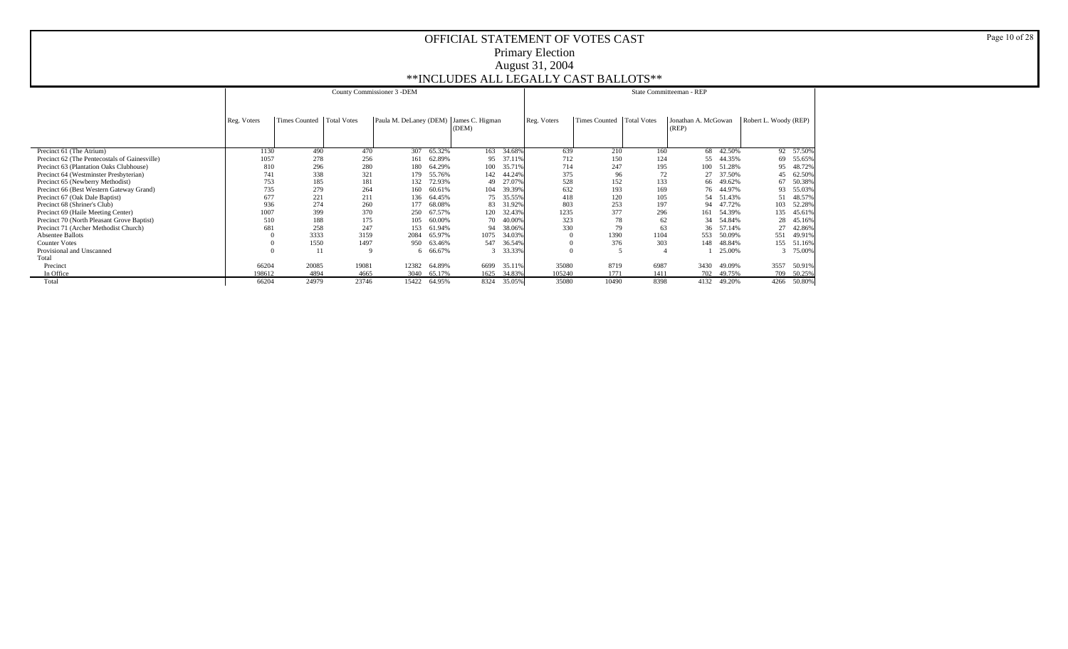# OFFICIAL STATEMENT OF VOTES CAST

## Primary Election

## August 31, 2004

## **INCLUDES ALL LEGALLY CAST BALLOTS**

| | County Commissioner 3 -DEM | | | | | | | State Committeeman - REP | | | | | | |
|---|---|---|---|---|---|---|---|---|---|---|---|---|---|---|
| | Reg. Voters | Times Counted | Total Votes | Paula M. DeLaney (DEM) | | James C. Higman (DEM) | | Reg. Voters | Times Counted | Total Votes | Jonathan A. McGowan (REP) | | Robert L. Woody (REP) | |
| Precinct 61 (The Atrium) | 1130 | 490 | 470 | 307 | 65.32% | 163 | 34.68% | 639 | 210 | 160 | 68 | 42.50% | 92 | 57.50% |
| Precinct 62 (The Pentecostals of Gainesville) | 1057 | 278 | 256 | 161 | 62.89% | 95 | 37.11% | 712 | 150 | 124 | 55 | 44.35% | 69 | 55.65% |
| Precinct 63 (Plantation Oaks Clubhouse) | 810 | 296 | 280 | 180 | 64.29% | 100 | 35.71% | 714 | 247 | 195 | 100 | 51.28% | 95 | 48.72% |
| Precinct 64 (Westminster Presbyterian) | 741 | 338 | 321 | 179 | 55.76% | 142 | 44.24% | 375 | 96 | 72 | 27 | 37.50% | 45 | 62.50% |
| Precinct 65 (Newberry Methodist) | 753 | 185 | 181 | 132 | 72.93% | 49 | 27.07% | 528 | 152 | 133 | 66 | 49.62% | 67 | 50.38% |
| Precinct 66 (Best Western Gateway Grand) | 735 | 279 | 264 | 160 | 60.61% | 104 | 39.39% | 632 | 193 | 169 | 76 | 44.97% | 93 | 55.03% |
| Precinct 67 (Oak Dale Baptist) | 677 | 221 | 211 | 136 | 64.45% | 75 | 35.55% | 418 | 120 | 105 | 54 | 51.43% | 51 | 48.57% |
| Precinct 68 (Shriner's Club) | 936 | 274 | 260 | 177 | 68.08% | 83 | 31.92% | 803 | 253 | 197 | 94 | 47.72% | 103 | 52.28% |
| Precinct 69 (Haile Meeting Center) | 1007 | 399 | 370 | 250 | 67.57% | 120 | 32.43% | 1235 | 377 | 296 | 161 | 54.39% | 135 | 45.61% |
| Precinct 70 (North Pleasant Grove Baptist) | 510 | 188 | 175 | 105 | 60.00% | 70 | 40.00% | 323 | 78 | 62 | 34 | 54.84% | 28 | 45.16% |
| Precinct 71 (Archer Methodist Church) | 681 | 258 | 247 | 153 | 61.94% | 94 | 38.06% | 330 | 79 | 63 | 36 | 57.14% | 27 | 42.86% |
| Absentee Ballots | 0 | 3333 | 3159 | 2084 | 65.97% | 1075 | 34.03% | 0 | 1390 | 1104 | 553 | 50.09% | 551 | 49.91% |
| Counter Votes | 0 | 1550 | 1497 | 950 | 63.46% | 547 | 36.54% | 0 | 376 | 303 | 148 | 48.84% | 155 | 51.16% |
| Provisional and Unscanned | 0 | 11 | 9 | 6 | 66.67% | 3 | 33.33% | 0 | 5 | 4 | 1 | 25.00% | 3 | 75.00% |
| Total | | | | | | | | | | | | | | |
| Precinct | 66204 | 20085 | 19081 | 12382 | 64.89% | 6699 | 35.11% | 35080 | 8719 | 6987 | 3430 | 49.09% | 3557 | 50.91% |
| In Office | 198612 | 4894 | 4665 | 3040 | 65.17% | 1625 | 34.83% | 105240 | 1771 | 1411 | 702 | 49.75% | 709 | 50.25% |
| Total | 66204 | 24979 | 23746 | 15422 | 64.95% | 8324 | 35.05% | 35080 | 10490 | 8398 | 4132 | 49.20% | 4266 | 50.80% |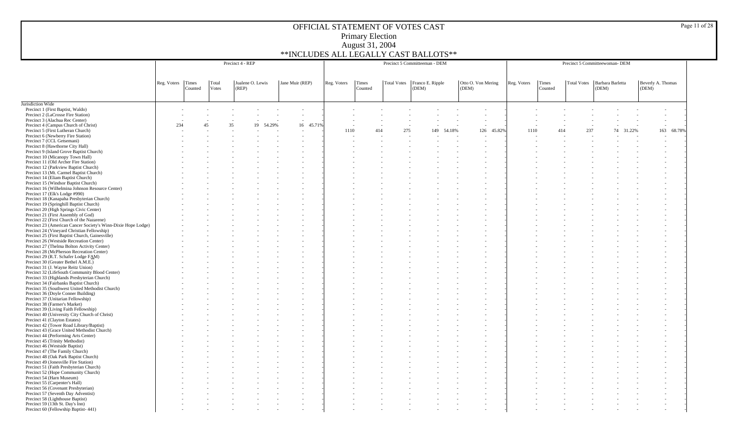# OFFICIAL STATEMENT OF VOTES CAST

## Primary Election

## August 31, 2004

## **INCLUDES ALL LEGALLY CAST BALLOTS**

| | Precinct 4 - REP | | | | | | | Precinct 5 Committeeman - DEM | | | | | | | Precinct 5 Committeewoman- DEM | | | | | | |
|---|---|---|---|---|---|---|---|---|---|---|---|---|---|---|---|---|---|---|---|---|---|
| | Reg. Voters | Times Counted | Total Votes | Jualene O. Lewis (REP) | | Jane Muir (REP) | | Reg. Voters | Times Counted | Total Votes | Franco E. Ripple (DEM) | | Otto O. Von Mering (DEM) | | Reg. Voters | Times Counted | Total Votes | Barbara Barletta (DEM) | | Beverly A. Thomas (DEM) | |
| Jurisdiction Wide | | | | | | | | | | | | | | | | | | | | | |
| Precinct 1 (First Baptist, Waldo) | - | - | - | - | - | - | - | - | - | - | - | - | - | - | - | - | - | - | - | - | - |
| Precinct 2 (LaCrosse Fire Station) | - | - | - | - | - | - | - | - | - | - | - | - | - | - | - | - | - | - | - | - | - |
| Precinct 3 (Alachua Rec Center) | - | - | - | - | - | - | - | - | - | - | - | - | - | - | - | - | - | - | - | - | - |
| Precinct 4 (Campus Church of Christ) | 234 | 45 | 35 | 19 | 54.29% | 16 | 45.71% | - | - | - | - | - | - | - | - | - | - | - | - | - | - |
| Precinct 5 (First Lutheran Church) | - | - | - | - | - | - | - | 1110 | 414 | 275 | 149 | 54.18% | 126 | 45.82% | 1110 | 414 | 237 | 74 | 31.22% | 163 | 68.78% |
| Precinct 6 (Newberry Fire Station) | - | - | - | - | - | - | - | - | - | - | - | - | - | - | - | - | - | - | - | - | - |
| Precinct 7 (CCL Getsemani) | - | - | - | - | - | - | - | - | - | - | - | - | - | - | - | - | - | - | - | - | - |
| Precinct 8 (Hawthorne City Hall) | - | - | - | - | - | - | - | - | - | - | - | - | - | - | - | - | - | - | - | - | - |
| Precinct 9 (Island Grove Baptist Church) | - | - | - | - | - | - | - | - | - | - | - | - | - | - | - | - | - | - | - | - | - |
| Precinct 10 (Micanopy Town Hall) | - | - | - | - | - | - | - | - | - | - | - | - | - | - | - | - | - | - | - | - | - |
| Precinct 11 (Old Archer Fire Station) | - | - | - | - | - | - | - | - | - | - | - | - | - | - | - | - | - | - | - | - | - |
| Precinct 12 (Parkview Baptist Church) | - | - | - | - | - | - | - | - | - | - | - | - | - | - | - | - | - | - | - | - | - |
| Precinct 13 (Mt. Carmel Baptist Church) | - | - | - | - | - | - | - | - | - | - | - | - | - | - | - | - | - | - | - | - | - |
| Precinct 14 (Eliam Baptist Church) | - | - | - | - | - | - | - | - | - | - | - | - | - | - | - | - | - | - | - | - | - |
| Precinct 15 (Windsor Baptist Church) | - | - | - | - | - | - | - | - | - | - | - | - | - | - | - | - | - | - | - | - | - |
| Precinct 16 (Wilhelmina Johnson Resource Center) | - | - | - | - | - | - | - | - | - | - | - | - | - | - | - | - | - | - | - | - | - |
| Precinct 17 (Elk's Lodge #990) | - | - | - | - | - | - | - | - | - | - | - | - | - | - | - | - | - | - | - | - | - |
| Precinct 18 (Kanapaha Presbyterian Church) | - | - | - | - | - | - | - | - | - | - | - | - | - | - | - | - | - | - | - | - | - |
| Precinct 19 (Springhill Baptist Church) | - | - | - | - | - | - | - | - | - | - | - | - | - | - | - | - | - | - | - | - | - |
| Precinct 20 (High Springs Civic Center) | - | - | - | - | - | - | - | - | - | - | - | - | - | - | - | - | - | - | - | - | - |
| Precinct 21 (First Assembly of God) | - | - | - | - | - | - | - | - | - | - | - | - | - | - | - | - | - | - | - | - | - |
| Precinct 22 (First Church of the Nazarene) | - | - | - | - | - | - | - | - | - | - | - | - | - | - | - | - | - | - | - | - | - |
| Precinct 23 (American Cancer Society's Winn-Dixie Hope Lodge) | - | - | - | - | - | - | - | - | - | - | - | - | - | - | - | - | - | - | - | - | - |
| Precinct 24 (Vineyard Christian Fellowship) | - | - | - | - | - | - | - | - | - | - | - | - | - | - | - | - | - | - | - | - | - |
| Precinct 25 (First Baptist Church, Gainesville) | - | - | - | - | - | - | - | - | - | - | - | - | - | - | - | - | - | - | - | - | - |
| Precinct 26 (Westside Recreation Center) | - | - | - | - | - | - | - | - | - | - | - | - | - | - | - | - | - | - | - | - | - |
| Precinct 27 (Thelma Bolton Activity Center) | - | - | - | - | - | - | - | - | - | - | - | - | - | - | - | - | - | - | - | - | - |
| Precinct 28 (McPherson Recreation Center) | - | - | - | - | - | - | - | - | - | - | - | - | - | - | - | - | - | - | - | - | - |
| Precinct 29 (R.T. Schafer Lodge FAM) | - | - | - | - | - | - | - | - | - | - | - | - | - | - | - | - | - | - | - | - | - |
| Precinct 30 (Greater Bethel A.M.E.) | - | - | - | - | - | - | - | - | - | - | - | - | - | - | - | - | - | - | - | - | - |
| Precinct 31 (J. Wayne Reitz Union) | - | - | - | - | - | - | - | - | - | - | - | - | - | - | - | - | - | - | - | - | - |
| Precinct 32 (LifeSouth Community Blood Center) | - | - | - | - | - | - | - | - | - | - | - | - | - | - | - | - | - | - | - | - | - |
| Precinct 33 (Highlands Presbyterian Church) | - | - | - | - | - | - | - | - | - | - | - | - | - | - | - | - | - | - | - | - | - |
| Precinct 34 (Fairbanks Baptist Church) | - | - | - | - | - | - | - | - | - | - | - | - | - | - | - | - | - | - | - | - | - |
| Precinct 35 (Southwest United Methodist Church) | - | - | - | - | - | - | - | - | - | - | - | - | - | - | - | - | - | - | - | - | - |
| Precinct 36 (Doyle Conner Building) | - | - | - | - | - | - | - | - | - | - | - | - | - | - | - | - | - | - | - | - | - |
| Precinct 37 (Unitarian Fellowship) | - | - | - | - | - | - | - | - | - | - | - | - | - | - | - | - | - | - | - | - | - |
| Precinct 38 (Farmer's Market) | - | - | - | - | - | - | - | - | - | - | - | - | - | - | - | - | - | - | - | - | - |
| Precinct 39 (Living Faith Fellowship) | - | - | - | - | - | - | - | - | - | - | - | - | - | - | - | - | - | - | - | - | - |
| Precinct 40 (University City Church of Christ) | - | - | - | - | - | - | - | - | - | - | - | - | - | - | - | - | - | - | - | - | - |
| Precinct 41 (Clayton Estates) | - | - | - | - | - | - | - | - | - | - | - | - | - | - | - | - | - | - | - | - | - |
| Precinct 42 (Tower Road Library/Baptist) | - | - | - | - | - | - | - | - | - | - | - | - | - | - | - | - | - | - | - | - | - |
| Precinct 43 (Grace United Methodist Church) | - | - | - | - | - | - | - | - | - | - | - | - | - | - | - | - | - | - | - | - | - |
| Precinct 44 (Performing Arts Center) | - | - | - | - | - | - | - | - | - | - | - | - | - | - | - | - | - | - | - | - | - |
| Precinct 45 (Trinity Methodist) | - | - | - | - | - | - | - | - | - | - | - | - | - | - | - | - | - | - | - | - | - |
| Precinct 46 (Westside Baptist) | - | - | - | - | - | - | - | - | - | - | - | - | - | - | - | - | - | - | - | - | - |
| Precinct 47 (The Family Church) | - | - | - | - | - | - | - | - | - | - | - | - | - | - | - | - | - | - | - | - | - |
| Precinct 48 (Oak Park Baptist Church) | - | - | - | - | - | - | - | - | - | - | - | - | - | - | - | - | - | - | - | - | - |
| Precinct 49 (Jonesville Fire Station) | - | - | - | - | - | - | - | - | - | - | - | - | - | - | - | - | - | - | - | - | - |
| Precinct 51 (Faith Presbyterian Church) | - | - | - | - | - | - | - | - | - | - | - | - | - | - | - | - | - | - | - | - | - |
| Precinct 52 (Hope Community Church) | - | - | - | - | - | - | - | - | - | - | - | - | - | - | - | - | - | - | - | - | - |
| Precinct 54 (Harn Museum) | - | - | - | - | - | - | - | - | - | - | - | - | - | - | - | - | - | - | - | - | - |
| Precinct 55 (Carpenter's Hall) | - | - | - | - | - | - | - | - | - | - | - | - | - | - | - | - | - | - | - | - | - |
| Precinct 56 (Covenant Presbyterian) | - | - | - | - | - | - | - | - | - | - | - | - | - | - | - | - | - | - | - | - | - |
| Precinct 57 (Seventh Day Adventist) | - | - | - | - | - | - | - | - | - | - | - | - | - | - | - | - | - | - | - | - | - |
| Precinct 58 (Lighthouse Baptist) | - | - | - | - | - | - | - | - | - | - | - | - | - | - | - | - | - | - | - | - | - |
| Precinct 59 (13th St. Day's Inn) | - | - | - | - | - | - | - | - | - | - | - | - | - | - | - | - | - | - | - | - | - |
| Precinct 60 (Fellowship Baptist- 441) | - | - | - | - | - | - | - | - | - | - | - | - | - | - | - | - | - | - | - | - | - |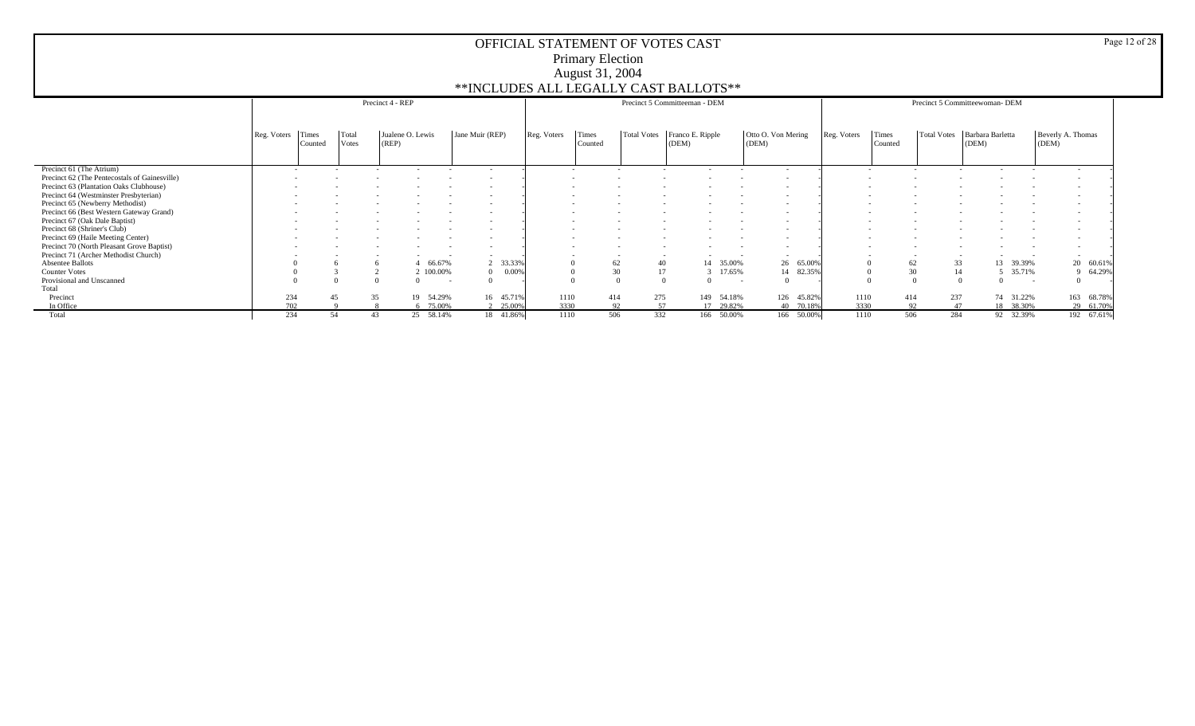# OFFICIAL STATEMENT OF VOTES CAST

## Primary Election

## August 31, 2004

## **INCLUDES ALL LEGALLY CAST BALLOTS**

| | Precinct 4 - REP | | | | | | | Precinct 5 Committeeman - DEM | | | | | | | Precinct 5 Committeewoman- DEM | | | | | | |
|---|---|---|---|---|---|---|---|---|---|---|---|---|---|---|---|---|---|---|---|---|---|
| | Reg. Voters | Times Counted | Total Votes | Jualene O. Lewis (REP) | | Jane Muir (REP) | | Reg. Voters | Times Counted | Total Votes | Franco E. Ripple (DEM) | | Otto O. Von Mering (DEM) | | Reg. Voters | Times Counted | Total Votes | Barbara Barletta (DEM) | | Beverly A. Thomas (DEM) | |
| Precinct 61 (The Atrium) | - | - | - | - | - | - | - | - | - | - | - | - | - | - | - | - | - | - | - | - | - |
| Precinct 62 (The Pentecostals of Gainesville) | - | - | - | - | - | - | - | - | - | - | - | - | - | - | - | - | - | - | - | - | - |
| Precinct 63 (Plantation Oaks Clubhouse) | - | - | - | - | - | - | - | - | - | - | - | - | - | - | - | - | - | - | - | - | - |
| Precinct 64 (Westminster Presbyterian) | - | - | - | - | - | - | - | - | - | - | - | - | - | - | - | - | - | - | - | - | - |
| Precinct 65 (Newberry Methodist) | - | - | - | - | - | - | - | - | - | - | - | - | - | - | - | - | - | - | - | - | - |
| Precinct 66 (Best Western Gateway Grand) | - | - | - | - | - | - | - | - | - | - | - | - | - | - | - | - | - | - | - | - | - |
| Precinct 67 (Oak Dale Baptist) | - | - | - | - | - | - | - | - | - | - | - | - | - | - | - | - | - | - | - | - | - |
| Precinct 68 (Shriner's Club) | - | - | - | - | - | - | - | - | - | - | - | - | - | - | - | - | - | - | - | - | - |
| Precinct 69 (Haile Meeting Center) | - | - | - | - | - | - | - | - | - | - | - | - | - | - | - | - | - | - | - | - | - |
| Precinct 70 (North Pleasant Grove Baptist) | - | - | - | - | - | - | - | - | - | - | - | - | - | - | - | - | - | - | - | - | - |
| Precinct 71 (Archer Methodist Church) | - | - | - | - | - | - | - | - | - | - | - | - | - | - | - | - | - | - | - | - | - |
| Absentee Ballots | 0 | 6 | 6 | 4 | 66.67% | 2 | 33.33% | 0 | 62 | 40 | 14 | 35.00% | 26 | 65.00% | 0 | 62 | 33 | 13 | 39.39% | 20 | 60.61% |
| Counter Votes | 0 | 3 | 2 | 2 | 100.00% | 0 | 0.00% | 0 | 30 | 17 | 3 | 17.65% | 14 | 82.35% | 0 | 30 | 14 | 5 | 35.71% | 9 | 64.29% |
| Provisional and Unscanned | 0 | 0 | 0 | 0 | - | 0 | - | 0 | 0 | 0 | 0 | - | 0 | - | 0 | 0 | 0 | 0 | - | 0 | - |
| Total | | | | | | | | | | | | | | | | | | | | | |
| Precinct | 234 | 45 | 35 | 19 | 54.29% | 16 | 45.71% | 1110 | 414 | 275 | 149 | 54.18% | 126 | 45.82% | 1110 | 414 | 237 | 74 | 31.22% | 163 | 68.78% |
| In Office | 702 | 9 | 8 | 6 | 75.00% | 2 | 25.00% | 3330 | 92 | 57 | 17 | 29.82% | 40 | 70.18% | 3330 | 92 | 47 | 18 | 38.30% | 29 | 61.70% |
| Total | 234 | 54 | 43 | 25 | 58.14% | 18 | 41.86% | 1110 | 506 | 332 | 166 | 50.00% | 166 | 50.00% | 1110 | 506 | 284 | 92 | 32.39% | 192 | 67.61% |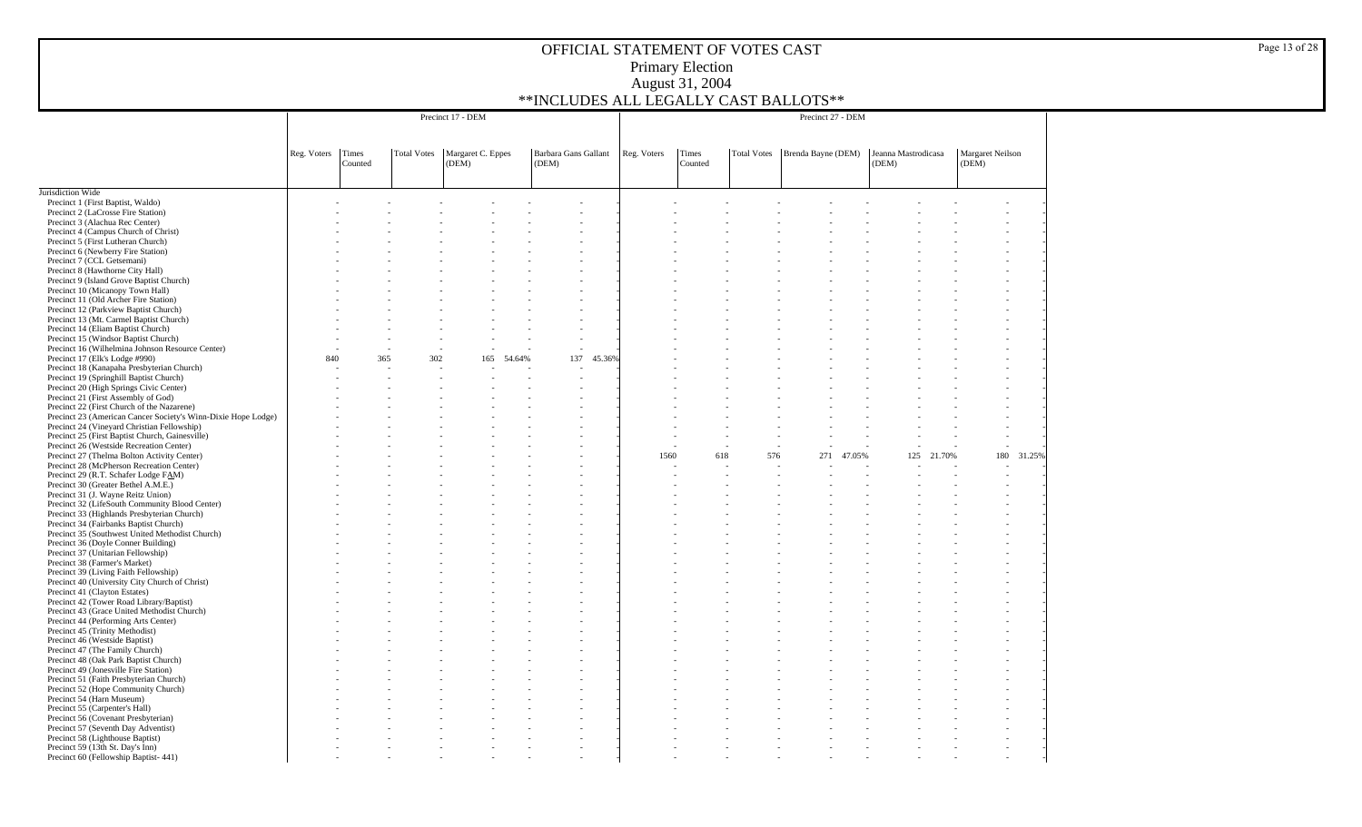# OFFICIAL STATEMENT OF VOTES CAST

## Primary Election

## August 31, 2004

## **INCLUDES ALL LEGALLY CAST BALLOTS**

| | Precinct 17 - DEM | | | | | | | Precinct 27 - DEM | | | | | | | | | |
|---|---|---|---|---|---|---|---|---|---|---|---|---|---|---|---|---|---|
| | Reg. Voters | Times Counted | Total Votes | Margaret C. Eppes (DEM) | | Barbara Gans Gallant (DEM) | | Reg. Voters | Times Counted | Total Votes | Brenda Bayne (DEM) | | Jeanna Mastrodicasa (DEM) | | Margaret Neilson (DEM) | | |
| Jurisdiction Wide | | | | | | | | | | | | | | | | | |
| Precinct 1 (First Baptist, Waldo) | - | - | - | - | - | - | - | - | - | - | - | - | - | - | - | - | |
| Precinct 2 (LaCrosse Fire Station) | - | - | - | - | - | - | - | - | - | - | - | - | - | - | - | - | |
| Precinct 3 (Alachua Rec Center) | - | - | - | - | - | - | - | - | - | - | - | - | - | - | - | - | |
| Precinct 4 (Campus Church of Christ) | - | - | - | - | - | - | - | - | - | - | - | - | - | - | - | - | |
| Precinct 5 (First Lutheran Church) | - | - | - | - | - | - | - | - | - | - | - | - | - | - | - | - | |
| Precinct 6 (Newberry Fire Station) | - | - | - | - | - | - | - | - | - | - | - | - | - | - | - | - | |
| Precinct 7 (CCL Getsemani) | - | - | - | - | - | - | - | - | - | - | - | - | - | - | - | - | |
| Precinct 8 (Hawthorne City Hall) | - | - | - | - | - | - | - | - | - | - | - | - | - | - | - | - | |
| Precinct 9 (Island Grove Baptist Church) | - | - | - | - | - | - | - | - | - | - | - | - | - | - | - | - | |
| Precinct 10 (Micanopy Town Hall) | - | - | - | - | - | - | - | - | - | - | - | - | - | - | - | - | |
| Precinct 11 (Old Archer Fire Station) | - | - | - | - | - | - | - | - | - | - | - | - | - | - | - | - | |
| Precinct 12 (Parkview Baptist Church) | - | - | - | - | - | - | - | - | - | - | - | - | - | - | - | - | |
| Precinct 13 (Mt. Carmel Baptist Church) | - | - | - | - | - | - | - | - | - | - | - | - | - | - | - | - | |
| Precinct 14 (Eliam Baptist Church) | - | - | - | - | - | - | - | - | - | - | - | - | - | - | - | - | |
| Precinct 15 (Windsor Baptist Church) | - | - | - | - | - | - | - | - | - | - | - | - | - | - | - | - | |
| Precinct 16 (Wilhelmina Johnson Resource Center) | - | - | - | - | - | - | - | - | - | - | - | - | - | - | - | - | |
| Precinct 17 (Elk's Lodge #990) | 840 | 365 | 302 | 165 | 54.64% | 137 | 45.36% | - | - | - | - | - | - | - | - | - | |
| Precinct 18 (Kanapaha Presbyterian Church) | - | - | - | - | - | - | - | - | - | - | - | - | - | - | - | - | |
| Precinct 19 (Springhill Baptist Church) | - | - | - | - | - | - | - | - | - | - | - | - | - | - | - | - | |
| Precinct 20 (High Springs Civic Center) | - | - | - | - | - | - | - | - | - | - | - | - | - | - | - | - | |
| Precinct 21 (First Assembly of God) | - | - | - | - | - | - | - | - | - | - | - | - | - | - | - | - | |
| Precinct 22 (First Church of the Nazarene) | - | - | - | - | - | - | - | - | - | - | - | - | - | - | - | - | |
| Precinct 23 (American Cancer Society's Winn-Dixie Hope Lodge) | - | - | - | - | - | - | - | - | - | - | - | - | - | - | - | - | |
| Precinct 24 (Vineyard Christian Fellowship) | - | - | - | - | - | - | - | - | - | - | - | - | - | - | - | - | |
| Precinct 25 (First Baptist Church, Gainesville) | - | - | - | - | - | - | - | - | - | - | - | - | - | - | - | - | |
| Precinct 26 (Westside Recreation Center) | - | - | - | - | - | - | - | - | - | - | - | - | - | - | - | - | |
| Precinct 27 (Thelma Bolton Activity Center) | - | - | - | - | - | - | - | 1560 | 618 | 576 | 271 | 47.05% | 125 | 21.70% | 180 | 31.25% | |
| Precinct 28 (McPherson Recreation Center) | - | - | - | - | - | - | - | - | - | - | - | - | - | - | - | - | |
| Precinct 29 (R.T. Schafer Lodge FAM) | - | - | - | - | - | - | - | - | - | - | - | - | - | - | - | - | |
| Precinct 30 (Greater Bethel A.M.E.) | - | - | - | - | - | - | - | - | - | - | - | - | - | - | - | - | |
| Precinct 31 (J. Wayne Reitz Union) | - | - | - | - | - | - | - | - | - | - | - | - | - | - | - | - | |
| Precinct 32 (LifeSouth Community Blood Center) | - | - | - | - | - | - | - | - | - | - | - | - | - | - | - | - | |
| Precinct 33 (Highlands Presbyterian Church) | - | - | - | - | - | - | - | - | - | - | - | - | - | - | - | - | |
| Precinct 34 (Fairbanks Baptist Church) | - | - | - | - | - | - | - | - | - | - | - | - | - | - | - | - | |
| Precinct 35 (Southwest United Methodist Church) | - | - | - | - | - | - | - | - | - | - | - | - | - | - | - | - | |
| Precinct 36 (Doyle Conner Building) | - | - | - | - | - | - | - | - | - | - | - | - | - | - | - | - | |
| Precinct 37 (Unitarian Fellowship) | - | - | - | - | - | - | - | - | - | - | - | - | - | - | - | - | |
| Precinct 38 (Farmer's Market) | - | - | - | - | - | - | - | - | - | - | - | - | - | - | - | - | |
| Precinct 39 (Living Faith Fellowship) | - | - | - | - | - | - | - | - | - | - | - | - | - | - | - | - | |
| Precinct 40 (University City Church of Christ) | - | - | - | - | - | - | - | - | - | - | - | - | - | - | - | - | |
| Precinct 41 (Clayton Estates) | - | - | - | - | - | - | - | - | - | - | - | - | - | - | - | - | |
| Precinct 42 (Tower Road Library/Baptist) | - | - | - | - | - | - | - | - | - | - | - | - | - | - | - | - | |
| Precinct 43 (Grace United Methodist Church) | - | - | - | - | - | - | - | - | - | - | - | - | - | - | - | - | |
| Precinct 44 (Performing Arts Center) | - | - | - | - | - | - | - | - | - | - | - | - | - | - | - | - | |
| Precinct 45 (Trinity Methodist) | - | - | - | - | - | - | - | - | - | - | - | - | - | - | - | - | |
| Precinct 46 (Westside Baptist) | - | - | - | - | - | - | - | - | - | - | - | - | - | - | - | - | |
| Precinct 47 (The Family Church) | - | - | - | - | - | - | - | - | - | - | - | - | - | - | - | - | |
| Precinct 48 (Oak Park Baptist Church) | - | - | - | - | - | - | - | - | - | - | - | - | - | - | - | - | |
| Precinct 49 (Jonesville Fire Station) | - | - | - | - | - | - | - | - | - | - | - | - | - | - | - | - | |
| Precinct 51 (Faith Presbyterian Church) | - | - | - | - | - | - | - | - | - | - | - | - | - | - | - | - | |
| Precinct 52 (Hope Community Church) | - | - | - | - | - | - | - | - | - | - | - | - | - | - | - | - | |
| Precinct 54 (Harn Museum) | - | - | - | - | - | - | - | - | - | - | - | - | - | - | - | - | |
| Precinct 55 (Carpenter's Hall) | - | - | - | - | - | - | - | - | - | - | - | - | - | - | - | - | |
| Precinct 56 (Covenant Presbyterian) | - | - | - | - | - | - | - | - | - | - | - | - | - | - | - | - | |
| Precinct 57 (Seventh Day Adventist) | - | - | - | - | - | - | - | - | - | - | - | - | - | - | - | - | |
| Precinct 58 (Lighthouse Baptist) | - | - | - | - | - | - | - | - | - | - | - | - | - | - | - | - | |
| Precinct 59 (13th St. Day's Inn) | - | - | - | - | - | - | - | - | - | - | - | - | - | - | - | - | |
| Precinct 60 (Fellowship Baptist- 441) | - | - | - | - | - | - | - | - | - | - | - | - | - | - | - | - | |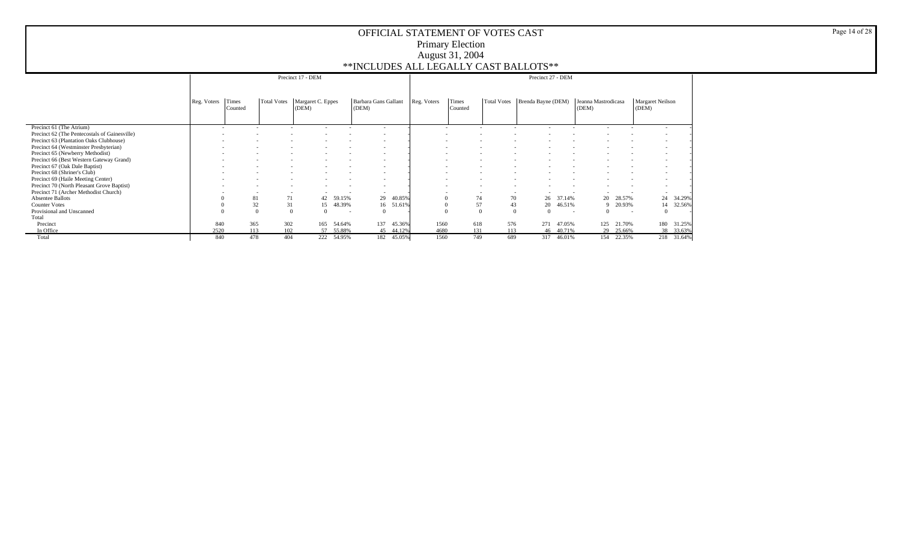# OFFICIAL STATEMENT OF VOTES CAST

Primary Election

August 31, 2004

**INCLUDES ALL LEGALLY CAST BALLOTS**

| | Precinct 17 - DEM | | | | | | | Precinct 27 - DEM | | | | | | | | | |
|---|---|---|---|---|---|---|---|---|---|---|---|---|---|---|---|---|---|
| | Reg. Voters | Times Counted | Total Votes | Margaret C. Eppes (DEM) | | Barbara Gans Gallant (DEM) | | Reg. Voters | Times Counted | Total Votes | Brenda Bayne (DEM) | | Jeanna Mastrodicasa (DEM) | | Margaret Neilson (DEM) | | |
| Precinct 61 (The Atrium) | - | - | - | - | - | - | - | - | - | - | - | - | - | - | - | - | |
| Precinct 62 (The Pentecostals of Gainesville) | - | - | - | - | - | - | - | - | - | - | - | - | - | - | - | - | |
| Precinct 63 (Plantation Oaks Clubhouse) | - | - | - | - | - | - | - | - | - | - | - | - | - | - | - | - | |
| Precinct 64 (Westminster Presbyterian) | - | - | - | - | - | - | - | - | - | - | - | - | - | - | - | - | |
| Precinct 65 (Newberry Methodist) | - | - | - | - | - | - | - | - | - | - | - | - | - | - | - | - | |
| Precinct 66 (Best Western Gateway Grand) | - | - | - | - | - | - | - | - | - | - | - | - | - | - | - | - | |
| Precinct 67 (Oak Dale Baptist) | - | - | - | - | - | - | - | - | - | - | - | - | - | - | - | - | |
| Precinct 68 (Shriner's Club) | - | - | - | - | - | - | - | - | - | - | - | - | - | - | - | - | |
| Precinct 69 (Haile Meeting Center) | - | - | - | - | - | - | - | - | - | - | - | - | - | - | - | - | |
| Precinct 70 (North Pleasant Grove Baptist) | - | - | - | - | - | - | - | - | - | - | - | - | - | - | - | - | |
| Precinct 71 (Archer Methodist Church) | - | - | - | - | - | - | - | - | - | - | - | - | - | - | - | - | |
| Absentee Ballots | 0 | 81 | 71 | 42 | 59.15% | 29 | 40.85% | 0 | 74 | 70 | 26 | 37.14% | 20 | 28.57% | 24 | 34.29% | |
| Counter Votes | 0 | 32 | 31 | 15 | 48.39% | 16 | 51.61% | 0 | 57 | 43 | 20 | 46.51% | 9 | 20.93% | 14 | 32.56% | |
| Provisional and Unscanned | 0 | 0 | 0 | 0 | - | 0 | - | 0 | 0 | 0 | 0 | - | 0 | - | 0 | - | |
| Total | | | | | | | | | | | | | | | | | |
| Precinct | 840 | 365 | 302 | 165 | 54.64% | 137 | 45.36% | 1560 | 618 | 576 | 271 | 47.05% | 125 | 21.70% | 180 | 31.25% | |
| In Office | 2520 | 113 | 102 | 57 | 55.88% | 45 | 44.12% | 4680 | 131 | 113 | 46 | 40.71% | 29 | 25.66% | 38 | 33.63% | |
| Total | 840 | 478 | 404 | 222 | 54.95% | 182 | 45.05% | 1560 | 749 | 689 | 317 | 46.01% | 154 | 22.35% | 218 | 31.64% | |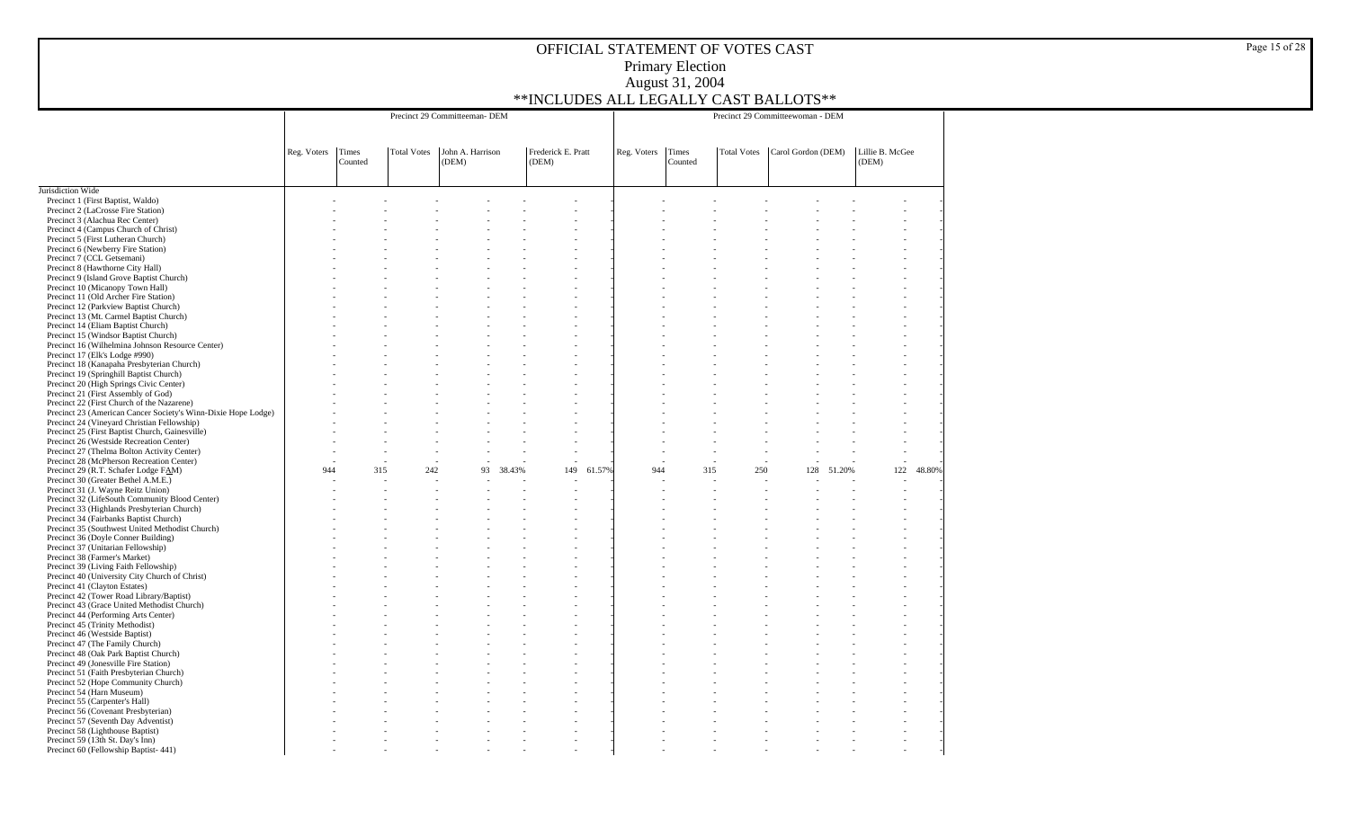# OFFICIAL STATEMENT OF VOTES CAST

## Primary Election

## August 31, 2004

## **INCLUDES ALL LEGALLY CAST BALLOTS**

| | Precinct 29 Committeeman- DEM | | | | | | | Precinct 29 Committeewoman - DEM | | | | | | |
|---|---|---|---|---|---|---|---|---|---|---|---|---|---|---|
| | Reg. Voters | Times Counted | Total Votes | John A. Harrison (DEM) | | Frederick E. Pratt (DEM) | | Reg. Voters | Times Counted | Total Votes | Carol Gordon (DEM) | | Lillie B. McGee (DEM) | |
| Jurisdiction Wide | | | | | | | | | | | | | | |
| Precinct 1 (First Baptist, Waldo) | - | - | - | - | - | - | - | - | - | - | - | - | - | - |
| Precinct 2 (LaCrosse Fire Station) | - | - | - | - | - | - | - | - | - | - | - | - | - | - |
| Precinct 3 (Alachua Rec Center) | - | - | - | - | - | - | - | - | - | - | - | - | - | - |
| Precinct 4 (Campus Church of Christ) | - | - | - | - | - | - | - | - | - | - | - | - | - | - |
| Precinct 5 (First Lutheran Church) | - | - | - | - | - | - | - | - | - | - | - | - | - | - |
| Precinct 6 (Newberry Fire Station) | - | - | - | - | - | - | - | - | - | - | - | - | - | - |
| Precinct 7 (CCL Getsemani) | - | - | - | - | - | - | - | - | - | - | - | - | - | - |
| Precinct 8 (Hawthorne City Hall) | - | - | - | - | - | - | - | - | - | - | - | - | - | - |
| Precinct 9 (Island Grove Baptist Church) | - | - | - | - | - | - | - | - | - | - | - | - | - | - |
| Precinct 10 (Micanopy Town Hall) | - | - | - | - | - | - | - | - | - | - | - | - | - | - |
| Precinct 11 (Old Archer Fire Station) | - | - | - | - | - | - | - | - | - | - | - | - | - | - |
| Precinct 12 (Parkview Baptist Church) | - | - | - | - | - | - | - | - | - | - | - | - | - | - |
| Precinct 13 (Mt. Carmel Baptist Church) | - | - | - | - | - | - | - | - | - | - | - | - | - | - |
| Precinct 14 (Eliam Baptist Church) | - | - | - | - | - | - | - | - | - | - | - | - | - | - |
| Precinct 15 (Windsor Baptist Church) | - | - | - | - | - | - | - | - | - | - | - | - | - | - |
| Precinct 16 (Wilhelmina Johnson Resource Center) | - | - | - | - | - | - | - | - | - | - | - | - | - | - |
| Precinct 17 (Elk's Lodge #990) | - | - | - | - | - | - | - | - | - | - | - | - | - | - |
| Precinct 18 (Kanapaha Presbyterian Church) | - | - | - | - | - | - | - | - | - | - | - | - | - | - |
| Precinct 19 (Springhill Baptist Church) | - | - | - | - | - | - | - | - | - | - | - | - | - | - |
| Precinct 20 (High Springs Civic Center) | - | - | - | - | - | - | - | - | - | - | - | - | - | - |
| Precinct 21 (First Assembly of God) | - | - | - | - | - | - | - | - | - | - | - | - | - | - |
| Precinct 22 (First Church of the Nazarene) | - | - | - | - | - | - | - | - | - | - | - | - | - | - |
| Precinct 23 (American Cancer Society's Winn-Dixie Hope Lodge) | - | - | - | - | - | - | - | - | - | - | - | - | - | - |
| Precinct 24 (Vineyard Christian Fellowship) | - | - | - | - | - | - | - | - | - | - | - | - | - | - |
| Precinct 25 (First Baptist Church, Gainesville) | - | - | - | - | - | - | - | - | - | - | - | - | - | - |
| Precinct 26 (Westside Recreation Center) | - | - | - | - | - | - | - | - | - | - | - | - | - | - |
| Precinct 27 (Thelma Bolton Activity Center) | - | - | - | - | - | - | - | - | - | - | - | - | - | - |
| Precinct 28 (McPherson Recreation Center) | - | - | - | - | - | - | - | - | - | - | - | - | - | - |
| Precinct 29 (R.T. Schafer Lodge FAM) | 944 | 315 | 242 | 93 | 38.43% | 149 | 61.57% | 944 | 315 | 250 | 128 | 51.20% | 122 | 48.80% |
| Precinct 30 (Greater Bethel A.M.E.) | - | - | - | - | - | - | - | - | - | - | - | - | - | - |
| Precinct 31 (J. Wayne Reitz Union) | - | - | - | - | - | - | - | - | - | - | - | - | - | - |
| Precinct 32 (LifeSouth Community Blood Center) | - | - | - | - | - | - | - | - | - | - | - | - | - | - |
| Precinct 33 (Highlands Presbyterian Church) | - | - | - | - | - | - | - | - | - | - | - | - | - | - |
| Precinct 34 (Fairbanks Baptist Church) | - | - | - | - | - | - | - | - | - | - | - | - | - | - |
| Precinct 35 (Southwest United Methodist Church) | - | - | - | - | - | - | - | - | - | - | - | - | - | - |
| Precinct 36 (Doyle Conner Building) | - | - | - | - | - | - | - | - | - | - | - | - | - | - |
| Precinct 37 (Unitarian Fellowship) | - | - | - | - | - | - | - | - | - | - | - | - | - | - |
| Precinct 38 (Farmer's Market) | - | - | - | - | - | - | - | - | - | - | - | - | - | - |
| Precinct 39 (Living Faith Fellowship) | - | - | - | - | - | - | - | - | - | - | - | - | - | - |
| Precinct 40 (University City Church of Christ) | - | - | - | - | - | - | - | - | - | - | - | - | - | - |
| Precinct 41 (Clayton Estates) | - | - | - | - | - | - | - | - | - | - | - | - | - | - |
| Precinct 42 (Tower Road Library/Baptist) | - | - | - | - | - | - | - | - | - | - | - | - | - | - |
| Precinct 43 (Grace United Methodist Church) | - | - | - | - | - | - | - | - | - | - | - | - | - | - |
| Precinct 44 (Performing Arts Center) | - | - | - | - | - | - | - | - | - | - | - | - | - | - |
| Precinct 45 (Trinity Methodist) | - | - | - | - | - | - | - | - | - | - | - | - | - | - |
| Precinct 46 (Westside Baptist) | - | - | - | - | - | - | - | - | - | - | - | - | - | - |
| Precinct 47 (The Family Church) | - | - | - | - | - | - | - | - | - | - | - | - | - | - |
| Precinct 48 (Oak Park Baptist Church) | - | - | - | - | - | - | - | - | - | - | - | - | - | - |
| Precinct 49 (Jonesville Fire Station) | - | - | - | - | - | - | - | - | - | - | - | - | - | - |
| Precinct 51 (Faith Presbyterian Church) | - | - | - | - | - | - | - | - | - | - | - | - | - | - |
| Precinct 52 (Hope Community Church) | - | - | - | - | - | - | - | - | - | - | - | - | - | - |
| Precinct 54 (Harn Museum) | - | - | - | - | - | - | - | - | - | - | - | - | - | - |
| Precinct 55 (Carpenter's Hall) | - | - | - | - | - | - | - | - | - | - | - | - | - | - |
| Precinct 56 (Covenant Presbyterian) | - | - | - | - | - | - | - | - | - | - | - | - | - | - |
| Precinct 57 (Seventh Day Adventist) | - | - | - | - | - | - | - | - | - | - | - | - | - | - |
| Precinct 58 (Lighthouse Baptist) | - | - | - | - | - | - | - | - | - | - | - | - | - | - |
| Precinct 59 (13th St. Day's Inn) | - | - | - | - | - | - | - | - | - | - | - | - | - | - |
| Precinct 60 (Fellowship Baptist- 441) | - | - | - | - | - | - | - | - | - | - | - | - | - | - |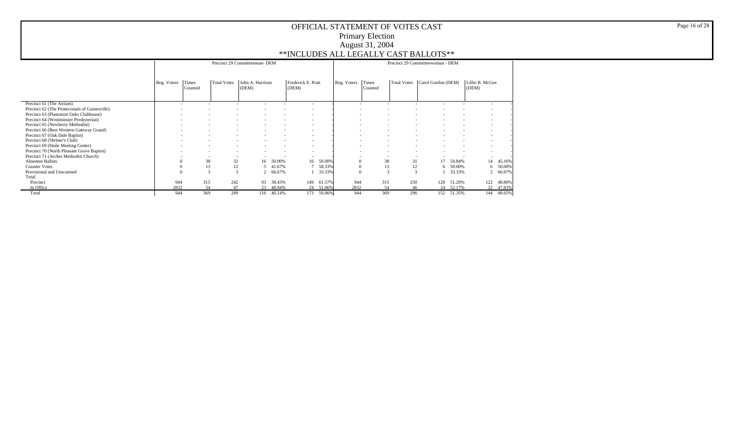# OFFICIAL STATEMENT OF VOTES CAST

## Primary Election

## August 31, 2004

## **INCLUDES ALL LEGALLY CAST BALLOTS**

| | Precinct 29 Committeeman- DEM | | | | | | | Precinct 29 Committeewoman - DEM | | | | | | |
|---|---|---|---|---|---|---|---|---|---|---|---|---|---|---|
| | Reg. Voters | Times Counted | Total Votes | John A. Harrison (DEM) | | Frederick E. Pratt (DEM) | | Reg. Voters | Times Counted | Total Votes | Carol Gordon (DEM) | | Lillie B. McGee (DEM) | |
| Precinct 61 (The Atrium) | - | - | - | - | - | - | - | - | - | - | - | - | - | - |
| Precinct 62 (The Pentecostals of Gainesville) | - | - | - | - | - | - | - | - | - | - | - | - | - | - |
| Precinct 63 (Plantation Oaks Clubhouse) | - | - | - | - | - | - | - | - | - | - | - | - | - | - |
| Precinct 64 (Westminster Presbyterian) | - | - | - | - | - | - | - | - | - | - | - | - | - | - |
| Precinct 65 (Newberry Methodist) | - | - | - | - | - | - | - | - | - | - | - | - | - | - |
| Precinct 66 (Best Western Gateway Grand) | - | - | - | - | - | - | - | - | - | - | - | - | - | - |
| Precinct 67 (Oak Dale Baptist) | - | - | - | - | - | - | - | - | - | - | - | - | - | - |
| Precinct 68 (Shriner's Club) | - | - | - | - | - | - | - | - | - | - | - | - | - | - |
| Precinct 69 (Haile Meeting Center) | - | - | - | - | - | - | - | - | - | - | - | - | - | - |
| Precinct 70 (North Pleasant Grove Baptist) | - | - | - | - | - | - | - | - | - | - | - | - | - | - |
| Precinct 71 (Archer Methodist Church) | - | - | - | - | - | - | - | - | - | - | - | - | - | - |
| Absentee Ballots | 0 | 38 | 32 | 16 | 50.00% | 16 | 50.00% | 0 | 38 | 31 | 17 | 54.84% | 14 | 45.16% |
| Counter Votes | 0 | 13 | 12 | 5 | 41.67% | 7 | 58.33% | 0 | 13 | 12 | 6 | 50.00% | 6 | 50.00% |
| Provisional and Unscanned | 0 | 3 | 3 | 2 | 66.67% | 1 | 33.33% | 0 | 3 | 3 | 1 | 33.33% | 2 | 66.67% |
| Total | | | | | | | | | | | | | | |
| Precinct | 944 | 315 | 242 | 93 | 38.43% | 149 | 61.57% | 944 | 315 | 250 | 128 | 51.20% | 122 | 48.80% |
| In Office | 2832 | 54 | 47 | 23 | 48.94% | 24 | 51.06% | 2832 | 54 | 46 | 24 | 52.17% | 22 | 47.83% |
| Total | 944 | 369 | 289 | 116 | 40.14% | 173 | 59.86% | 944 | 369 | 296 | 152 | 51.35% | 144 | 48.65% |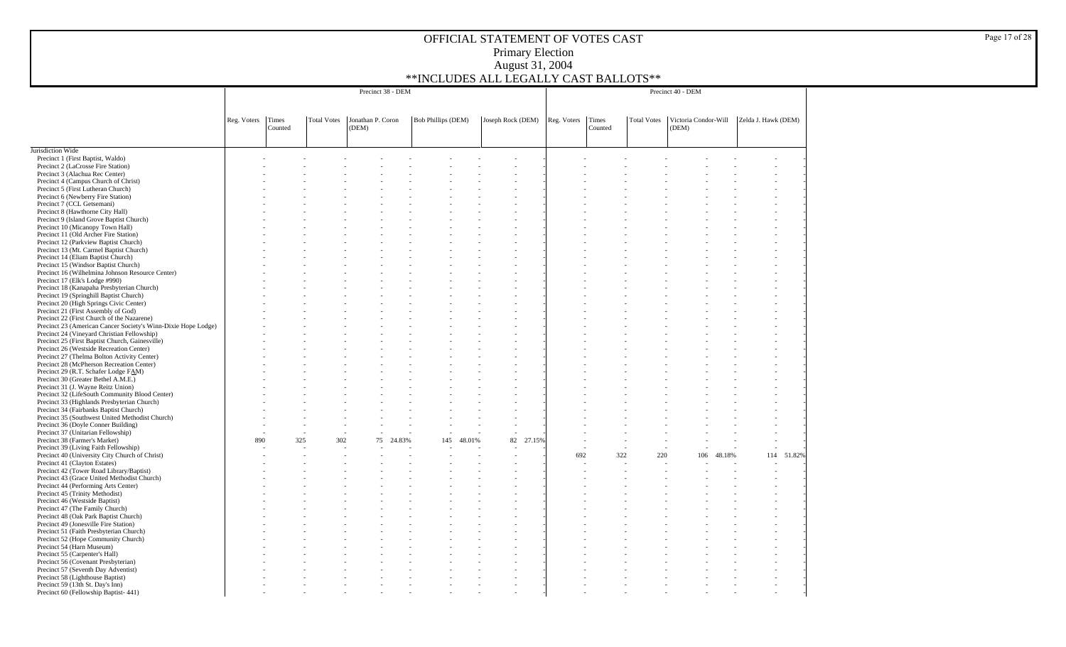# OFFICIAL STATEMENT OF VOTES CAST
## Primary Election
## August 31, 2004
## **INCLUDES ALL LEGALLY CAST BALLOTS**

| | Precinct 38 - DEM | | | | | | | | | Precinct 40 - DEM | | | | | | |
|---|---|---|---|---|---|---|---|---|---|---|---|---|---|---|---|---|
| | Reg. Voters | Times Counted | Total Votes | Jonathan P. Coron (DEM) | | Bob Phillips (DEM) | | Joseph Rock (DEM) | | Reg. Voters | Times Counted | Total Votes | Victoria Condor-Will (DEM) | | Zelda J. Hawk (DEM) | |
| Jurisdiction Wide | | | | | | | | | | | | | | | | |
| Precinct 1 (First Baptist, Waldo) | - | - | - | - | - | - | - | - | - | - | - | - | - | - | - | - |
| Precinct 2 (LaCrosse Fire Station) | - | - | - | - | - | - | - | - | - | - | - | - | - | - | - | - |
| Precinct 3 (Alachua Rec Center) | - | - | - | - | - | - | - | - | - | - | - | - | - | - | - | - |
| Precinct 4 (Campus Church of Christ) | - | - | - | - | - | - | - | - | - | - | - | - | - | - | - | - |
| Precinct 5 (First Lutheran Church) | - | - | - | - | - | - | - | - | - | - | - | - | - | - | - | - |
| Precinct 6 (Newberry Fire Station) | - | - | - | - | - | - | - | - | - | - | - | - | - | - | - | - |
| Precinct 7 (CCL Getsemani) | - | - | - | - | - | - | - | - | - | - | - | - | - | - | - | - |
| Precinct 8 (Hawthorne City Hall) | - | - | - | - | - | - | - | - | - | - | - | - | - | - | - | - |
| Precinct 9 (Island Grove Baptist Church) | - | - | - | - | - | - | - | - | - | - | - | - | - | - | - | - |
| Precinct 10 (Micanopy Town Hall) | - | - | - | - | - | - | - | - | - | - | - | - | - | - | - | - |
| Precinct 11 (Old Archer Fire Station) | - | - | - | - | - | - | - | - | - | - | - | - | - | - | - | - |
| Precinct 12 (Parkview Baptist Church) | - | - | - | - | - | - | - | - | - | - | - | - | - | - | - | - |
| Precinct 13 (Mt. Carmel Baptist Church) | - | - | - | - | - | - | - | - | - | - | - | - | - | - | - | - |
| Precinct 14 (Eliam Baptist Church) | - | - | - | - | - | - | - | - | - | - | - | - | - | - | - | - |
| Precinct 15 (Windsor Baptist Church) | - | - | - | - | - | - | - | - | - | - | - | - | - | - | - | - |
| Precinct 16 (Wilhelmina Johnson Resource Center) | - | - | - | - | - | - | - | - | - | - | - | - | - | - | - | - |
| Precinct 17 (Elk's Lodge #990) | - | - | - | - | - | - | - | - | - | - | - | - | - | - | - | - |
| Precinct 18 (Kanapaha Presbyterian Church) | - | - | - | - | - | - | - | - | - | - | - | - | - | - | - | - |
| Precinct 19 (Springhill Baptist Church) | - | - | - | - | - | - | - | - | - | - | - | - | - | - | - | - |
| Precinct 20 (High Springs Civic Center) | - | - | - | - | - | - | - | - | - | - | - | - | - | - | - | - |
| Precinct 21 (First Assembly of God) | - | - | - | - | - | - | - | - | - | - | - | - | - | - | - | - |
| Precinct 22 (First Church of the Nazarene) | - | - | - | - | - | - | - | - | - | - | - | - | - | - | - | - |
| Precinct 23 (American Cancer Society's Winn-Dixie Hope Lodge) | - | - | - | - | - | - | - | - | - | - | - | - | - | - | - | - |
| Precinct 24 (Vineyard Christian Fellowship) | - | - | - | - | - | - | - | - | - | - | - | - | - | - | - | - |
| Precinct 25 (First Baptist Church, Gainesville) | - | - | - | - | - | - | - | - | - | - | - | - | - | - | - | - |
| Precinct 26 (Westside Recreation Center) | - | - | - | - | - | - | - | - | - | - | - | - | - | - | - | - |
| Precinct 27 (Thelma Bolton Activity Center) | - | - | - | - | - | - | - | - | - | - | - | - | - | - | - | - |
| Precinct 28 (McPherson Recreation Center) | - | - | - | - | - | - | - | - | - | - | - | - | - | - | - | - |
| Precinct 29 (R.T. Schafer Lodge FAM) | - | - | - | - | - | - | - | - | - | - | - | - | - | - | - | - |
| Precinct 30 (Greater Bethel A.M.E.) | - | - | - | - | - | - | - | - | - | - | - | - | - | - | - | - |
| Precinct 31 (J. Wayne Reitz Union) | - | - | - | - | - | - | - | - | - | - | - | - | - | - | - | - |
| Precinct 32 (LifeSouth Community Blood Center) | - | - | - | - | - | - | - | - | - | - | - | - | - | - | - | - |
| Precinct 33 (Highlands Presbyterian Church) | - | - | - | - | - | - | - | - | - | - | - | - | - | - | - | - |
| Precinct 34 (Fairbanks Baptist Church) | - | - | - | - | - | - | - | - | - | - | - | - | - | - | - | - |
| Precinct 35 (Southwest United Methodist Church) | - | - | - | - | - | - | - | - | - | - | - | - | - | - | - | - |
| Precinct 36 (Doyle Conner Building) | - | - | - | - | - | - | - | - | - | - | - | - | - | - | - | - |
| Precinct 37 (Unitarian Fellowship) | - | - | - | - | - | - | - | - | - | - | - | - | - | - | - | - |
| Precinct 38 (Farmer's Market) | 890 | 325 | 302 | 75 | 24.83% | 145 | 48.01% | 82 | 27.15% | - | - | - | - | - | - | - |
| Precinct 39 (Living Faith Fellowship) | - | - | - | - | - | - | - | - | - | - | - | - | - | - | - | - |
| Precinct 40 (University City Church of Christ) | - | - | - | - | - | - | - | - | - | 692 | 322 | 220 | 106 | 48.18% | 114 | 51.82% |
| Precinct 41 (Clayton Estates) | - | - | - | - | - | - | - | - | - | - | - | - | - | - | - | - |
| Precinct 42 (Tower Road Library/Baptist) | - | - | - | - | - | - | - | - | - | - | - | - | - | - | - | - |
| Precinct 43 (Grace United Methodist Church) | - | - | - | - | - | - | - | - | - | - | - | - | - | - | - | - |
| Precinct 44 (Performing Arts Center) | - | - | - | - | - | - | - | - | - | - | - | - | - | - | - | - |
| Precinct 45 (Trinity Methodist) | - | - | - | - | - | - | - | - | - | - | - | - | - | - | - | - |
| Precinct 46 (Westside Baptist) | - | - | - | - | - | - | - | - | - | - | - | - | - | - | - | - |
| Precinct 47 (The Family Church) | - | - | - | - | - | - | - | - | - | - | - | - | - | - | - | - |
| Precinct 48 (Oak Park Baptist Church) | - | - | - | - | - | - | - | - | - | - | - | - | - | - | - | - |
| Precinct 49 (Jonesville Fire Station) | - | - | - | - | - | - | - | - | - | - | - | - | - | - | - | - |
| Precinct 51 (Faith Presbyterian Church) | - | - | - | - | - | - | - | - | - | - | - | - | - | - | - | - |
| Precinct 52 (Hope Community Church) | - | - | - | - | - | - | - | - | - | - | - | - | - | - | - | - |
| Precinct 54 (Harn Museum) | - | - | - | - | - | - | - | - | - | - | - | - | - | - | - | - |
| Precinct 55 (Carpenter's Hall) | - | - | - | - | - | - | - | - | - | - | - | - | - | - | - | - |
| Precinct 56 (Covenant Presbyterian) | - | - | - | - | - | - | - | - | - | - | - | - | - | - | - | - |
| Precinct 57 (Seventh Day Adventist) | - | - | - | - | - | - | - | - | - | - | - | - | - | - | - | - |
| Precinct 58 (Lighthouse Baptist) | - | - | - | - | - | - | - | - | - | - | - | - | - | - | - | - |
| Precinct 59 (13th St. Day's Inn) | - | - | - | - | - | - | - | - | - | - | - | - | - | - | - | - |
| Precinct 60 (Fellowship Baptist- 441) | - | - | - | - | - | - | - | - | - | - | - | - | - | - | - | - |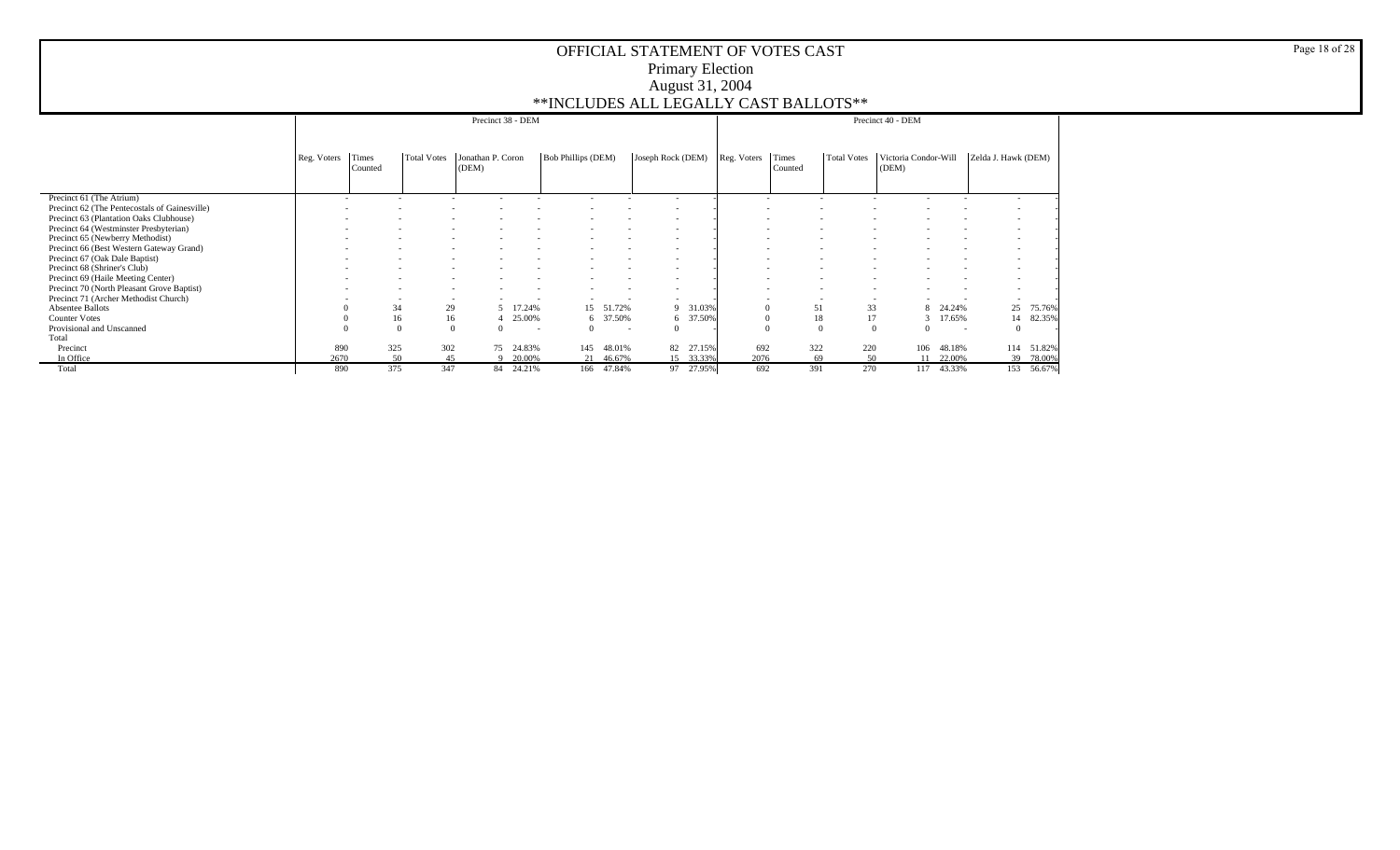# OFFICIAL STATEMENT OF VOTES CAST

## Primary Election

## August 31, 2004

## **INCLUDES ALL LEGALLY CAST BALLOTS**

| | Precinct 38 - DEM | | | | | | | | | Precinct 40 - DEM | | | | | | | |
|---|---|---|---|---|---|---|---|---|---|---|---|---|---|---|---|---|---|
| | Reg. Voters | Times Counted | Total Votes | Jonathan P. Coron (DEM) | | Bob Phillips (DEM) | | Joseph Rock (DEM) | | Reg. Voters | Times Counted | Total Votes | Victoria Condor-Will (DEM) | | Zelda J. Hawk (DEM) | |
| Precinct 61 (The Atrium) | - | - | - | - | - | - | - | - | - | - | - | - | - | - | - | - |
| Precinct 62 (The Pentecostals of Gainesville) | - | - | - | - | - | - | - | - | - | - | - | - | - | - | - | - |
| Precinct 63 (Plantation Oaks Clubhouse) | - | - | - | - | - | - | - | - | - | - | - | - | - | - | - | - |
| Precinct 64 (Westminster Presbyterian) | - | - | - | - | - | - | - | - | - | - | - | - | - | - | - | - |
| Precinct 65 (Newberry Methodist) | - | - | - | - | - | - | - | - | - | - | - | - | - | - | - | - |
| Precinct 66 (Best Western Gateway Grand) | - | - | - | - | - | - | - | - | - | - | - | - | - | - | - | - |
| Precinct 67 (Oak Dale Baptist) | - | - | - | - | - | - | - | - | - | - | - | - | - | - | - | - |
| Precinct 68 (Shriner's Club) | - | - | - | - | - | - | - | - | - | - | - | - | - | - | - | - |
| Precinct 69 (Haile Meeting Center) | - | - | - | - | - | - | - | - | - | - | - | - | - | - | - | - |
| Precinct 70 (North Pleasant Grove Baptist) | - | - | - | - | - | - | - | - | - | - | - | - | - | - | - | - |
| Precinct 71 (Archer Methodist Church) | - | - | - | - | - | - | - | - | - | - | - | - | - | - | - | - |
| Absentee Ballots | 0 | 34 | 29 | 5 | 17.24% | 15 | 51.72% | 9 | 31.03% | 0 | 51 | 33 | 8 | 24.24% | 25 | 75.76% |
| Counter Votes | 0 | 16 | 16 | 4 | 25.00% | 6 | 37.50% | 6 | 37.50% | 0 | 18 | 17 | 3 | 17.65% | 14 | 82.35% |
| Provisional and Unscanned | 0 | 0 | 0 | 0 | - | 0 | - | 0 | - | 0 | 0 | 0 | 0 | - | 0 | - |
| Total | | | | | | | | | | | | | | | | |
| Precinct | 890 | 325 | 302 | 75 | 24.83% | 145 | 48.01% | 82 | 27.15% | 692 | 322 | 220 | 106 | 48.18% | 114 | 51.82% |
| In Office | 2670 | 50 | 45 | 9 | 20.00% | 21 | 46.67% | 15 | 33.33% | 2076 | 69 | 50 | 11 | 22.00% | 39 | 78.00% |
| Total | 890 | 375 | 347 | 84 | 24.21% | 166 | 47.84% | 97 | 27.95% | 692 | 391 | 270 | 117 | 43.33% | 153 | 56.67% |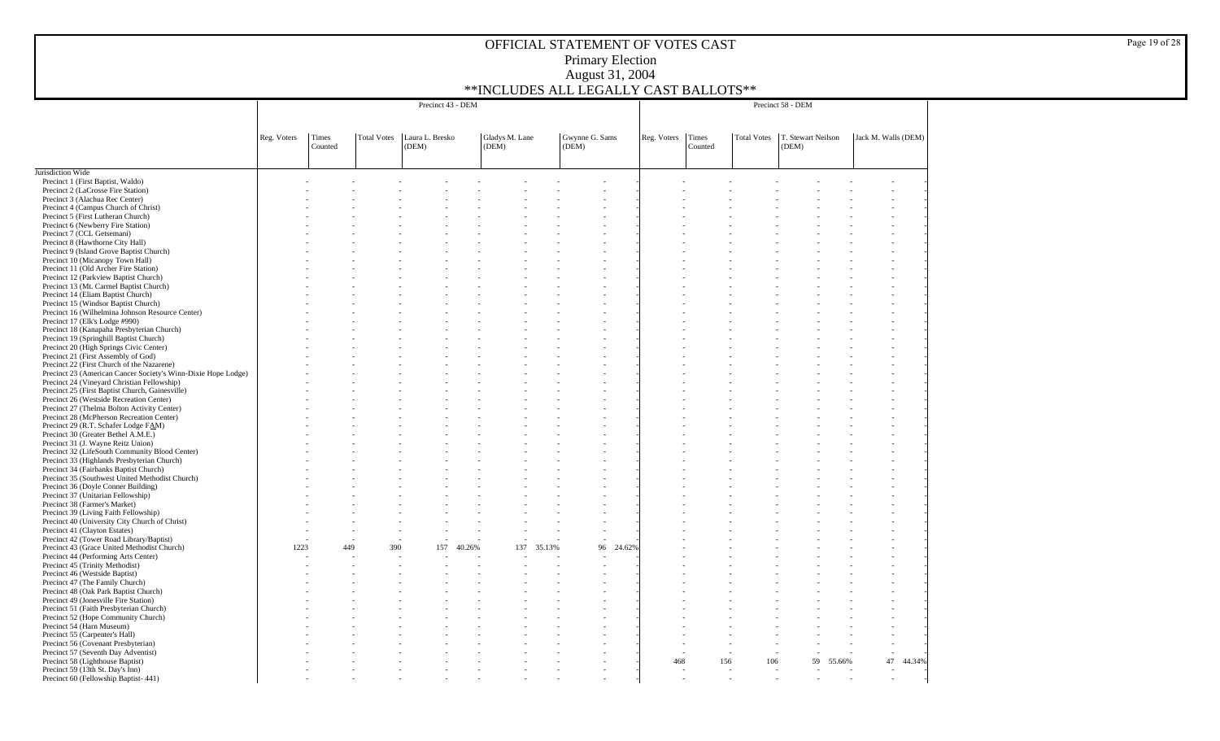# OFFICIAL STATEMENT OF VOTES CAST
## Primary Election
## August 31, 2004
### **INCLUDES ALL LEGALLY CAST BALLOTS**

| | Precinct 43 - DEM | | | | | | | | | Precinct 58 - DEM | | | | | | |
|---|---|---|---|---|---|---|---|---|---|---|---|---|---|---|---|---|
| | Reg. Voters | Times Counted | Total Votes | Laura L. Bresko (DEM) | | Gladys M. Lane (DEM) | | Gwynne G. Sams (DEM) | | Reg. Voters | Times Counted | Total Votes | T. Stewart Neilson (DEM) | | Jack M. Walls (DEM) | |
| Jurisdiction Wide | | | | | | | | | | | | | | | | |
| Precinct 1 (First Baptist, Waldo) | - | - | - | - | - | - | - | - | - | - | - | - | - | - | - | - |
| Precinct 2 (LaCrosse Fire Station) | - | - | - | - | - | - | - | - | - | - | - | - | - | - | - | - |
| Precinct 3 (Alachua Rec Center) | - | - | - | - | - | - | - | - | - | - | - | - | - | - | - | - |
| Precinct 4 (Campus Church of Christ) | - | - | - | - | - | - | - | - | - | - | - | - | - | - | - | - |
| Precinct 5 (First Lutheran Church) | - | - | - | - | - | - | - | - | - | - | - | - | - | - | - | - |
| Precinct 6 (Newberry Fire Station) | - | - | - | - | - | - | - | - | - | - | - | - | - | - | - | - |
| Precinct 7 (CCL Getsemani) | - | - | - | - | - | - | - | - | - | - | - | - | - | - | - | - |
| Precinct 8 (Hawthorne City Hall) | - | - | - | - | - | - | - | - | - | - | - | - | - | - | - | - |
| Precinct 9 (Island Grove Baptist Church) | - | - | - | - | - | - | - | - | - | - | - | - | - | - | - | - |
| Precinct 10 (Micanopy Town Hall) | - | - | - | - | - | - | - | - | - | - | - | - | - | - | - | - |
| Precinct 11 (Old Archer Fire Station) | - | - | - | - | - | - | - | - | - | - | - | - | - | - | - | - |
| Precinct 12 (Parkview Baptist Church) | - | - | - | - | - | - | - | - | - | - | - | - | - | - | - | - |
| Precinct 13 (Mt. Carmel Baptist Church) | - | - | - | - | - | - | - | - | - | - | - | - | - | - | - | - |
| Precinct 14 (Eliam Baptist Church) | - | - | - | - | - | - | - | - | - | - | - | - | - | - | - | - |
| Precinct 15 (Windsor Baptist Church) | - | - | - | - | - | - | - | - | - | - | - | - | - | - | - | - |
| Precinct 16 (Wilhelmina Johnson Resource Center) | - | - | - | - | - | - | - | - | - | - | - | - | - | - | - | - |
| Precinct 17 (Elk's Lodge #990) | - | - | - | - | - | - | - | - | - | - | - | - | - | - | - | - |
| Precinct 18 (Kanapaha Presbyterian Church) | - | - | - | - | - | - | - | - | - | - | - | - | - | - | - | - |
| Precinct 19 (Springhill Baptist Church) | - | - | - | - | - | - | - | - | - | - | - | - | - | - | - | - |
| Precinct 20 (High Springs Civic Center) | - | - | - | - | - | - | - | - | - | - | - | - | - | - | - | - |
| Precinct 21 (First Assembly of God) | - | - | - | - | - | - | - | - | - | - | - | - | - | - | - | - |
| Precinct 22 (First Church of the Nazarene) | - | - | - | - | - | - | - | - | - | - | - | - | - | - | - | - |
| Precinct 23 (American Cancer Society's Winn-Dixie Hope Lodge) | - | - | - | - | - | - | - | - | - | - | - | - | - | - | - | - |
| Precinct 24 (Vineyard Christian Fellowship) | - | - | - | - | - | - | - | - | - | - | - | - | - | - | - | - |
| Precinct 25 (First Baptist Church, Gainesville) | - | - | - | - | - | - | - | - | - | - | - | - | - | - | - | - |
| Precinct 26 (Westside Recreation Center) | - | - | - | - | - | - | - | - | - | - | - | - | - | - | - | - |
| Precinct 27 (Thelma Bolton Activity Center) | - | - | - | - | - | - | - | - | - | - | - | - | - | - | - | - |
| Precinct 28 (McPherson Recreation Center) | - | - | - | - | - | - | - | - | - | - | - | - | - | - | - | - |
| Precinct 29 (R.T. Schafer Lodge FAM) | - | - | - | - | - | - | - | - | - | - | - | - | - | - | - | - |
| Precinct 30 (Greater Bethel A.M.E.) | - | - | - | - | - | - | - | - | - | - | - | - | - | - | - | - |
| Precinct 31 (J. Wayne Reitz Union) | - | - | - | - | - | - | - | - | - | - | - | - | - | - | - | - |
| Precinct 32 (LifeSouth Community Blood Center) | - | - | - | - | - | - | - | - | - | - | - | - | - | - | - | - |
| Precinct 33 (Highlands Presbyterian Church) | - | - | - | - | - | - | - | - | - | - | - | - | - | - | - | - |
| Precinct 34 (Fairbanks Baptist Church) | - | - | - | - | - | - | - | - | - | - | - | - | - | - | - | - |
| Precinct 35 (Southwest United Methodist Church) | - | - | - | - | - | - | - | - | - | - | - | - | - | - | - | - |
| Precinct 36 (Doyle Conner Building) | - | - | - | - | - | - | - | - | - | - | - | - | - | - | - | - |
| Precinct 37 (Unitarian Fellowship) | - | - | - | - | - | - | - | - | - | - | - | - | - | - | - | - |
| Precinct 38 (Farmer's Market) | - | - | - | - | - | - | - | - | - | - | - | - | - | - | - | - |
| Precinct 39 (Living Faith Fellowship) | - | - | - | - | - | - | - | - | - | - | - | - | - | - | - | - |
| Precinct 40 (University City Church of Christ) | - | - | - | - | - | - | - | - | - | - | - | - | - | - | - | - |
| Precinct 41 (Clayton Estates) | - | - | - | - | - | - | - | - | - | - | - | - | - | - | - | - |
| Precinct 42 (Tower Road Library/Baptist) | - | - | - | - | - | - | - | - | - | - | - | - | - | - | - | - |
| Precinct 43 (Grace United Methodist Church) | 1223 | 449 | 390 | 157 | 40.26% | 137 | 35.13% | 96 | 24.62% | - | - | - | - | - | - | - |
| Precinct 44 (Performing Arts Center) | - | - | - | - | - | - | - | - | - | - | - | - | - | - | - | - |
| Precinct 45 (Trinity Methodist) | - | - | - | - | - | - | - | - | - | - | - | - | - | - | - | - |
| Precinct 46 (Westside Baptist) | - | - | - | - | - | - | - | - | - | - | - | - | - | - | - | - |
| Precinct 47 (The Family Church) | - | - | - | - | - | - | - | - | - | - | - | - | - | - | - | - |
| Precinct 48 (Oak Park Baptist Church) | - | - | - | - | - | - | - | - | - | - | - | - | - | - | - | - |
| Precinct 49 (Jonesville Fire Station) | - | - | - | - | - | - | - | - | - | - | - | - | - | - | - | - |
| Precinct 51 (Faith Presbyterian Church) | - | - | - | - | - | - | - | - | - | - | - | - | - | - | - | - |
| Precinct 52 (Hope Community Church) | - | - | - | - | - | - | - | - | - | - | - | - | - | - | - | - |
| Precinct 54 (Harn Museum) | - | - | - | - | - | - | - | - | - | - | - | - | - | - | - | - |
| Precinct 55 (Carpenter's Hall) | - | - | - | - | - | - | - | - | - | - | - | - | - | - | - | - |
| Precinct 56 (Covenant Presbyterian) | - | - | - | - | - | - | - | - | - | - | - | - | - | - | - | - |
| Precinct 57 (Seventh Day Adventist) | - | - | - | - | - | - | - | - | - | - | - | - | - | - | - | - |
| Precinct 58 (Lighthouse Baptist) | - | - | - | - | - | - | - | - | - | 468 | 156 | 106 | 59 | 55.66% | 47 | 44.34% |
| Precinct 59 (13th St. Day's Inn) | - | - | - | - | - | - | - | - | - | - | - | - | - | - | - | - |
| Precinct 60 (Fellowship Baptist- 441) | - | - | - | - | - | - | - | - | - | - | - | - | - | - | - | - |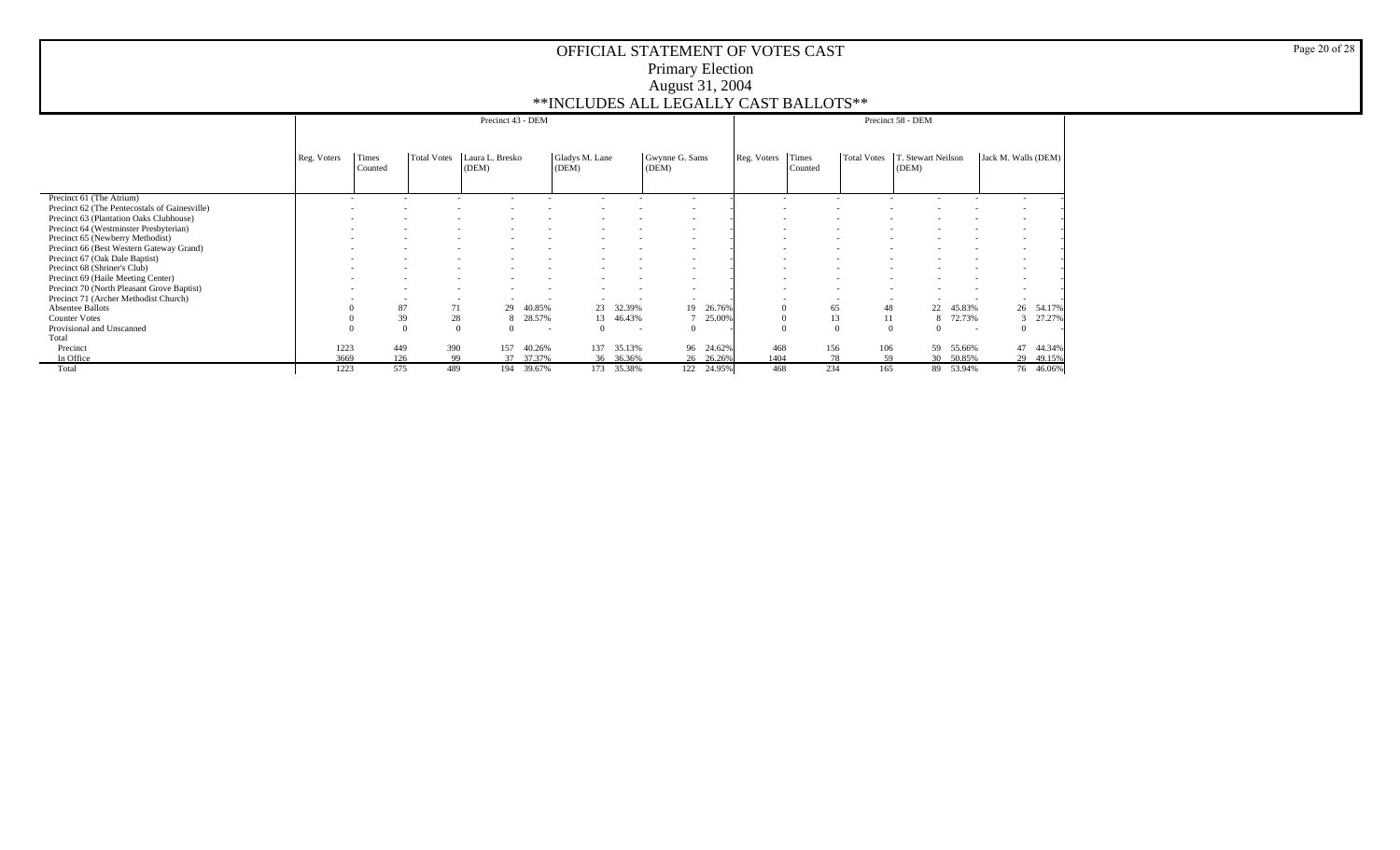# OFFICIAL STATEMENT OF VOTES CAST

## Primary Election

## August 31, 2004

## **INCLUDES ALL LEGALLY CAST BALLOTS**

| | Precinct 43 - DEM | | | | | | | | | Precinct 58 - DEM | | | | | | |
|---|---|---|---|---|---|---|---|---|---|---|---|---|---|---|---|---|
| | Reg. Voters | Times Counted | Total Votes | Laura L. Bresko (DEM) | | Gladys M. Lane (DEM) | | Gwynne G. Sams (DEM) | | Reg. Voters | Times Counted | Total Votes | T. Stewart Neilson (DEM) | | Jack M. Walls (DEM) | |
| Precinct 61 (The Atrium) | - | - | - | - | - | - | - | - | - | - | - | - | - | - | - | - |
| Precinct 62 (The Pentecostals of Gainesville) | - | - | - | - | - | - | - | - | - | - | - | - | - | - | - | - |
| Precinct 63 (Plantation Oaks Clubhouse) | - | - | - | - | - | - | - | - | - | - | - | - | - | - | - | - |
| Precinct 64 (Westminster Presbyterian) | - | - | - | - | - | - | - | - | - | - | - | - | - | - | - | - |
| Precinct 65 (Newberry Methodist) | - | - | - | - | - | - | - | - | - | - | - | - | - | - | - | - |
| Precinct 66 (Best Western Gateway Grand) | - | - | - | - | - | - | - | - | - | - | - | - | - | - | - | - |
| Precinct 67 (Oak Dale Baptist) | - | - | - | - | - | - | - | - | - | - | - | - | - | - | - | - |
| Precinct 68 (Shriner's Club) | - | - | - | - | - | - | - | - | - | - | - | - | - | - | - | - |
| Precinct 69 (Haile Meeting Center) | - | - | - | - | - | - | - | - | - | - | - | - | - | - | - | - |
| Precinct 70 (North Pleasant Grove Baptist) | - | - | - | - | - | - | - | - | - | - | - | - | - | - | - | - |
| Precinct 71 (Archer Methodist Church) | - | - | - | - | - | - | - | - | - | - | - | - | - | - | - | - |
| Absentee Ballots | 0 | 87 | 71 | 29 | 40.85% | 23 | 32.39% | 19 | 26.76% | 0 | 65 | 48 | 22 | 45.83% | 26 | 54.17% |
| Counter Votes | 0 | 39 | 28 | 8 | 28.57% | 13 | 46.43% | 7 | 25.00% | 0 | 13 | 11 | 8 | 72.73% | 3 | 27.27% |
| Provisional and Unscanned | 0 | 0 | 0 | 0 | - | 0 | - | 0 | - | 0 | 0 | 0 | 0 | - | 0 | - |
| Total | | | | | | | | | | | | | | | | |
| Precinct | 1223 | 449 | 390 | 157 | 40.26% | 137 | 35.13% | 96 | 24.62% | 468 | 156 | 106 | 59 | 55.66% | 47 | 44.34% |
| In Office | 3669 | 126 | 99 | 37 | 37.37% | 36 | 36.36% | 26 | 26.26% | 1404 | 78 | 59 | 30 | 50.85% | 29 | 49.15% |
| Total | 1223 | 575 | 489 | 194 | 39.67% | 173 | 35.38% | 122 | 24.95% | 468 | 234 | 165 | 89 | 53.94% | 76 | 46.06% |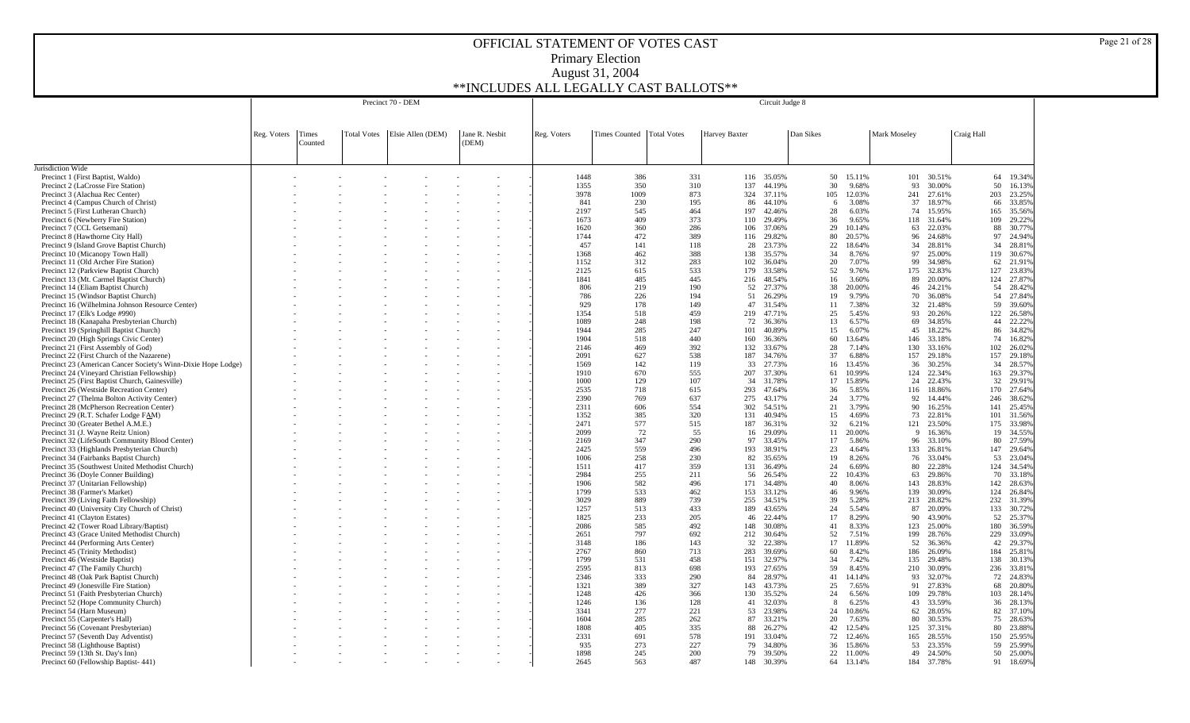# OFFICIAL STATEMENT OF VOTES CAST

## Primary Election

## August 31, 2004

## **INCLUDES ALL LEGALLY CAST BALLOTS**

| | Precinct 70 - DEM | | | | | | | Circuit Judge 8 | | | | | | | | | | | |
|---|---|---|---|---|---|---|---|---|---|---|---|---|---|---|---|---|---|---|---|
| | Reg. Voters | Times Counted | Total Votes | Elsie Allen (DEM) | | Jane R. Nesbit (DEM) | | Reg. Voters | Times Counted | Total Votes | Harvey Baxter | | Dan Sikes | | Mark Moseley | | Craig Hall | | |
| Jurisdiction Wide | | | | | | | | | | | | | | | | | | | |
| Precinct 1 (First Baptist, Waldo) | - | - | - | - | - | - | - | 1448 | 386 | 331 | 116 | 35.05% | 50 | 15.11% | 101 | 30.51% | 64 | 19.34% | |
| Precinct 2 (LaCrosse Fire Station) | - | - | - | - | - | - | - | 1355 | 350 | 310 | 137 | 44.19% | 30 | 9.68% | 93 | 30.00% | 50 | 16.13% | |
| Precinct 3 (Alachua Rec Center) | - | - | - | - | - | - | - | 3978 | 1009 | 873 | 324 | 37.11% | 105 | 12.03% | 241 | 27.61% | 203 | 23.25% | |
| Precinct 4 (Campus Church of Christ) | - | - | - | - | - | - | - | 841 | 230 | 195 | 86 | 44.10% | 6 | 3.08% | 37 | 18.97% | 66 | 33.85% | |
| Precinct 5 (First Lutheran Church) | - | - | - | - | - | - | - | 2197 | 545 | 464 | 197 | 42.46% | 28 | 6.03% | 74 | 15.95% | 165 | 35.56% | |
| Precinct 6 (Newberry Fire Station) | - | - | - | - | - | - | - | 1673 | 409 | 373 | 110 | 29.49% | 36 | 9.65% | 118 | 31.64% | 109 | 29.22% | |
| Precinct 7 (CCL Getsemani) | - | - | - | - | - | - | - | 1620 | 360 | 286 | 106 | 37.06% | 29 | 10.14% | 63 | 22.03% | 88 | 30.77% | |
| Precinct 8 (Hawthorne City Hall) | - | - | - | - | - | - | - | 1744 | 472 | 389 | 116 | 29.82% | 80 | 20.57% | 96 | 24.68% | 97 | 24.94% | |
| Precinct 9 (Island Grove Baptist Church) | - | - | - | - | - | - | - | 457 | 141 | 118 | 28 | 23.73% | 22 | 18.64% | 34 | 28.81% | 34 | 28.81% | |
| Precinct 10 (Micanopy Town Hall) | - | - | - | - | - | - | - | 1368 | 462 | 388 | 138 | 35.57% | 34 | 8.76% | 97 | 25.00% | 119 | 30.67% | |
| Precinct 11 (Old Archer Fire Station) | - | - | - | - | - | - | - | 1152 | 312 | 283 | 102 | 36.04% | 20 | 7.07% | 99 | 34.98% | 62 | 21.91% | |
| Precinct 12 (Parkview Baptist Church) | - | - | - | - | - | - | - | 2125 | 615 | 533 | 179 | 33.58% | 52 | 9.76% | 175 | 32.83% | 127 | 23.83% | |
| Precinct 13 (Mt. Carmel Baptist Church) | - | - | - | - | - | - | - | 1841 | 485 | 445 | 216 | 48.54% | 16 | 3.60% | 89 | 20.00% | 124 | 27.87% | |
| Precinct 14 (Eliam Baptist Church) | - | - | - | - | - | - | - | 806 | 219 | 190 | 52 | 27.37% | 38 | 20.00% | 46 | 24.21% | 54 | 28.42% | |
| Precinct 15 (Windsor Baptist Church) | - | - | - | - | - | - | - | 786 | 226 | 194 | 51 | 26.29% | 19 | 9.79% | 70 | 36.08% | 54 | 27.84% | |
| Precinct 16 (Wilhelmina Johnson Resource Center) | - | - | - | - | - | - | - | 929 | 178 | 149 | 47 | 31.54% | 11 | 7.38% | 32 | 21.48% | 59 | 39.60% | |
| Precinct 17 (Elk's Lodge #990) | - | - | - | - | - | - | - | 1354 | 518 | 459 | 219 | 47.71% | 25 | 5.45% | 93 | 20.26% | 122 | 26.58% | |
| Precinct 18 (Kanapaha Presbyterian Church) | - | - | - | - | - | - | - | 1089 | 248 | 198 | 72 | 36.36% | 13 | 6.57% | 69 | 34.85% | 44 | 22.22% | |
| Precinct 19 (Springhill Baptist Church) | - | - | - | - | - | - | - | 1944 | 285 | 247 | 101 | 40.89% | 15 | 6.07% | 45 | 18.22% | 86 | 34.82% | |
| Precinct 20 (High Springs Civic Center) | - | - | - | - | - | - | - | 1904 | 518 | 440 | 160 | 36.36% | 60 | 13.64% | 146 | 33.18% | 74 | 16.82% | |
| Precinct 21 (First Assembly of God) | - | - | - | - | - | - | - | 2146 | 469 | 392 | 132 | 33.67% | 28 | 7.14% | 130 | 33.16% | 102 | 26.02% | |
| Precinct 22 (First Church of the Nazarene) | - | - | - | - | - | - | - | 2091 | 627 | 538 | 187 | 34.76% | 37 | 6.88% | 157 | 29.18% | 157 | 29.18% | |
| Precinct 23 (American Cancer Society's Winn-Dixie Hope Lodge) | - | - | - | - | - | - | - | 1569 | 142 | 119 | 33 | 27.73% | 16 | 13.45% | 36 | 30.25% | 34 | 28.57% | |
| Precinct 24 (Vineyard Christian Fellowship) | - | - | - | - | - | - | - | 1910 | 670 | 555 | 207 | 37.30% | 61 | 10.99% | 124 | 22.34% | 163 | 29.37% | |
| Precinct 25 (First Baptist Church, Gainesville) | - | - | - | - | - | - | - | 1000 | 129 | 107 | 34 | 31.78% | 17 | 15.89% | 24 | 22.43% | 32 | 29.91% | |
| Precinct 26 (Westside Recreation Center) | - | - | - | - | - | - | - | 2535 | 718 | 615 | 293 | 47.64% | 36 | 5.85% | 116 | 18.86% | 170 | 27.64% | |
| Precinct 27 (Thelma Bolton Activity Center) | - | - | - | - | - | - | - | 2390 | 769 | 637 | 275 | 43.17% | 24 | 3.77% | 92 | 14.44% | 246 | 38.62% | |
| Precinct 28 (McPherson Recreation Center) | - | - | - | - | - | - | - | 2311 | 606 | 554 | 302 | 54.51% | 21 | 3.79% | 90 | 16.25% | 141 | 25.45% | |
| Precinct 29 (R.T. Schafer Lodge FAM) | - | - | - | - | - | - | - | 1352 | 385 | 320 | 131 | 40.94% | 15 | 4.69% | 73 | 22.81% | 101 | 31.56% | |
| Precinct 30 (Greater Bethel A.M.E.) | - | - | - | - | - | - | - | 2471 | 577 | 515 | 187 | 36.31% | 32 | 6.21% | 121 | 23.50% | 175 | 33.98% | |
| Precinct 31 (J. Wayne Reitz Union) | - | - | - | - | - | - | - | 2099 | 72 | 55 | 16 | 29.09% | 11 | 20.00% | 9 | 16.36% | 19 | 34.55% | |
| Precinct 32 (LifeSouth Community Blood Center) | - | - | - | - | - | - | - | 2169 | 347 | 290 | 97 | 33.45% | 17 | 5.86% | 96 | 33.10% | 80 | 27.59% | |
| Precinct 33 (Highlands Presbyterian Church) | - | - | - | - | - | - | - | 2425 | 559 | 496 | 193 | 38.91% | 23 | 4.64% | 133 | 26.81% | 147 | 29.64% | |
| Precinct 34 (Fairbanks Baptist Church) | - | - | - | - | - | - | - | 1006 | 258 | 230 | 82 | 35.65% | 19 | 8.26% | 76 | 33.04% | 53 | 23.04% | |
| Precinct 35 (Southwest United Methodist Church) | - | - | - | - | - | - | - | 1511 | 417 | 359 | 131 | 36.49% | 24 | 6.69% | 80 | 22.28% | 124 | 34.54% | |
| Precinct 36 (Doyle Conner Building) | - | - | - | - | - | - | - | 2984 | 255 | 211 | 56 | 26.54% | 22 | 10.43% | 63 | 29.86% | 70 | 33.18% | |
| Precinct 37 (Unitarian Fellowship) | - | - | - | - | - | - | - | 1906 | 582 | 496 | 171 | 34.48% | 40 | 8.06% | 143 | 28.83% | 142 | 28.63% | |
| Precinct 38 (Farmer's Market) | - | - | - | - | - | - | - | 1799 | 533 | 462 | 153 | 33.12% | 46 | 9.96% | 139 | 30.09% | 124 | 26.84% | |
| Precinct 39 (Living Faith Fellowship) | - | - | - | - | - | - | - | 3029 | 889 | 739 | 255 | 34.51% | 39 | 5.28% | 213 | 28.82% | 232 | 31.39% | |
| Precinct 40 (University City Church of Christ) | - | - | - | - | - | - | - | 1257 | 513 | 433 | 189 | 43.65% | 24 | 5.54% | 87 | 20.09% | 133 | 30.72% | |
| Precinct 41 (Clayton Estates) | - | - | - | - | - | - | - | 1825 | 233 | 205 | 46 | 22.44% | 17 | 8.29% | 90 | 43.90% | 52 | 25.37% | |
| Precinct 42 (Tower Road Library/Baptist) | - | - | - | - | - | - | - | 2086 | 585 | 492 | 148 | 30.08% | 41 | 8.33% | 123 | 25.00% | 180 | 36.59% | |
| Precinct 43 (Grace United Methodist Church) | - | - | - | - | - | - | - | 2651 | 797 | 692 | 212 | 30.64% | 52 | 7.51% | 199 | 28.76% | 229 | 33.09% | |
| Precinct 44 (Performing Arts Center) | - | - | - | - | - | - | - | 3148 | 186 | 143 | 32 | 22.38% | 17 | 11.89% | 52 | 36.36% | 42 | 29.37% | |
| Precinct 45 (Trinity Methodist) | - | - | - | - | - | - | - | 2767 | 860 | 713 | 283 | 39.69% | 60 | 8.42% | 186 | 26.09% | 184 | 25.81% | |
| Precinct 46 (Westside Baptist) | - | - | - | - | - | - | - | 1799 | 531 | 458 | 151 | 32.97% | 34 | 7.42% | 135 | 29.48% | 138 | 30.13% | |
| Precinct 47 (The Family Church) | - | - | - | - | - | - | - | 2595 | 813 | 698 | 193 | 27.65% | 59 | 8.45% | 210 | 30.09% | 236 | 33.81% | |
| Precinct 48 (Oak Park Baptist Church) | - | - | - | - | - | - | - | 2346 | 333 | 290 | 84 | 28.97% | 41 | 14.14% | 93 | 32.07% | 72 | 24.83% | |
| Precinct 49 (Jonesville Fire Station) | - | - | - | - | - | - | - | 1321 | 389 | 327 | 143 | 43.73% | 25 | 7.65% | 91 | 27.83% | 68 | 20.80% | |
| Precinct 51 (Faith Presbyterian Church) | - | - | - | - | - | - | - | 1248 | 426 | 366 | 130 | 35.52% | 24 | 6.56% | 109 | 29.78% | 103 | 28.14% | |
| Precinct 52 (Hope Community Church) | - | - | - | - | - | - | - | 1246 | 136 | 128 | 41 | 32.03% | 8 | 6.25% | 43 | 33.59% | 36 | 28.13% | |
| Precinct 54 (Harn Museum) | - | - | - | - | - | - | - | 3341 | 277 | 221 | 53 | 23.98% | 24 | 10.86% | 62 | 28.05% | 82 | 37.10% | |
| Precinct 55 (Carpenter's Hall) | - | - | - | - | - | - | - | 1604 | 285 | 262 | 87 | 33.21% | 20 | 7.63% | 80 | 30.53% | 75 | 28.63% | |
| Precinct 56 (Covenant Presbyterian) | - | - | - | - | - | - | - | 1808 | 405 | 335 | 88 | 26.27% | 42 | 12.54% | 125 | 37.31% | 80 | 23.88% | |
| Precinct 57 (Seventh Day Adventist) | - | - | - | - | - | - | - | 2331 | 691 | 578 | 191 | 33.04% | 72 | 12.46% | 165 | 28.55% | 150 | 25.95% | |
| Precinct 58 (Lighthouse Baptist) | - | - | - | - | - | - | - | 935 | 273 | 227 | 79 | 34.80% | 36 | 15.86% | 53 | 23.35% | 59 | 25.99% | |
| Precinct 59 (13th St. Day's Inn) | - | - | - | - | - | - | - | 1898 | 245 | 200 | 79 | 39.50% | 22 | 11.00% | 49 | 24.50% | 50 | 25.00% | |
| Precinct 60 (Fellowship Baptist- 441) | - | - | - | - | - | - | - | 2645 | 563 | 487 | 148 | 30.39% | 64 | 13.14% | 184 | 37.78% | 91 | 18.69% | |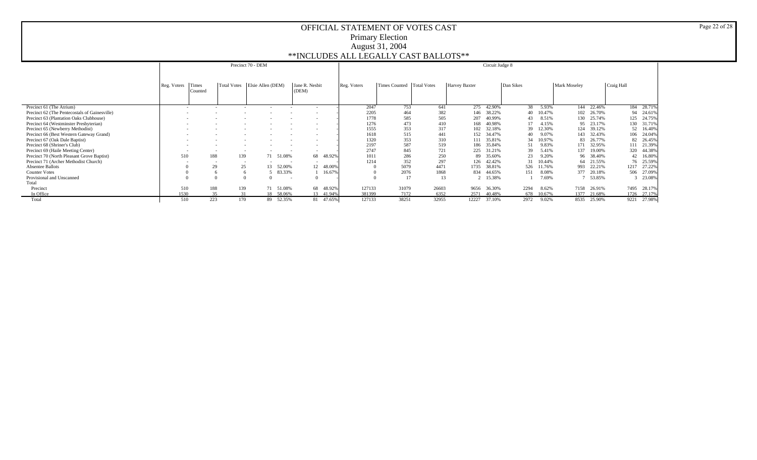# OFFICIAL STATEMENT OF VOTES CAST

## Primary Election

## August 31, 2004

## **INCLUDES ALL LEGALLY CAST BALLOTS**

| | Precinct 70 - DEM | | | | | | | | Circuit Judge 8 | | | | | | | | | | | | |
|---|---|---|---|---|---|---|---|---|---|---|---|---|---|---|---|---|---|---|---|---|---|
| | Reg. Voters | Times Counted | Total Votes | Elsie Allen (DEM) | | Jane R. Nesbit (DEM) | | Reg. Voters | Times Counted | Total Votes | Harvey Baxter | | Dan Sikes | | Mark Moseley | | Craig Hall | |
| Precinct 61 (The Atrium) | - | - | - | - | - | - | - | 2047 | 753 | 641 | 275 | 42.90% | 38 | 5.93% | 144 | 22.46% | 184 | 28.71% |
| Precinct 62 (The Pentecostals of Gainesville) | - | - | - | - | - | - | - | 2205 | 464 | 382 | 146 | 38.22% | 40 | 10.47% | 102 | 26.70% | 94 | 24.61% |
| Precinct 63 (Plantation Oaks Clubhouse) | - | - | - | - | - | - | - | 1778 | 585 | 505 | 207 | 40.99% | 43 | 8.51% | 130 | 25.74% | 125 | 24.75% |
| Precinct 64 (Westminster Presbyterian) | - | - | - | - | - | - | - | 1276 | 473 | 410 | 168 | 40.98% | 17 | 4.15% | 95 | 23.17% | 130 | 31.71% |
| Precinct 65 (Newberry Methodist) | - | - | - | - | - | - | - | 1555 | 353 | 317 | 102 | 32.18% | 39 | 12.30% | 124 | 39.12% | 52 | 16.40% |
| Precinct 66 (Best Western Gateway Grand) | - | - | - | - | - | - | - | 1618 | 515 | 441 | 152 | 34.47% | 40 | 9.07% | 143 | 32.43% | 106 | 24.04% |
| Precinct 67 (Oak Dale Baptist) | - | - | - | - | - | - | - | 1320 | 353 | 310 | 111 | 35.81% | 34 | 10.97% | 83 | 26.77% | 82 | 26.45% |
| Precinct 68 (Shriner's Club) | - | - | - | - | - | - | - | 2197 | 587 | 519 | 186 | 35.84% | 51 | 9.83% | 171 | 32.95% | 111 | 21.39% |
| Precinct 69 (Haile Meeting Center) | - | - | - | - | - | - | - | 2747 | 845 | 721 | 225 | 31.21% | 39 | 5.41% | 137 | 19.00% | 320 | 44.38% |
| Precinct 70 (North Pleasant Grove Baptist) | 510 | 188 | 139 | 71 | 51.08% | 68 | 48.92% | 1011 | 286 | 250 | 89 | 35.60% | 23 | 9.20% | 96 | 38.40% | 42 | 16.80% |
| Precinct 71 (Archer Methodist Church) | - | - | - | - | - | - | - | 1214 | 352 | 297 | 126 | 42.42% | 31 | 10.44% | 64 | 21.55% | 76 | 25.59% |
| Absentee Ballots | 0 | 29 | 25 | 13 | 52.00% | 12 | 48.00% | 0 | 5079 | 4471 | 1735 | 38.81% | 526 | 11.76% | 993 | 22.21% | 1217 | 27.22% |
| Counter Votes | 0 | 6 | 6 | 5 | 83.33% | 1 | 16.67% | 0 | 2076 | 1868 | 834 | 44.65% | 151 | 8.08% | 377 | 20.18% | 506 | 27.09% |
| Provisional and Unscanned | 0 | 0 | 0 | 0 | - | 0 | - | 0 | 17 | 13 | 2 | 15.38% | 1 | 7.69% | 7 | 53.85% | 3 | 23.08% |
| Total | | | | | | | | | | | | | | | | | | |
| Precinct | 510 | 188 | 139 | 71 | 51.08% | 68 | 48.92% | 127133 | 31079 | 26603 | 9656 | 36.30% | 2294 | 8.62% | 7158 | 26.91% | 7495 | 28.17% |
| In Office | 1530 | 35 | 31 | 18 | 58.06% | 13 | 41.94% | 381399 | 7172 | 6352 | 2571 | 40.48% | 678 | 10.67% | 1377 | 21.68% | 1726 | 27.17% |
| Total | 510 | 223 | 170 | 89 | 52.35% | 81 | 47.65% | 127133 | 38251 | 32955 | 12227 | 37.10% | 2972 | 9.02% | 8535 | 25.90% | 9221 | 27.98% |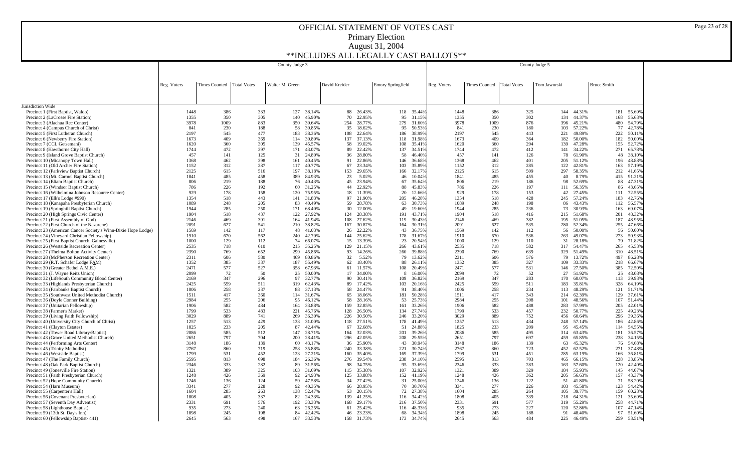# OFFICIAL STATEMENT OF VOTES CAST

## Primary Election

## August 31, 2004

## **INCLUDES ALL LEGALLY CAST BALLOTS**

| | County Judge 3 | | | | | | | | | County Judge 5 | | | | | | |
|---|---|---|---|---|---|---|---|---|---|---|---|---|---|---|---|---|
| | Reg. Voters | Times Counted | Total Votes | Walter M. Green | | David Kreider | | Emory Springfield | | Reg. Voters | Times Counted | Total Votes | Tom Jaworski | | Bruce Smith | |
| Jurisdiction Wide | | | | | | | | | | | | | | | | |
| Precinct 1 (First Baptist, Waldo) | 1448 | 386 | 333 | 127 | 38.14% | 88 | 26.43% | 118 | 35.44% | 1448 | 386 | 325 | 144 | 44.31% | 181 | 55.69% |
| Precinct 2 (LaCrosse Fire Station) | 1355 | 350 | 305 | 140 | 45.90% | 70 | 22.95% | 95 | 31.15% | 1355 | 350 | 302 | 134 | 44.37% | 168 | 55.63% |
| Precinct 3 (Alachua Rec Center) | 3978 | 1009 | 883 | 350 | 39.64% | 254 | 28.77% | 279 | 31.60% | 3978 | 1009 | 876 | 396 | 45.21% | 480 | 54.79% |
| Precinct 4 (Campus Church of Christ) | 841 | 230 | 188 | 58 | 30.85% | 35 | 18.62% | 95 | 50.53% | 841 | 230 | 180 | 103 | 57.22% | 77 | 42.78% |
| Precinct 5 (First Lutheran Church) | 2197 | 545 | 477 | 183 | 38.36% | 108 | 22.64% | 186 | 38.99% | 2197 | 545 | 443 | 221 | 49.89% | 222 | 50.11% |
| Precinct 6 (Newberry Fire Station) | 1673 | 409 | 369 | 114 | 30.89% | 137 | 37.13% | 118 | 31.98% | 1673 | 409 | 364 | 182 | 50.00% | 182 | 50.00% |
| Precinct 7 (CCL Getsemani) | 1620 | 360 | 305 | 139 | 45.57% | 58 | 19.02% | 108 | 35.41% | 1620 | 360 | 294 | 139 | 47.28% | 155 | 52.72% |
| Precinct 8 (Hawthorne City Hall) | 1744 | 472 | 397 | 171 | 43.07% | 89 | 22.42% | 137 | 34.51% | 1744 | 472 | 412 | 141 | 34.22% | 271 | 65.78% |
| Precinct 9 (Island Grove Baptist Church) | 457 | 141 | 125 | 31 | 24.80% | 36 | 28.80% | 58 | 46.40% | 457 | 141 | 126 | 78 | 61.90% | 48 | 38.10% |
| Precinct 10 (Micanopy Town Hall) | 1368 | 462 | 398 | 161 | 40.45% | 91 | 22.86% | 146 | 36.68% | 1368 | 462 | 401 | 205 | 51.12% | 196 | 48.88% |
| Precinct 11 (Old Archer Fire Station) | 1152 | 312 | 287 | 117 | 40.77% | 67 | 23.34% | 103 | 35.89% | 1152 | 312 | 285 | 122 | 42.81% | 163 | 57.19% |
| Precinct 12 (Parkview Baptist Church) | 2125 | 615 | 516 | 197 | 38.18% | 153 | 29.65% | 166 | 32.17% | 2125 | 615 | 509 | 297 | 58.35% | 212 | 41.65% |
| Precinct 13 (Mt. Carmel Baptist Church) | 1841 | 485 | 458 | 389 | 84.93% | 23 | 5.02% | 46 | 10.04% | 1841 | 485 | 455 | 40 | 8.79% | 415 | 91.21% |
| Precinct 14 (Eliam Baptist Church) | 806 | 219 | 188 | 76 | 40.43% | 45 | 23.94% | 67 | 35.64% | 806 | 219 | 186 | 98 | 52.69% | 88 | 47.31% |
| Precinct 15 (Windsor Baptist Church) | 786 | 226 | 192 | 60 | 31.25% | 44 | 22.92% | 88 | 45.83% | 786 | 226 | 197 | 111 | 56.35% | 86 | 43.65% |
| Precinct 16 (Wilhelmina Johnson Resource Center) | 929 | 178 | 158 | 120 | 75.95% | 18 | 11.39% | 20 | 12.66% | 929 | 178 | 153 | 42 | 27.45% | 111 | 72.55% |
| Precinct 17 (Elk's Lodge #990) | 1354 | 518 | 443 | 141 | 31.83% | 97 | 21.90% | 205 | 46.28% | 1354 | 518 | 428 | 245 | 57.24% | 183 | 42.76% |
| Precinct 18 (Kanapaha Presbyterian Church) | 1089 | 248 | 205 | 83 | 40.49% | 59 | 28.78% | 63 | 30.73% | 1089 | 248 | 198 | 86 | 43.43% | 112 | 56.57% |
| Precinct 19 (Springhill Baptist Church) | 1944 | 285 | 250 | 171 | 68.40% | 30 | 12.00% | 49 | 19.60% | 1944 | 285 | 236 | 73 | 30.93% | 163 | 69.07% |
| Precinct 20 (High Springs Civic Center) | 1904 | 518 | 437 | 122 | 27.92% | 124 | 28.38% | 191 | 43.71% | 1904 | 518 | 416 | 215 | 51.68% | 201 | 48.32% |
| Precinct 21 (First Assembly of God) | 2146 | 469 | 391 | 164 | 41.94% | 108 | 27.62% | 119 | 30.43% | 2146 | 469 | 382 | 195 | 51.05% | 187 | 48.95% |
| Precinct 22 (First Church of the Nazarene) | 2091 | 627 | 541 | 210 | 38.82% | 167 | 30.87% | 164 | 30.31% | 2091 | 627 | 535 | 280 | 52.34% | 255 | 47.66% |
| Precinct 23 (American Cancer Society's Winn-Dixie Hope Lodge) | 1569 | 142 | 117 | 48 | 41.03% | 26 | 22.22% | 43 | 36.75% | 1569 | 142 | 112 | 56 | 50.00% | 56 | 50.00% |
| Precinct 24 (Vineyard Christian Fellowship) | 1910 | 670 | 562 | 240 | 42.70% | 144 | 25.62% | 178 | 31.67% | 1910 | 670 | 536 | 263 | 49.07% | 273 | 50.93% |
| Precinct 25 (First Baptist Church, Gainesville) | 1000 | 129 | 112 | 74 | 66.07% | 15 | 13.39% | 23 | 20.54% | 1000 | 129 | 110 | 31 | 28.18% | 79 | 71.82% |
| Precinct 26 (Westside Recreation Center) | 2535 | 718 | 610 | 215 | 35.25% | 129 | 21.15% | 266 | 43.61% | 2535 | 718 | 582 | 317 | 54.47% | 265 | 45.53% |
| Precinct 27 (Thelma Bolton Activity Center) | 2390 | 769 | 652 | 299 | 45.86% | 93 | 14.26% | 260 | 39.88% | 2390 | 769 | 639 | 329 | 51.49% | 310 | 48.51% |
| Precinct 28 (McPherson Recreation Center) | 2311 | 606 | 580 | 469 | 80.86% | 32 | 5.52% | 79 | 13.62% | 2311 | 606 | 576 | 79 | 13.72% | 497 | 86.28% |
| Precinct 29 (R.T. Schafer Lodge FAM) | 1352 | 385 | 337 | 187 | 55.49% | 62 | 18.40% | 88 | 26.11% | 1352 | 385 | 327 | 109 | 33.33% | 218 | 66.67% |
| Precinct 30 (Greater Bethel A.M.E.) | 2471 | 577 | 527 | 358 | 67.93% | 61 | 11.57% | 108 | 20.49% | 2471 | 577 | 531 | 146 | 27.50% | 385 | 72.50% |
| Precinct 31 (J. Wayne Reitz Union) | 2099 | 72 | 50 | 25 | 50.00% | 17 | 34.00% | 8 | 16.00% | 2099 | 72 | 52 | 27 | 51.92% | 25 | 48.08% |
| Precinct 32 (LifeSouth Community Blood Center) | 2169 | 347 | 296 | 97 | 32.77% | 90 | 30.41% | 109 | 36.82% | 2169 | 347 | 283 | 170 | 60.07% | 113 | 39.93% |
| Precinct 33 (Highlands Presbyterian Church) | 2425 | 559 | 511 | 319 | 62.43% | 89 | 17.42% | 103 | 20.16% | 2425 | 559 | 511 | 183 | 35.81% | 328 | 64.19% |
| Precinct 34 (Fairbanks Baptist Church) | 1006 | 258 | 237 | 88 | 37.13% | 58 | 24.47% | 91 | 38.40% | 1006 | 258 | 234 | 113 | 48.29% | 121 | 51.71% |
| Precinct 35 (Southwest United Methodist Church) | 1511 | 417 | 360 | 114 | 31.67% | 65 | 18.06% | 181 | 50.28% | 1511 | 417 | 343 | 214 | 62.39% | 129 | 37.61% |
| Precinct 36 (Doyle Conner Building) | 2984 | 255 | 206 | 95 | 46.12% | 58 | 28.16% | 53 | 25.73% | 2984 | 255 | 208 | 101 | 48.56% | 107 | 51.44% |
| Precinct 37 (Unitarian Fellowship) | 1906 | 582 | 484 | 164 | 33.88% | 159 | 32.85% | 161 | 33.26% | 1906 | 582 | 488 | 283 | 57.99% | 205 | 42.01% |
| Precinct 38 (Farmer's Market) | 1799 | 533 | 483 | 221 | 45.76% | 128 | 26.50% | 134 | 27.74% | 1799 | 533 | 457 | 232 | 50.77% | 225 | 49.23% |
| Precinct 39 (Living Faith Fellowship) | 3029 | 889 | 741 | 269 | 36.30% | 226 | 30.50% | 246 | 33.20% | 3029 | 889 | 752 | 456 | 60.64% | 296 | 39.36% |
| Precinct 40 (University City Church of Christ) | 1257 | 513 | 429 | 133 | 31.00% | 118 | 27.51% | 178 | 41.49% | 1257 | 513 | 434 | 248 | 57.14% | 186 | 42.86% |
| Precinct 41 (Clayton Estates) | 1825 | 233 | 205 | 87 | 42.44% | 67 | 32.68% | 51 | 24.88% | 1825 | 233 | 209 | 95 | 45.45% | 114 | 54.55% |
| Precinct 42 (Tower Road Library/Baptist) | 2086 | 585 | 512 | 147 | 28.71% | 164 | 32.03% | 201 | 39.26% | 2086 | 585 | 495 | 314 | 63.43% | 181 | 36.57% |
| Precinct 43 (Grace United Methodist Church) | 2651 | 797 | 704 | 200 | 28.41% | 296 | 42.05% | 208 | 29.55% | 2651 | 797 | 697 | 459 | 65.85% | 238 | 34.15% |
| Precinct 44 (Performing Arts Center) | 3148 | 186 | 139 | 60 | 43.17% | 36 | 25.90% | 43 | 30.94% | 3148 | 186 | 139 | 63 | 45.32% | 76 | 54.68% |
| Precinct 45 (Trinity Methodist) | 2767 | 860 | 719 | 258 | 35.88% | 240 | 33.38% | 221 | 30.74% | 2767 | 860 | 723 | 452 | 62.52% | 271 | 37.48% |
| Precinct 46 (Westside Baptist) | 1799 | 531 | 452 | 123 | 27.21% | 160 | 35.40% | 169 | 37.39% | 1799 | 531 | 451 | 285 | 63.19% | 166 | 36.81% |
| Precinct 47 (The Family Church) | 2595 | 813 | 698 | 184 | 26.36% | 276 | 39.54% | 238 | 34.10% | 2595 | 813 | 703 | 465 | 66.15% | 238 | 33.85% |
| Precinct 48 (Oak Park Baptist Church) | 2346 | 333 | 282 | 89 | 31.56% | 98 | 34.75% | 95 | 33.69% | 2346 | 333 | 283 | 163 | 57.60% | 120 | 42.40% |
| Precinct 49 (Jonesville Fire Station) | 1321 | 389 | 325 | 103 | 31.69% | 115 | 35.38% | 107 | 32.92% | 1321 | 389 | 329 | 184 | 55.93% | 145 | 44.07% |
| Precinct 51 (Faith Presbyterian Church) | 1248 | 426 | 369 | 92 | 24.93% | 125 | 33.88% | 152 | 41.19% | 1248 | 426 | 362 | 205 | 56.63% | 157 | 43.37% |
| Precinct 52 (Hope Community Church) | 1246 | 136 | 124 | 59 | 47.58% | 34 | 27.42% | 31 | 25.00% | 1246 | 136 | 122 | 51 | 41.80% | 71 | 58.20% |
| Precinct 54 (Harn Museum) | 3341 | 277 | 228 | 92 | 40.35% | 66 | 28.95% | 70 | 30.70% | 3341 | 277 | 226 | 103 | 45.58% | 123 | 54.42% |
| Precinct 55 (Carpenter's Hall) | 1604 | 285 | 263 | 138 | 52.47% | 53 | 20.15% | 72 | 27.38% | 1604 | 285 | 264 | 105 | 39.77% | 159 | 60.23% |
| Precinct 56 (Covenant Presbyterian) | 1808 | 405 | 337 | 82 | 24.33% | 139 | 41.25% | 116 | 34.42% | 1808 | 405 | 339 | 218 | 64.31% | 121 | 35.69% |
| Precinct 57 (Seventh Day Adventist) | 2331 | 691 | 576 | 192 | 33.33% | 168 | 29.17% | 216 | 37.50% | 2331 | 691 | 577 | 319 | 55.29% | 258 | 44.71% |
| Precinct 58 (Lighthouse Baptist) | 935 | 273 | 240 | 63 | 26.25% | 61 | 25.42% | 116 | 48.33% | 935 | 273 | 227 | 120 | 52.86% | 107 | 47.14% |
| Precinct 59 (13th St. Day's Inn) | 1898 | 245 | 198 | 84 | 42.42% | 46 | 23.23% | 68 | 34.34% | 1898 | 245 | 188 | 91 | 48.40% | 97 | 51.60% |
| Precinct 60 (Fellowship Baptist- 441) | 2645 | 563 | 498 | 167 | 33.53% | 158 | 31.73% | 173 | 34.74% | 2645 | 563 | 484 | 225 | 46.49% | 259 | 53.51% |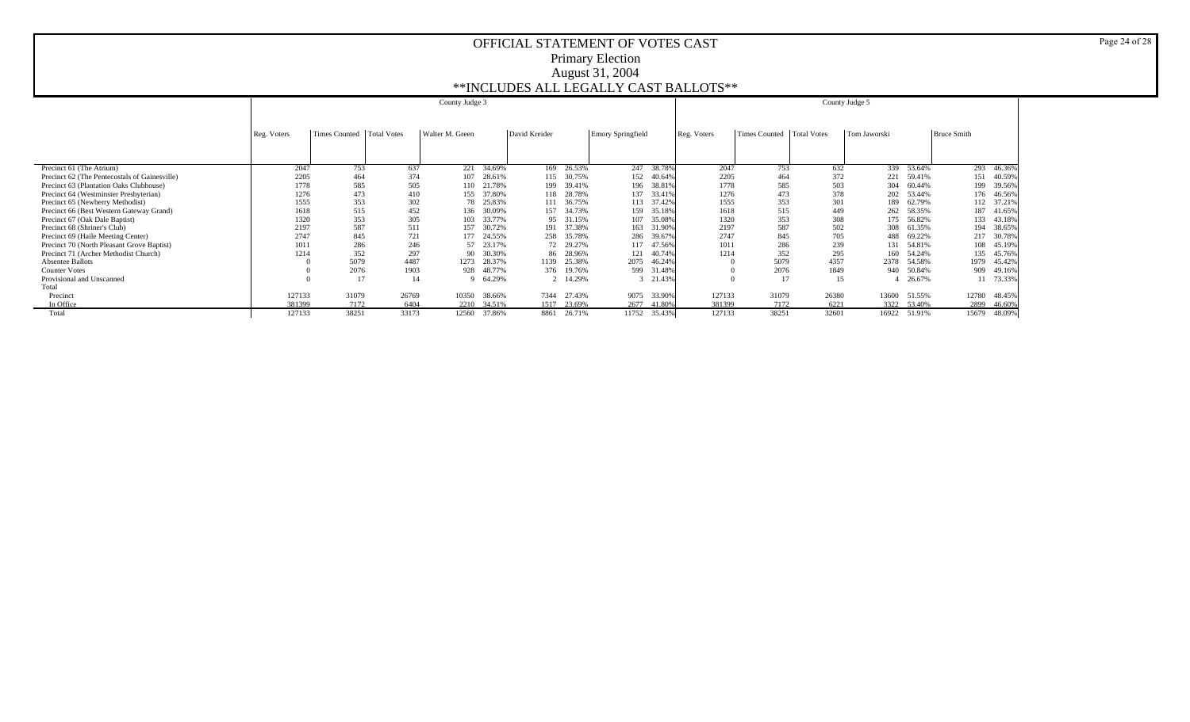# OFFICIAL STATEMENT OF VOTES CAST

## Primary Election

## August 31, 2004

## **INCLUDES ALL LEGALLY CAST BALLOTS**

| | County Judge 3 | | | | | | | | | County Judge 5 | | | | | | |
|---|---|---|---|---|---|---|---|---|---|---|---|---|---|---|---|---|
| | Reg. Voters | Times Counted | Total Votes | Walter M. Green | | David Kreider | | Emory Springfield | | Reg. Voters | Times Counted | Total Votes | Tom Jaworski | | Bruce Smith | |
| Precinct 61 (The Atrium) | 2047 | 753 | 637 | 221 | 34.69% | 169 | 26.53% | 247 | 38.78% | 2047 | 753 | 632 | 339 | 53.64% | 293 | 46.36% |
| Precinct 62 (The Pentecostals of Gainesville) | 2205 | 464 | 374 | 107 | 28.61% | 115 | 30.75% | 152 | 40.64% | 2205 | 464 | 372 | 221 | 59.41% | 151 | 40.59% |
| Precinct 63 (Plantation Oaks Clubhouse) | 1778 | 585 | 505 | 110 | 21.78% | 199 | 39.41% | 196 | 38.81% | 1778 | 585 | 503 | 304 | 60.44% | 199 | 39.56% |
| Precinct 64 (Westminster Presbyterian) | 1276 | 473 | 410 | 155 | 37.80% | 118 | 28.78% | 137 | 33.41% | 1276 | 473 | 378 | 202 | 53.44% | 176 | 46.56% |
| Precinct 65 (Newberry Methodist) | 1555 | 353 | 302 | 78 | 25.83% | 111 | 36.75% | 113 | 37.42% | 1555 | 353 | 301 | 189 | 62.79% | 112 | 37.21% |
| Precinct 66 (Best Western Gateway Grand) | 1618 | 515 | 452 | 136 | 30.09% | 157 | 34.73% | 159 | 35.18% | 1618 | 515 | 449 | 262 | 58.35% | 187 | 41.65% |
| Precinct 67 (Oak Dale Baptist) | 1320 | 353 | 305 | 103 | 33.77% | 95 | 31.15% | 107 | 35.08% | 1320 | 353 | 308 | 175 | 56.82% | 133 | 43.18% |
| Precinct 68 (Shriner's Club) | 2197 | 587 | 511 | 157 | 30.72% | 191 | 37.38% | 163 | 31.90% | 2197 | 587 | 502 | 308 | 61.35% | 194 | 38.65% |
| Precinct 69 (Haile Meeting Center) | 2747 | 845 | 721 | 177 | 24.55% | 258 | 35.78% | 286 | 39.67% | 2747 | 845 | 705 | 488 | 69.22% | 217 | 30.78% |
| Precinct 70 (North Pleasant Grove Baptist) | 1011 | 286 | 246 | 57 | 23.17% | 72 | 29.27% | 117 | 47.56% | 1011 | 286 | 239 | 131 | 54.81% | 108 | 45.19% |
| Precinct 71 (Archer Methodist Church) | 1214 | 352 | 297 | 90 | 30.30% | 86 | 28.96% | 121 | 40.74% | 1214 | 352 | 295 | 160 | 54.24% | 135 | 45.76% |
| Absentee Ballots | 0 | 5079 | 4487 | 1273 | 28.37% | 1139 | 25.38% | 2075 | 46.24% | 0 | 5079 | 4357 | 2378 | 54.58% | 1979 | 45.42% |
| Counter Votes | 0 | 2076 | 1903 | 928 | 48.77% | 376 | 19.76% | 599 | 31.48% | 0 | 2076 | 1849 | 940 | 50.84% | 909 | 49.16% |
| Provisional and Unscanned | 0 | 17 | 14 | 9 | 64.29% | 2 | 14.29% | 3 | 21.43% | 0 | 17 | 15 | 4 | 26.67% | 11 | 73.33% |
| Total | | | | | | | | | | | | | | | | |
| Precinct | 127133 | 31079 | 26769 | 10350 | 38.66% | 7344 | 27.43% | 9075 | 33.90% | 127133 | 31079 | 26380 | 13600 | 51.55% | 12780 | 48.45% |
| In Office | 381399 | 7172 | 6404 | 2210 | 34.51% | 1517 | 23.69% | 2677 | 41.80% | 381399 | 7172 | 6221 | 3322 | 53.40% | 2899 | 46.60% |
| Total | 127133 | 38251 | 33173 | 12560 | 37.86% | 8861 | 26.71% | 11752 | 35.43% | 127133 | 38251 | 32601 | 16922 | 51.91% | 15679 | 48.09% |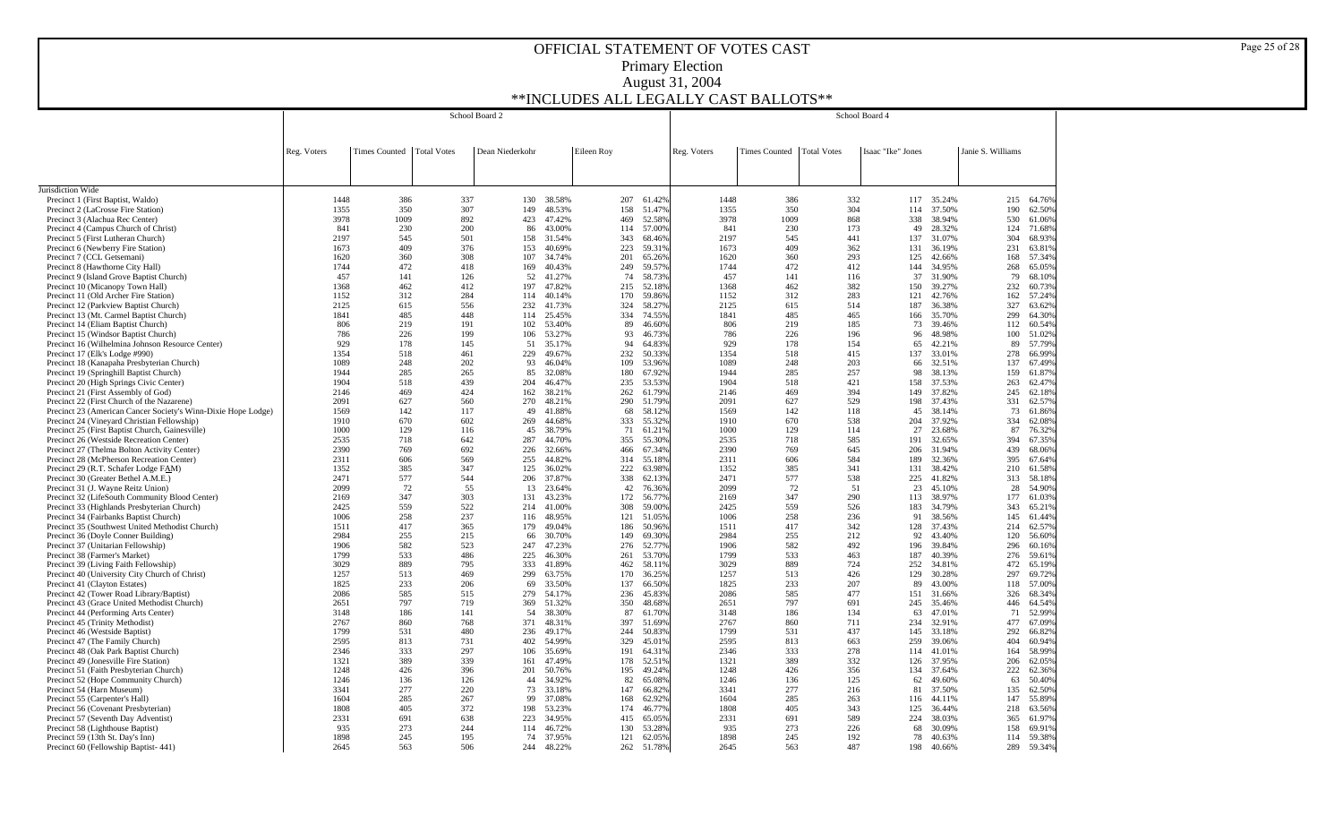# OFFICIAL STATEMENT OF VOTES CAST

## Primary Election

## August 31, 2004

## **INCLUDES ALL LEGALLY CAST BALLOTS**

| Jurisdiction Wide | School Board 2 | | | | | | | School Board 4 | | | | | | |
|---|---|---|---|---|---|---|---|---|---|---|---|---|---|---|
| | Reg. Voters | Times Counted | Total Votes | Dean Niederkohr | | Eileen Roy | | Reg. Voters | Times Counted | Total Votes | Isaac "Ike" Jones | | Janie S. Williams | |
| Precinct 1 (First Baptist, Waldo) | 1448 | 386 | 337 | 130 | 38.58% | 207 | 61.42% | 1448 | 386 | 332 | 117 | 35.24% | 215 | 64.76% |
| Precinct 2 (LaCrosse Fire Station) | 1355 | 350 | 307 | 149 | 48.53% | 158 | 51.47% | 1355 | 350 | 304 | 114 | 37.50% | 190 | 62.50% |
| Precinct 3 (Alachua Rec Center) | 3978 | 1009 | 892 | 423 | 47.42% | 469 | 52.58% | 3978 | 1009 | 868 | 338 | 38.94% | 530 | 61.06% |
| Precinct 4 (Campus Church of Christ) | 841 | 230 | 200 | 86 | 43.00% | 114 | 57.00% | 841 | 230 | 173 | 49 | 28.32% | 124 | 71.68% |
| Precinct 5 (First Lutheran Church) | 2197 | 545 | 501 | 158 | 31.54% | 343 | 68.46% | 2197 | 545 | 441 | 137 | 31.07% | 304 | 68.93% |
| Precinct 6 (Newberry Fire Station) | 1673 | 409 | 376 | 153 | 40.69% | 223 | 59.31% | 1673 | 409 | 362 | 131 | 36.19% | 231 | 63.81% |
| Precinct 7 (CCL Getsemani) | 1620 | 360 | 308 | 107 | 34.74% | 201 | 65.26% | 1620 | 360 | 293 | 125 | 42.66% | 168 | 57.34% |
| Precinct 8 (Hawthorne City Hall) | 1744 | 472 | 418 | 169 | 40.43% | 249 | 59.57% | 1744 | 472 | 412 | 144 | 34.95% | 268 | 65.05% |
| Precinct 9 (Island Grove Baptist Church) | 457 | 141 | 126 | 52 | 41.27% | 74 | 58.73% | 457 | 141 | 116 | 37 | 31.90% | 79 | 68.10% |
| Precinct 10 (Micanopy Town Hall) | 1368 | 462 | 412 | 197 | 47.82% | 215 | 52.18% | 1368 | 462 | 382 | 150 | 39.27% | 232 | 60.73% |
| Precinct 11 (Old Archer Fire Station) | 1152 | 312 | 284 | 114 | 40.14% | 170 | 59.86% | 1152 | 312 | 283 | 121 | 42.76% | 162 | 57.24% |
| Precinct 12 (Parkview Baptist Church) | 2125 | 615 | 556 | 232 | 41.73% | 324 | 58.27% | 2125 | 615 | 514 | 187 | 36.38% | 327 | 63.62% |
| Precinct 13 (Mt. Carmel Baptist Church) | 1841 | 485 | 448 | 114 | 25.45% | 334 | 74.55% | 1841 | 485 | 465 | 166 | 35.70% | 299 | 64.30% |
| Precinct 14 (Eliam Baptist Church) | 806 | 219 | 191 | 102 | 53.40% | 89 | 46.60% | 806 | 219 | 185 | 73 | 39.46% | 112 | 60.54% |
| Precinct 15 (Windsor Baptist Church) | 786 | 226 | 199 | 106 | 53.27% | 93 | 46.73% | 786 | 226 | 196 | 96 | 48.98% | 100 | 51.02% |
| Precinct 16 (Wilhelmina Johnson Resource Center) | 929 | 178 | 145 | 51 | 35.17% | 94 | 64.83% | 929 | 178 | 154 | 65 | 42.21% | 89 | 57.79% |
| Precinct 17 (Elk's Lodge #990) | 1354 | 518 | 461 | 229 | 49.67% | 232 | 50.33% | 1354 | 518 | 415 | 137 | 33.01% | 278 | 66.99% |
| Precinct 18 (Kanapaha Presbyterian Church) | 1089 | 248 | 202 | 93 | 46.04% | 109 | 53.96% | 1089 | 248 | 203 | 66 | 32.51% | 137 | 67.49% |
| Precinct 19 (Springhill Baptist Church) | 1944 | 285 | 265 | 85 | 32.08% | 180 | 67.92% | 1944 | 285 | 257 | 98 | 38.13% | 159 | 61.87% |
| Precinct 20 (High Springs Civic Center) | 1904 | 518 | 439 | 204 | 46.47% | 235 | 53.53% | 1904 | 518 | 421 | 158 | 37.53% | 263 | 62.47% |
| Precinct 21 (First Assembly of God) | 2146 | 469 | 424 | 162 | 38.21% | 262 | 61.79% | 2146 | 469 | 394 | 149 | 37.82% | 245 | 62.18% |
| Precinct 22 (First Church of the Nazarene) | 2091 | 627 | 560 | 270 | 48.21% | 290 | 51.79% | 2091 | 627 | 529 | 198 | 37.43% | 331 | 62.57% |
| Precinct 23 (American Cancer Society's Winn-Dixie Hope Lodge) | 1569 | 142 | 117 | 49 | 41.88% | 68 | 58.12% | 1569 | 142 | 118 | 45 | 38.14% | 73 | 61.86% |
| Precinct 24 (Vineyard Christian Fellowship) | 1910 | 670 | 602 | 269 | 44.68% | 333 | 55.32% | 1910 | 670 | 538 | 204 | 37.92% | 334 | 62.08% |
| Precinct 25 (First Baptist Church, Gainesville) | 1000 | 129 | 116 | 45 | 38.79% | 71 | 61.21% | 1000 | 129 | 114 | 27 | 23.68% | 87 | 76.32% |
| Precinct 26 (Westside Recreation Center) | 2535 | 718 | 642 | 287 | 44.70% | 355 | 55.30% | 2535 | 718 | 585 | 191 | 32.65% | 394 | 67.35% |
| Precinct 27 (Thelma Bolton Activity Center) | 2390 | 769 | 692 | 226 | 32.66% | 466 | 67.34% | 2390 | 769 | 645 | 206 | 31.94% | 439 | 68.06% |
| Precinct 28 (McPherson Recreation Center) | 2311 | 606 | 569 | 255 | 44.82% | 314 | 55.18% | 2311 | 606 | 584 | 189 | 32.36% | 395 | 67.64% |
| Precinct 29 (R.T. Schafer Lodge FAM) | 1352 | 385 | 347 | 125 | 36.02% | 222 | 63.98% | 1352 | 385 | 341 | 131 | 38.42% | 210 | 61.58% |
| Precinct 30 (Greater Bethel A.M.E.) | 2471 | 577 | 544 | 206 | 37.87% | 338 | 62.13% | 2471 | 577 | 538 | 225 | 41.82% | 313 | 58.18% |
| Precinct 31 (J. Wayne Reitz Union) | 2099 | 72 | 55 | 13 | 23.64% | 42 | 76.36% | 2099 | 72 | 51 | 23 | 45.10% | 28 | 54.90% |
| Precinct 32 (LifeSouth Community Blood Center) | 2169 | 347 | 303 | 131 | 43.23% | 172 | 56.77% | 2169 | 347 | 290 | 113 | 38.97% | 177 | 61.03% |
| Precinct 33 (Highlands Presbyterian Church) | 2425 | 559 | 522 | 214 | 41.00% | 308 | 59.00% | 2425 | 559 | 526 | 183 | 34.79% | 343 | 65.21% |
| Precinct 34 (Fairbanks Baptist Church) | 1006 | 258 | 237 | 116 | 48.95% | 121 | 51.05% | 1006 | 258 | 236 | 91 | 38.56% | 145 | 61.44% |
| Precinct 35 (Southwest United Methodist Church) | 1511 | 417 | 365 | 179 | 49.04% | 186 | 50.96% | 1511 | 417 | 342 | 128 | 37.43% | 214 | 62.57% |
| Precinct 36 (Doyle Conner Building) | 2984 | 255 | 215 | 66 | 30.70% | 149 | 69.30% | 2984 | 255 | 212 | 92 | 43.40% | 120 | 56.60% |
| Precinct 37 (Unitarian Fellowship) | 1906 | 582 | 523 | 247 | 47.23% | 276 | 52.77% | 1906 | 582 | 492 | 196 | 39.84% | 296 | 60.16% |
| Precinct 38 (Farmer's Market) | 1799 | 533 | 486 | 225 | 46.30% | 261 | 53.70% | 1799 | 533 | 463 | 187 | 40.39% | 276 | 59.61% |
| Precinct 39 (Living Faith Fellowship) | 3029 | 889 | 795 | 333 | 41.89% | 462 | 58.11% | 3029 | 889 | 724 | 252 | 34.81% | 472 | 65.19% |
| Precinct 40 (University City Church of Christ) | 1257 | 513 | 469 | 299 | 63.75% | 170 | 36.25% | 1257 | 513 | 426 | 129 | 30.28% | 297 | 69.72% |
| Precinct 41 (Clayton Estates) | 1825 | 233 | 206 | 69 | 33.50% | 137 | 66.50% | 1825 | 233 | 207 | 89 | 43.00% | 118 | 57.00% |
| Precinct 42 (Tower Road Library/Baptist) | 2086 | 585 | 515 | 279 | 54.17% | 236 | 45.83% | 2086 | 585 | 477 | 151 | 31.66% | 326 | 68.34% |
| Precinct 43 (Grace United Methodist Church) | 2651 | 797 | 719 | 369 | 51.32% | 350 | 48.68% | 2651 | 797 | 691 | 245 | 35.46% | 446 | 64.54% |
| Precinct 44 (Performing Arts Center) | 3148 | 186 | 141 | 54 | 38.30% | 87 | 61.70% | 3148 | 186 | 134 | 63 | 47.01% | 71 | 52.99% |
| Precinct 45 (Trinity Methodist) | 2767 | 860 | 768 | 371 | 48.31% | 397 | 51.69% | 2767 | 860 | 711 | 234 | 32.91% | 477 | 67.09% |
| Precinct 46 (Westside Baptist) | 1799 | 531 | 480 | 236 | 49.17% | 244 | 50.83% | 1799 | 531 | 437 | 145 | 33.18% | 292 | 66.82% |
| Precinct 47 (The Family Church) | 2595 | 813 | 731 | 402 | 54.99% | 329 | 45.01% | 2595 | 813 | 663 | 259 | 39.06% | 404 | 60.94% |
| Precinct 48 (Oak Park Baptist Church) | 2346 | 333 | 297 | 106 | 35.69% | 191 | 64.31% | 2346 | 333 | 278 | 114 | 41.01% | 164 | 58.99% |
| Precinct 49 (Jonesville Fire Station) | 1321 | 389 | 339 | 161 | 47.49% | 178 | 52.51% | 1321 | 389 | 332 | 126 | 37.95% | 206 | 62.05% |
| Precinct 51 (Faith Presbyterian Church) | 1248 | 426 | 396 | 201 | 50.76% | 195 | 49.24% | 1248 | 426 | 356 | 134 | 37.64% | 222 | 62.36% |
| Precinct 52 (Hope Community Church) | 1246 | 136 | 126 | 44 | 34.92% | 82 | 65.08% | 1246 | 136 | 125 | 62 | 49.60% | 63 | 50.40% |
| Precinct 54 (Harn Museum) | 3341 | 277 | 220 | 73 | 33.18% | 147 | 66.82% | 3341 | 277 | 216 | 81 | 37.50% | 135 | 62.50% |
| Precinct 55 (Carpenter's Hall) | 1604 | 285 | 267 | 99 | 37.08% | 168 | 62.92% | 1604 | 285 | 263 | 116 | 44.11% | 147 | 55.89% |
| Precinct 56 (Covenant Presbyterian) | 1808 | 405 | 372 | 198 | 53.23% | 174 | 46.77% | 1808 | 405 | 343 | 125 | 36.44% | 218 | 63.56% |
| Precinct 57 (Seventh Day Adventist) | 2331 | 691 | 638 | 223 | 34.95% | 415 | 65.05% | 2331 | 691 | 589 | 224 | 38.03% | 365 | 61.97% |
| Precinct 58 (Lighthouse Baptist) | 935 | 273 | 244 | 114 | 46.72% | 130 | 53.28% | 935 | 273 | 226 | 68 | 30.09% | 158 | 69.91% |
| Precinct 59 (13th St. Day's Inn) | 1898 | 245 | 195 | 74 | 37.95% | 121 | 62.05% | 1898 | 245 | 192 | 78 | 40.63% | 114 | 59.38% |
| Precinct 60 (Fellowship Baptist- 441) | 2645 | 563 | 506 | 244 | 48.22% | 262 | 51.78% | 2645 | 563 | 487 | 198 | 40.66% | 289 | 59.34% |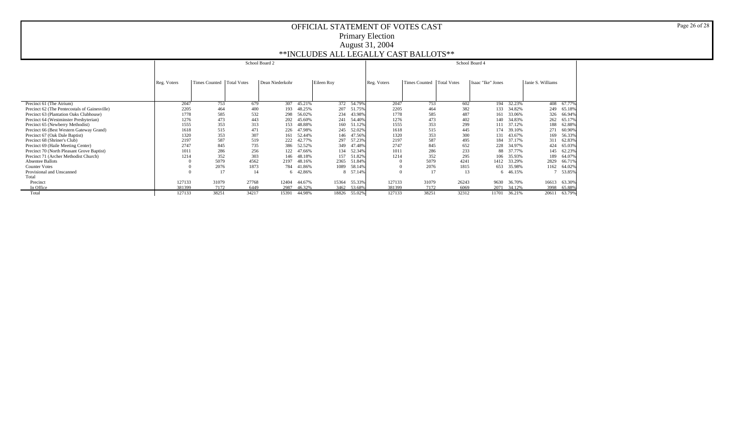# OFFICIAL STATEMENT OF VOTES CAST

## Primary Election

## August 31, 2004

## **INCLUDES ALL LEGALLY CAST BALLOTS**

| | School Board 2 | | | | | | | School Board 4 | | | | | | | |
|---|---|---|---|---|---|---|---|---|---|---|---|---|---|---|---|
| | Reg. Voters | Times Counted | Total Votes | Dean Niederkohr | | Eileen Roy | | Reg. Voters | Times Counted | Total Votes | Isaac "Ike" Jones | | Janie S. Williams | |
| Precinct 61 (The Atrium) | 2047 | 753 | 679 | 307 | 45.21% | 372 | 54.79% | 2047 | 753 | 602 | 194 | 32.23% | 408 | 67.77% |
| Precinct 62 (The Pentecostals of Gainesville) | 2205 | 464 | 400 | 193 | 48.25% | 207 | 51.75% | 2205 | 464 | 382 | 133 | 34.82% | 249 | 65.18% |
| Precinct 63 (Plantation Oaks Clubhouse) | 1778 | 585 | 532 | 298 | 56.02% | 234 | 43.98% | 1778 | 585 | 487 | 161 | 33.06% | 326 | 66.94% |
| Precinct 64 (Westminster Presbyterian) | 1276 | 473 | 443 | 202 | 45.60% | 241 | 54.40% | 1276 | 473 | 402 | 140 | 34.83% | 262 | 65.17% |
| Precinct 65 (Newberry Methodist) | 1555 | 353 | 313 | 153 | 48.88% | 160 | 51.12% | 1555 | 353 | 299 | 111 | 37.12% | 188 | 62.88% |
| Precinct 66 (Best Western Gateway Grand) | 1618 | 515 | 471 | 226 | 47.98% | 245 | 52.02% | 1618 | 515 | 445 | 174 | 39.10% | 271 | 60.90% |
| Precinct 67 (Oak Dale Baptist) | 1320 | 353 | 307 | 161 | 52.44% | 146 | 47.56% | 1320 | 353 | 300 | 131 | 43.67% | 169 | 56.33% |
| Precinct 68 (Shriner's Club) | 2197 | 587 | 519 | 222 | 42.77% | 297 | 57.23% | 2197 | 587 | 495 | 184 | 37.17% | 311 | 62.83% |
| Precinct 69 (Haile Meeting Center) | 2747 | 845 | 735 | 386 | 52.52% | 349 | 47.48% | 2747 | 845 | 652 | 228 | 34.97% | 424 | 65.03% |
| Precinct 70 (North Pleasant Grove Baptist) | 1011 | 286 | 256 | 122 | 47.66% | 134 | 52.34% | 1011 | 286 | 233 | 88 | 37.77% | 145 | 62.23% |
| Precinct 71 (Archer Methodist Church) | 1214 | 352 | 303 | 146 | 48.18% | 157 | 51.82% | 1214 | 352 | 295 | 106 | 35.93% | 189 | 64.07% |
| Absentee Ballots | 0 | 5079 | 4562 | 2197 | 48.16% | 2365 | 51.84% | 0 | 5079 | 4241 | 1412 | 33.29% | 2829 | 66.71% |
| Counter Votes | 0 | 2076 | 1873 | 784 | 41.86% | 1089 | 58.14% | 0 | 2076 | 1815 | 653 | 35.98% | 1162 | 64.02% |
| Provisional and Unscanned | 0 | 17 | 14 | 6 | 42.86% | 8 | 57.14% | 0 | 17 | 13 | 6 | 46.15% | 7 | 53.85% |
| Total | | | | | | | | | | | | | | |
| Precinct | 127133 | 31079 | 27768 | 12404 | 44.67% | 15364 | 55.33% | 127133 | 31079 | 26243 | 9630 | 36.70% | 16613 | 63.30% |
| In Office | 381399 | 7172 | 6449 | 2987 | 46.32% | 3462 | 53.68% | 381399 | 7172 | 6069 | 2071 | 34.12% | 3998 | 65.88% |
| Total | 127133 | 38251 | 34217 | 15391 | 44.98% | 18826 | 55.02% | 127133 | 38251 | 32312 | 11701 | 36.21% | 20611 | 63.79% |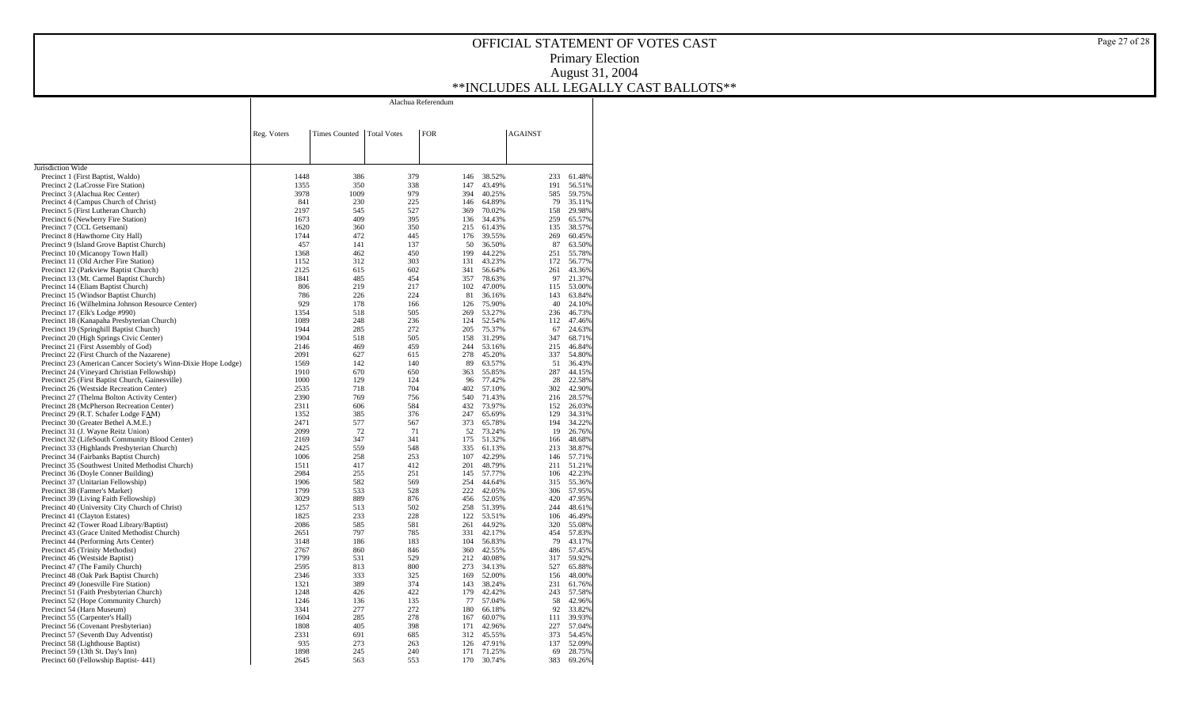# OFFICIAL STATEMENT OF VOTES CAST

Primary Election

August 31, 2004

**INCLUDES ALL LEGALLY CAST BALLOTS**

| | Alachua Referendum | | | | | | |
|---|---|---|---|---|---|---|---|
| | Reg. Voters | Times Counted | Total Votes | FOR | | AGAINST | |
| Jurisdiction Wide | | | | | | | |
| Precinct 1 (First Baptist, Waldo) | 1448 | 386 | 379 | 146 | 38.52% | 233 | 61.48% |
| Precinct 2 (LaCrosse Fire Station) | 1355 | 350 | 338 | 147 | 43.49% | 191 | 56.51% |
| Precinct 3 (Alachua Rec Center) | 3978 | 1009 | 979 | 394 | 40.25% | 585 | 59.75% |
| Precinct 4 (Campus Church of Christ) | 841 | 230 | 225 | 146 | 64.89% | 79 | 35.11% |
| Precinct 5 (First Lutheran Church) | 2197 | 545 | 527 | 369 | 70.02% | 158 | 29.98% |
| Precinct 6 (Newberry Fire Station) | 1673 | 409 | 395 | 136 | 34.43% | 259 | 65.57% |
| Precinct 7 (CCL Getsemani) | 1620 | 360 | 350 | 215 | 61.43% | 135 | 38.57% |
| Precinct 8 (Hawthorne City Hall) | 1744 | 472 | 445 | 176 | 39.55% | 269 | 60.45% |
| Precinct 9 (Island Grove Baptist Church) | 457 | 141 | 137 | 50 | 36.50% | 87 | 63.50% |
| Precinct 10 (Micanopy Town Hall) | 1368 | 462 | 450 | 199 | 44.22% | 251 | 55.78% |
| Precinct 11 (Old Archer Fire Station) | 1152 | 312 | 303 | 131 | 43.23% | 172 | 56.77% |
| Precinct 12 (Parkview Baptist Church) | 2125 | 615 | 602 | 341 | 56.64% | 261 | 43.36% |
| Precinct 13 (Mt. Carmel Baptist Church) | 1841 | 485 | 454 | 357 | 78.63% | 97 | 21.37% |
| Precinct 14 (Eliam Baptist Church) | 806 | 219 | 217 | 102 | 47.00% | 115 | 53.00% |
| Precinct 15 (Windsor Baptist Church) | 786 | 226 | 224 | 81 | 36.16% | 143 | 63.84% |
| Precinct 16 (Wilhelmina Johnson Resource Center) | 929 | 178 | 166 | 126 | 75.90% | 40 | 24.10% |
| Precinct 17 (Elk's Lodge #990) | 1354 | 518 | 505 | 269 | 53.27% | 236 | 46.73% |
| Precinct 18 (Kanapaha Presbyterian Church) | 1089 | 248 | 236 | 124 | 52.54% | 112 | 47.46% |
| Precinct 19 (Springhill Baptist Church) | 1944 | 285 | 272 | 205 | 75.37% | 67 | 24.63% |
| Precinct 20 (High Springs Civic Center) | 1904 | 518 | 505 | 158 | 31.29% | 347 | 68.71% |
| Precinct 21 (First Assembly of God) | 2146 | 469 | 459 | 244 | 53.16% | 215 | 46.84% |
| Precinct 22 (First Church of the Nazarene) | 2091 | 627 | 615 | 278 | 45.20% | 337 | 54.80% |
| Precinct 23 (American Cancer Society's Winn-Dixie Hope Lodge) | 1569 | 142 | 140 | 89 | 63.57% | 51 | 36.43% |
| Precinct 24 (Vineyard Christian Fellowship) | 1910 | 670 | 650 | 363 | 55.85% | 287 | 44.15% |
| Precinct 25 (First Baptist Church, Gainesville) | 1000 | 129 | 124 | 96 | 77.42% | 28 | 22.58% |
| Precinct 26 (Westside Recreation Center) | 2535 | 718 | 704 | 402 | 57.10% | 302 | 42.90% |
| Precinct 27 (Thelma Bolton Activity Center) | 2390 | 769 | 756 | 540 | 71.43% | 216 | 28.57% |
| Precinct 28 (McPherson Recreation Center) | 2311 | 606 | 584 | 432 | 73.97% | 152 | 26.03% |
| Precinct 29 (R.T. Schafer Lodge FAM) | 1352 | 385 | 376 | 247 | 65.69% | 129 | 34.31% |
| Precinct 30 (Greater Bethel A.M.E.) | 2471 | 577 | 567 | 373 | 65.78% | 194 | 34.22% |
| Precinct 31 (J. Wayne Reitz Union) | 2099 | 72 | 71 | 52 | 73.24% | 19 | 26.76% |
| Precinct 32 (LifeSouth Community Blood Center) | 2169 | 347 | 341 | 175 | 51.32% | 166 | 48.68% |
| Precinct 33 (Highlands Presbyterian Church) | 2425 | 559 | 548 | 335 | 61.13% | 213 | 38.87% |
| Precinct 34 (Fairbanks Baptist Church) | 1006 | 258 | 253 | 107 | 42.29% | 146 | 57.71% |
| Precinct 35 (Southwest United Methodist Church) | 1511 | 417 | 412 | 201 | 48.79% | 211 | 51.21% |
| Precinct 36 (Doyle Conner Building) | 2984 | 255 | 251 | 145 | 57.77% | 106 | 42.23% |
| Precinct 37 (Unitarian Fellowship) | 1906 | 582 | 569 | 254 | 44.64% | 315 | 55.36% |
| Precinct 38 (Farmer's Market) | 1799 | 533 | 528 | 222 | 42.05% | 306 | 57.95% |
| Precinct 39 (Living Faith Fellowship) | 3029 | 889 | 876 | 456 | 52.05% | 420 | 47.95% |
| Precinct 40 (University City Church of Christ) | 1257 | 513 | 502 | 258 | 51.39% | 244 | 48.61% |
| Precinct 41 (Clayton Estates) | 1825 | 233 | 228 | 122 | 53.51% | 106 | 46.49% |
| Precinct 42 (Tower Road Library/Baptist) | 2086 | 585 | 581 | 261 | 44.92% | 320 | 55.08% |
| Precinct 43 (Grace United Methodist Church) | 2651 | 797 | 785 | 331 | 42.17% | 454 | 57.83% |
| Precinct 44 (Performing Arts Center) | 3148 | 186 | 183 | 104 | 56.83% | 79 | 43.17% |
| Precinct 45 (Trinity Methodist) | 2767 | 860 | 846 | 360 | 42.55% | 486 | 57.45% |
| Precinct 46 (Westside Baptist) | 1799 | 531 | 529 | 212 | 40.08% | 317 | 59.92% |
| Precinct 47 (The Family Church) | 2595 | 813 | 800 | 273 | 34.13% | 527 | 65.88% |
| Precinct 48 (Oak Park Baptist Church) | 2346 | 333 | 325 | 169 | 52.00% | 156 | 48.00% |
| Precinct 49 (Jonesville Fire Station) | 1321 | 389 | 374 | 143 | 38.24% | 231 | 61.76% |
| Precinct 51 (Faith Presbyterian Church) | 1248 | 426 | 422 | 179 | 42.42% | 243 | 57.58% |
| Precinct 52 (Hope Community Church) | 1246 | 136 | 135 | 77 | 57.04% | 58 | 42.96% |
| Precinct 54 (Harn Museum) | 3341 | 277 | 272 | 180 | 66.18% | 92 | 33.82% |
| Precinct 55 (Carpenter's Hall) | 1604 | 285 | 278 | 167 | 60.07% | 111 | 39.93% |
| Precinct 56 (Covenant Presbyterian) | 1808 | 405 | 398 | 171 | 42.96% | 227 | 57.04% |
| Precinct 57 (Seventh Day Adventist) | 2331 | 691 | 685 | 312 | 45.55% | 373 | 54.45% |
| Precinct 58 (Lighthouse Baptist) | 935 | 273 | 263 | 126 | 47.91% | 137 | 52.09% |
| Precinct 59 (13th St. Day's Inn) | 1898 | 245 | 240 | 171 | 71.25% | 69 | 28.75% |
| Precinct 60 (Fellowship Baptist- 441) | 2645 | 563 | 553 | 170 | 30.74% | 383 | 69.26% |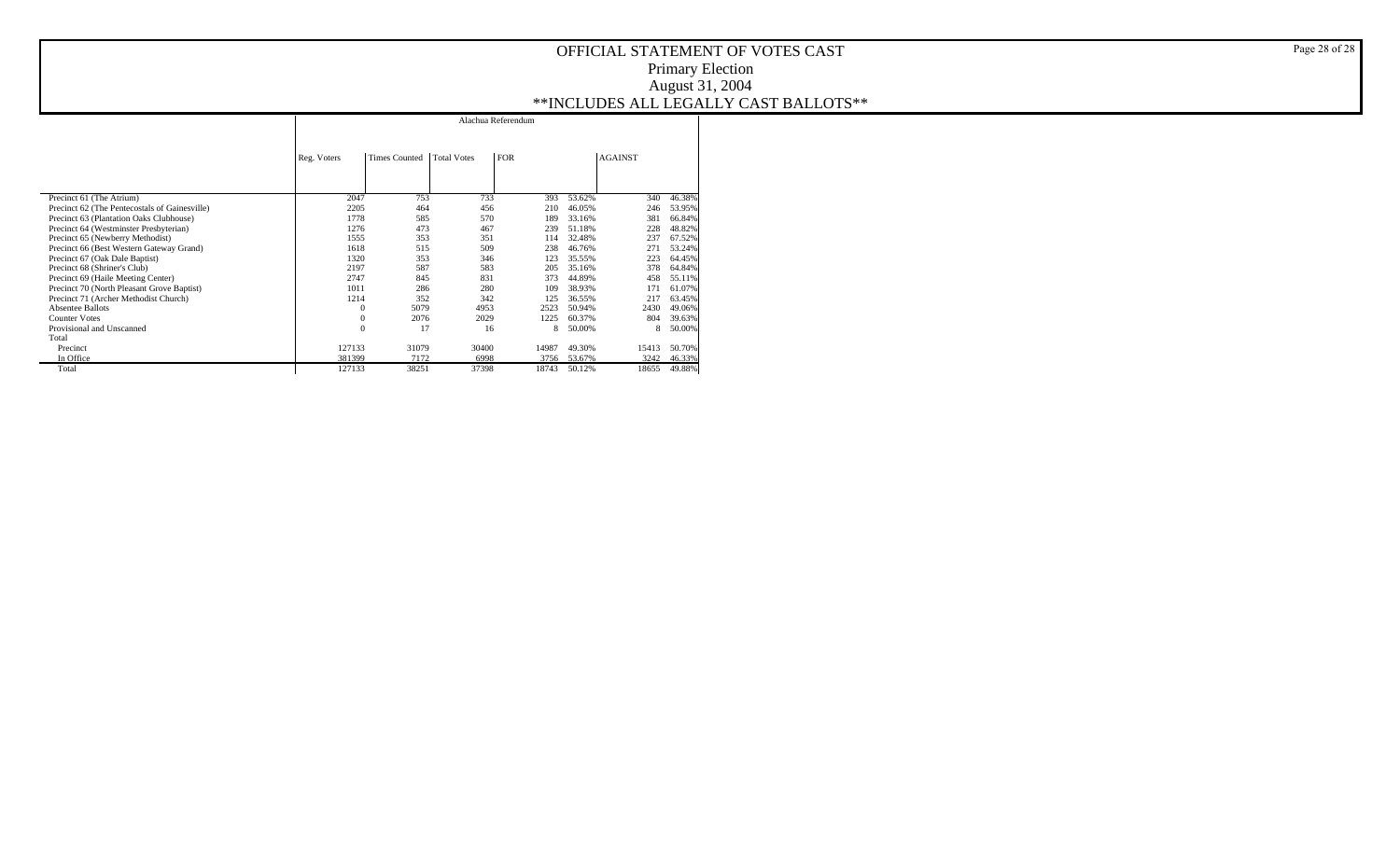# OFFICIAL STATEMENT OF VOTES CAST

Primary Election

August 31, 2004

**INCLUDES ALL LEGALLY CAST BALLOTS**

| | Alachua Referendum | | | | | | |
|---|---|---|---|---|---|---|---|
| | Reg. Voters | Times Counted | Total Votes | FOR | | AGAINST | |
| Precinct 61 (The Atrium) | 2047 | 753 | 733 | 393 | 53.62% | 340 | 46.38% |
| Precinct 62 (The Pentecostals of Gainesville) | 2205 | 464 | 456 | 210 | 46.05% | 246 | 53.95% |
| Precinct 63 (Plantation Oaks Clubhouse) | 1778 | 585 | 570 | 189 | 33.16% | 381 | 66.84% |
| Precinct 64 (Westminster Presbyterian) | 1276 | 473 | 467 | 239 | 51.18% | 228 | 48.82% |
| Precinct 65 (Newberry Methodist) | 1555 | 353 | 351 | 114 | 32.48% | 237 | 67.52% |
| Precinct 66 (Best Western Gateway Grand) | 1618 | 515 | 509 | 238 | 46.76% | 271 | 53.24% |
| Precinct 67 (Oak Dale Baptist) | 1320 | 353 | 346 | 123 | 35.55% | 223 | 64.45% |
| Precinct 68 (Shriner's Club) | 2197 | 587 | 583 | 205 | 35.16% | 378 | 64.84% |
| Precinct 69 (Haile Meeting Center) | 2747 | 845 | 831 | 373 | 44.89% | 458 | 55.11% |
| Precinct 70 (North Pleasant Grove Baptist) | 1011 | 286 | 280 | 109 | 38.93% | 171 | 61.07% |
| Precinct 71 (Archer Methodist Church) | 1214 | 352 | 342 | 125 | 36.55% | 217 | 63.45% |
| Absentee Ballots | 0 | 5079 | 4953 | 2523 | 50.94% | 2430 | 49.06% |
| Counter Votes | 0 | 2076 | 2029 | 1225 | 60.37% | 804 | 39.63% |
| Provisional and Unscanned | 0 | 17 | 16 | 8 | 50.00% | 8 | 50.00% |
| Total | | | | | | | |
| Precinct | 127133 | 31079 | 30400 | 14987 | 49.30% | 15413 | 50.70% |
| In Office | 381399 | 7172 | 6998 | 3756 | 53.67% | 3242 | 46.33% |
| Total | 127133 | 38251 | 37398 | 18743 | 50.12% | 18655 | 49.88% |